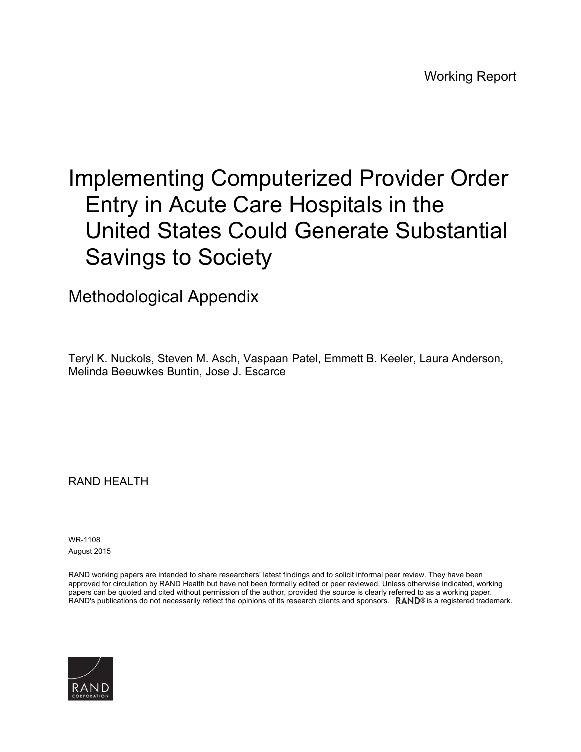Working Report

# Implementing Computerized Provider Order Entry in Acute Care Hospitals in the United States Could Generate Substantial Savings to Society

## Methodological Appendix

Teryl K. Nuckols, Steven M. Asch, Vaspaan Patel, Emmett B. Keeler, Laura Anderson, Melinda Beeuwkes Buntin, Jose J. Escarce

RAND HEALTH

WR-1108
August 2015

RAND working papers are intended to share researchers' latest findings and to solicit informal peer review. They have been approved for circulation by RAND Health but have not been formally edited or peer reviewed. Unless otherwise indicated, working papers can be quoted and cited without permission of the author, provided the source is clearly referred to as a working paper. RAND's publications do not necessarily reflect the opinions of its research clients and sponsors. RAND® is a registered trademark.

RAND CORPORATION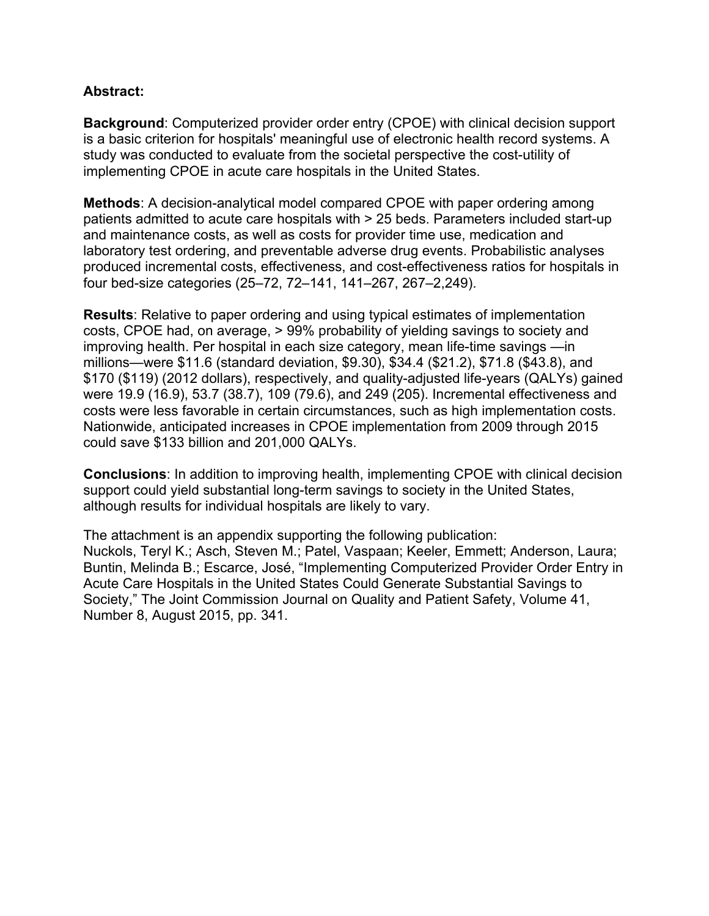**Abstract:**

**Background**: Computerized provider order entry (CPOE) with clinical decision support is a basic criterion for hospitals' meaningful use of electronic health record systems. A study was conducted to evaluate from the societal perspective the cost-utility of implementing CPOE in acute care hospitals in the United States.

**Methods**: A decision-analytical model compared CPOE with paper ordering among patients admitted to acute care hospitals with > 25 beds. Parameters included start-up and maintenance costs, as well as costs for provider time use, medication and laboratory test ordering, and preventable adverse drug events. Probabilistic analyses produced incremental costs, effectiveness, and cost-effectiveness ratios for hospitals in four bed-size categories (25–72, 72–141, 141–267, 267–2,249).

**Results**: Relative to paper ordering and using typical estimates of implementation costs, CPOE had, on average, > 99% probability of yielding savings to society and improving health. Per hospital in each size category, mean life-time savings —in millions—were $11.6 (standard deviation, $9.30), $34.4 ($21.2), $71.8 ($43.8), and $170 ($119) (2012 dollars), respectively, and quality-adjusted life-years (QALYs) gained were 19.9 (16.9), 53.7 (38.7), 109 (79.6), and 249 (205). Incremental effectiveness and costs were less favorable in certain circumstances, such as high implementation costs. Nationwide, anticipated increases in CPOE implementation from 2009 through 2015 could save $133 billion and 201,000 QALYs.

**Conclusions**: In addition to improving health, implementing CPOE with clinical decision support could yield substantial long-term savings to society in the United States, although results for individual hospitals are likely to vary.

The attachment is an appendix supporting the following publication:
Nuckols, Teryl K.; Asch, Steven M.; Patel, Vaspaan; Keeler, Emmett; Anderson, Laura; Buntin, Melinda B.; Escarce, José, "Implementing Computerized Provider Order Entry in Acute Care Hospitals in the United States Could Generate Substantial Savings to Society," The Joint Commission Journal on Quality and Patient Safety, Volume 41, Number 8, August 2015, pp. 341.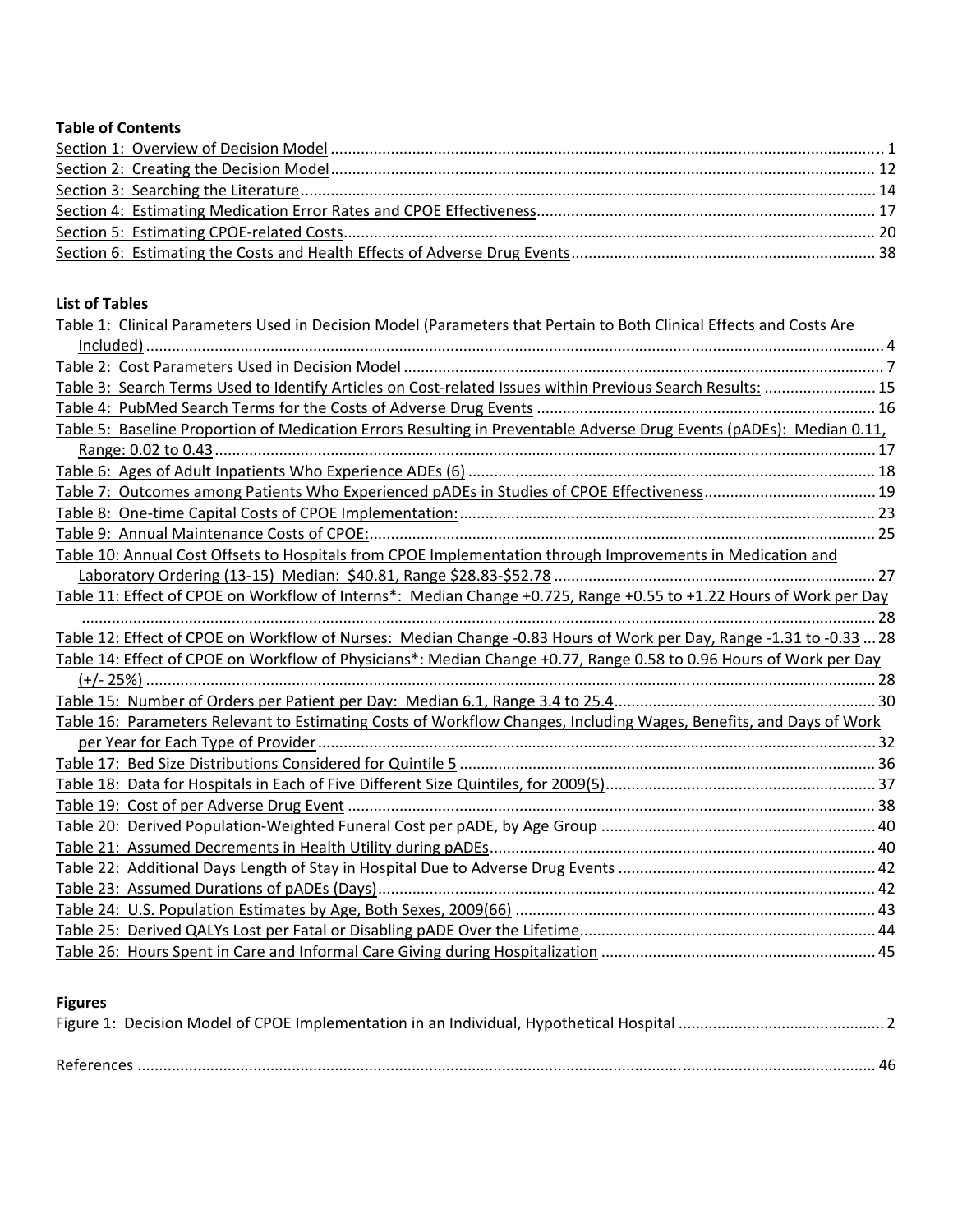**Table of Contents**

Section 1: Overview of Decision Model ........................................................................................................ 1
Section 2: Creating the Decision Model ....................................................................................................... 12
Section 3: Searching the Literature .............................................................................................................. 14
Section 4: Estimating Medication Error Rates and CPOE Effectiveness ....................................................... 17
Section 5: Estimating CPOE-related Costs .................................................................................................... 20
Section 6: Estimating the Costs and Health Effects of Adverse Drug Events ............................................... 38

**List of Tables**

Table 1: Clinical Parameters Used in Decision Model (Parameters that Pertain to Both Clinical Effects and Costs Are Included) .................................................................................................................................... 4
Table 2: Cost Parameters Used in Decision Model ........................................................................................ 7
Table 3: Search Terms Used to Identify Articles on Cost-related Issues within Previous Search Results: .......................... 15
Table 4: PubMed Search Terms for the Costs of Adverse Drug Events ......................................................... 16
Table 5: Baseline Proportion of Medication Errors Resulting in Preventable Adverse Drug Events (pADEs): Median 0.11, Range: 0.02 to 0.43 ........................................................................................................................ 17
Table 6: Ages of Adult Inpatients Who Experience ADEs (6) ........................................................................ 18
Table 7: Outcomes among Patients Who Experienced pADEs in Studies of CPOE Effectiveness ....................... 19
Table 8: One-time Capital Costs of CPOE Implementation: ........................................................................... 23
Table 9: Annual Maintenance Costs of CPOE: ................................................................................................ 25
Table 10: Annual Cost Offsets to Hospitals from CPOE Implementation through Improvements in Medication and Laboratory Ordering (13-15) Median: $40.81, Range $28.83-$52.78 ..................................................................... 27
Table 11: Effect of CPOE on Workflow of Interns*: Median Change +0.725, Range +0.55 to +1.22 Hours of Work per Day .................................................................................................................................................... 28
Table 12: Effect of CPOE on Workflow of Nurses: Median Change -0.83 Hours of Work per Day, Range -1.31 to -0.33 ... 28
Table 14: Effect of CPOE on Workflow of Physicians*: Median Change +0.77, Range 0.58 to 0.96 Hours of Work per Day (+/- 25%) ............................................................................................................................................. 28
Table 15: Number of Orders per Patient per Day: Median 6.1, Range 3.4 to 25.4 ........................................... 30
Table 16: Parameters Relevant to Estimating Costs of Workflow Changes, Including Wages, Benefits, and Days of Work per Year for Each Type of Provider ................................................................................................ 32
Table 17: Bed Size Distributions Considered for Quintile 5 ............................................................................ 36
Table 18: Data for Hospitals in Each of Five Different Size Quintiles, for 2009(5) .......................................... 37
Table 19: Cost of per Adverse Drug Event ..................................................................................................... 38
Table 20: Derived Population-Weighted Funeral Cost per pADE, by Age Group ............................................. 40
Table 21: Assumed Decrements in Health Utility during pADEs ..................................................................... 40
Table 22: Additional Days Length of Stay in Hospital Due to Adverse Drug Events ........................................ 42
Table 23: Assumed Durations of pADEs (Days) ............................................................................................... 42
Table 24: U.S. Population Estimates by Age, Both Sexes, 2009(66) ............................................................... 43
Table 25: Derived QALYs Lost per Fatal or Disabling pADE Over the Lifetime ................................................ 44
Table 26: Hours Spent in Care and Informal Care Giving during Hospitalization ............................................ 45

**Figures**

Figure 1: Decision Model of CPOE Implementation in an Individual, Hypothetical Hospital ............................. 2

References ...................................................................................................................................................... 46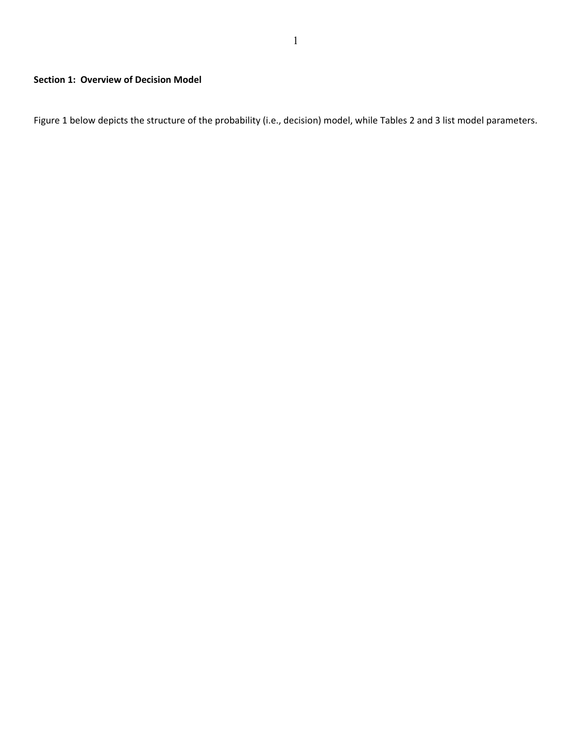**Section 1: Overview of Decision Model**

Figure 1 below depicts the structure of the probability (i.e., decision) model, while Tables 2 and 3 list model parameters.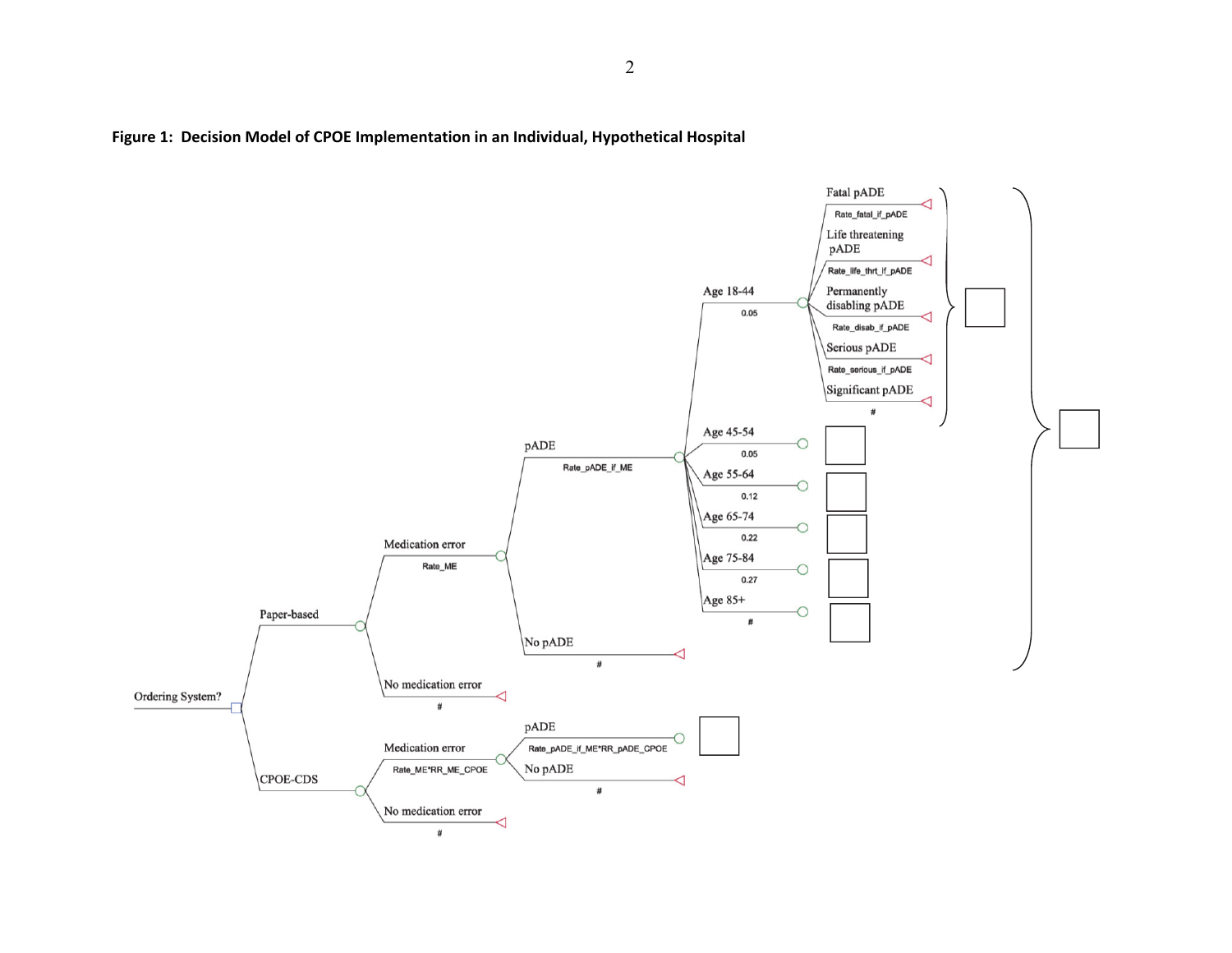**Figure 1: Decision Model of CPOE Implementation in an Individual, Hypothetical Hospital**

Ordering System?

- Paper-based
  - Medication error (Rate_ME)
    - pADE (Rate_pADE_if_ME)
      - Age 18-44 (0.05)
        - Fatal pADE (Rate_fatal_if_pADE)
        - Life threatening pADE (Rate_life_thrt_if_pADE)
        - Permanently disabling pADE (Rate_disab_if_pADE)
        - Serious pADE (Rate_serious_if_pADE)
        - Significant pADE (#)
      - Age 45-54 (0.05)
      - Age 55-64 (0.12)
      - Age 65-74 (0.22)
      - Age 75-84 (0.27)
      - Age 85+ (#)
    - No pADE (#)
  - No medication error (#)
- CPOE-CDS
  - Medication error (Rate_ME*RR_ME_CPOE)
    - pADE (Rate_pADE_if_ME*RR_pADE_CPOE)
    - No pADE (#)
  - No medication error (#)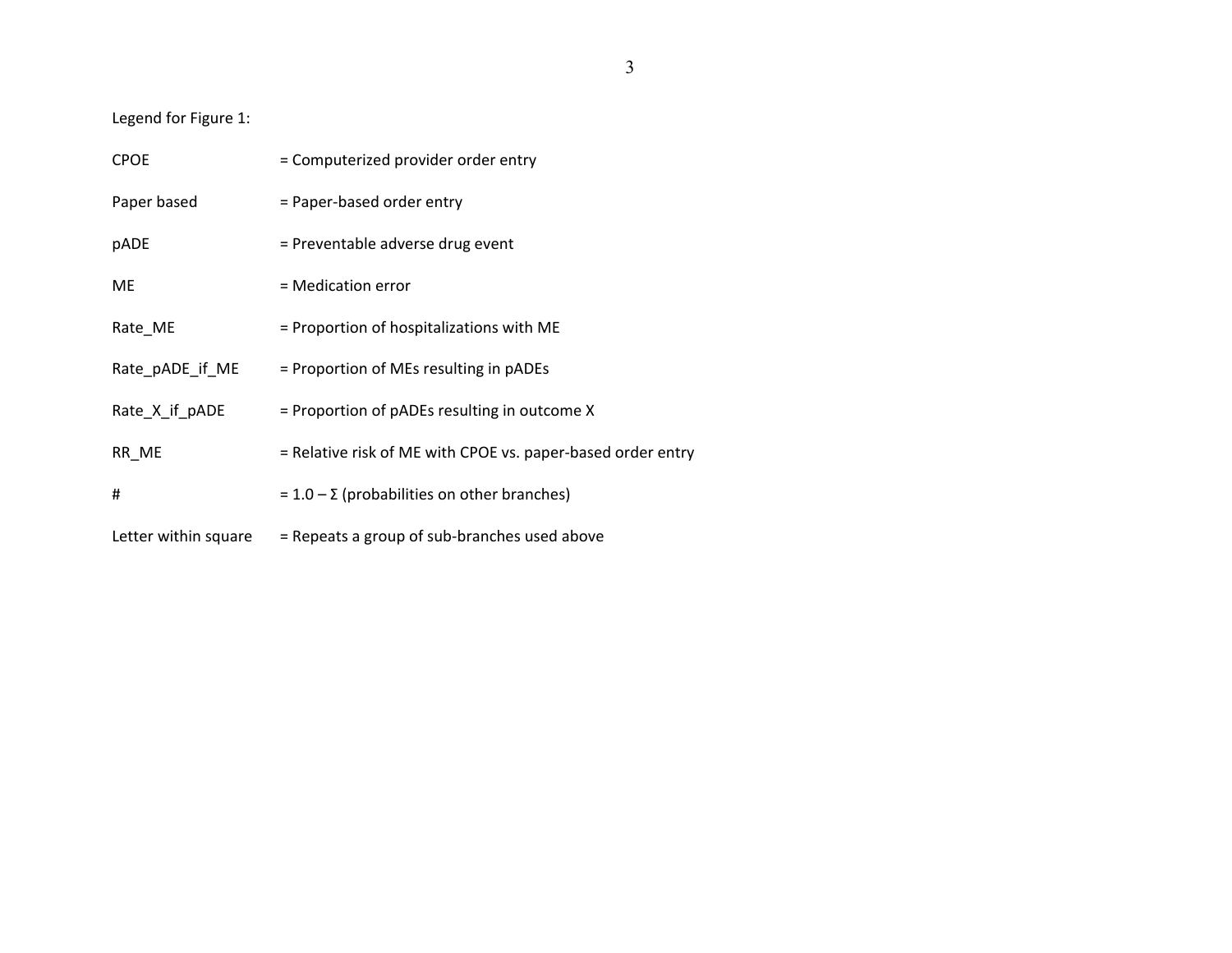Legend for Figure 1:

| | |
|---|---|
| CPOE | = Computerized provider order entry |
| Paper based | = Paper-based order entry |
| pADE | = Preventable adverse drug event |
| ME | = Medication error |
| Rate_ME | = Proportion of hospitalizations with ME |
| Rate_pADE_if_ME | = Proportion of MEs resulting in pADEs |
| Rate_X_if_pADE | = Proportion of pADEs resulting in outcome X |
| RR_ME | = Relative risk of ME with CPOE vs. paper-based order entry |
| # | = 1.0 – Σ (probabilities on other branches) |
| Letter within square | = Repeats a group of sub-branches used above |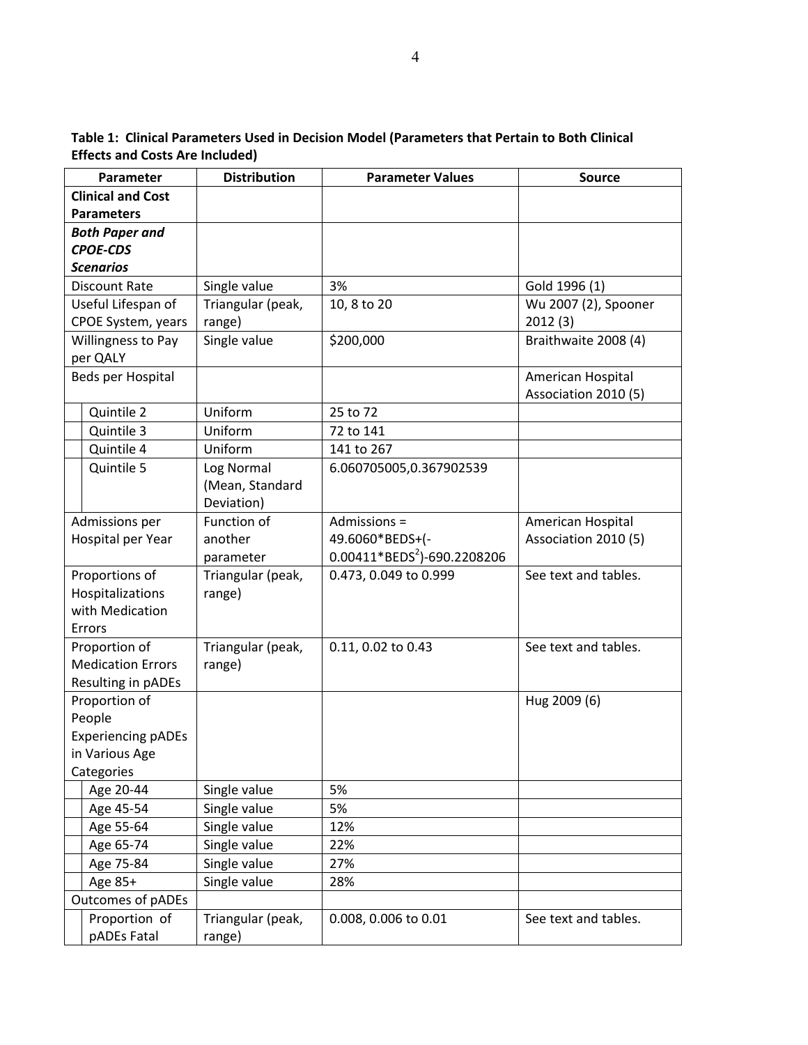**Table 1: Clinical Parameters Used in Decision Model (Parameters that Pertain to Both Clinical Effects and Costs Are Included)**

| Parameter | Distribution | Parameter Values | Source |
|---|---|---|---|
| **Clinical and Cost Parameters** | | | |
| ***Both Paper and CPOE-CDS Scenarios*** | | | |
| Discount Rate | Single value | 3% | Gold 1996 (1) |
| Useful Lifespan of CPOE System, years | Triangular (peak, range) | 10, 8 to 20 | Wu 2007 (2), Spooner 2012 (3) |
| Willingness to Pay per QALY | Single value | $200,000 | Braithwaite 2008 (4) |
| Beds per Hospital | | | American Hospital Association 2010 (5) |
| Quintile 2 | Uniform | 25 to 72 | |
| Quintile 3 | Uniform | 72 to 141 | |
| Quintile 4 | Uniform | 141 to 267 | |
| Quintile 5 | Log Normal (Mean, Standard Deviation) | 6.060705005,0.367902539 | |
| Admissions per Hospital per Year | Function of another parameter | Admissions = 49.6060\*BEDS+(-0.00411\*BEDS$^2$)-690.2208206 | American Hospital Association 2010 (5) |
| Proportions of Hospitalizations with Medication Errors | Triangular (peak, range) | 0.473, 0.049 to 0.999 | See text and tables. |
| Proportion of Medication Errors Resulting in pADEs | Triangular (peak, range) | 0.11, 0.02 to 0.43 | See text and tables. |
| Proportion of People Experiencing pADEs in Various Age Categories | | | Hug 2009 (6) |
| Age 20-44 | Single value | 5% | |
| Age 45-54 | Single value | 5% | |
| Age 55-64 | Single value | 12% | |
| Age 65-74 | Single value | 22% | |
| Age 75-84 | Single value | 27% | |
| Age 85+ | Single value | 28% | |
| Outcomes of pADEs | | | |
| Proportion of pADEs Fatal | Triangular (peak, range) | 0.008, 0.006 to 0.01 | See text and tables. |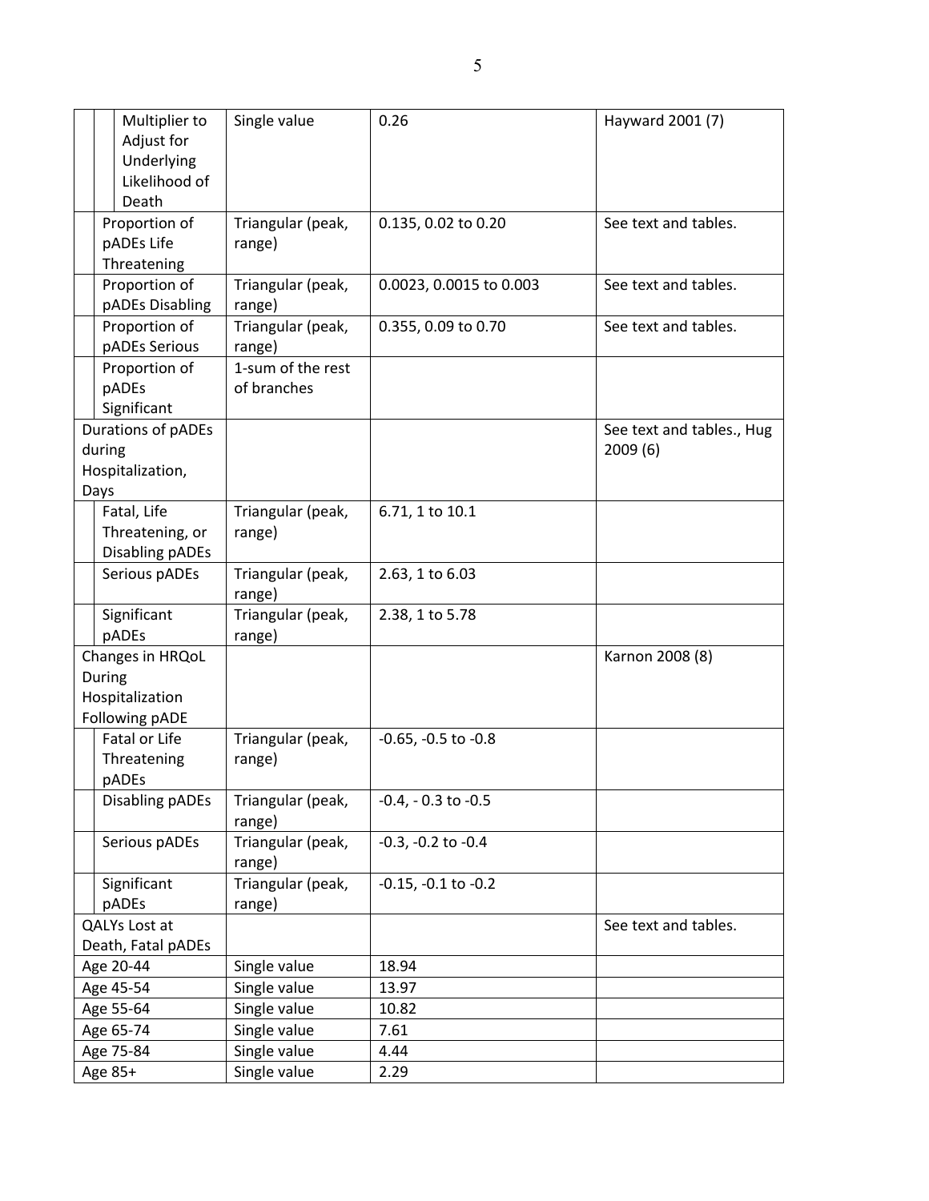| | | | |
|---|---|---|---|
| Multiplier to Adjust for Underlying Likelihood of Death | Single value | 0.26 | Hayward 2001 (7) |
| Proportion of pADEs Life Threatening | Triangular (peak, range) | 0.135, 0.02 to 0.20 | See text and tables. |
| Proportion of pADEs Disabling | Triangular (peak, range) | 0.0023, 0.0015 to 0.003 | See text and tables. |
| Proportion of pADEs Serious | Triangular (peak, range) | 0.355, 0.09 to 0.70 | See text and tables. |
| Proportion of pADEs Significant | 1-sum of the rest of branches | | |
| Durations of pADEs during Hospitalization, Days | | | See text and tables., Hug 2009 (6) |
| Fatal, Life Threatening, or Disabling pADEs | Triangular (peak, range) | 6.71, 1 to 10.1 | |
| Serious pADEs | Triangular (peak, range) | 2.63, 1 to 6.03 | |
| Significant pADEs | Triangular (peak, range) | 2.38, 1 to 5.78 | |
| Changes in HRQoL During Hospitalization Following pADE | | | Karnon 2008 (8) |
| Fatal or Life Threatening pADEs | Triangular (peak, range) | -0.65, -0.5 to -0.8 | |
| Disabling pADEs | Triangular (peak, range) | -0.4, - 0.3 to -0.5 | |
| Serious pADEs | Triangular (peak, range) | -0.3, -0.2 to -0.4 | |
| Significant pADEs | Triangular (peak, range) | -0.15, -0.1 to -0.2 | |
| QALYs Lost at Death, Fatal pADEs | | | See text and tables. |
| Age 20-44 | Single value | 18.94 | |
| Age 45-54 | Single value | 13.97 | |
| Age 55-64 | Single value | 10.82 | |
| Age 65-74 | Single value | 7.61 | |
| Age 75-84 | Single value | 4.44 | |
| Age 85+ | Single value | 2.29 | |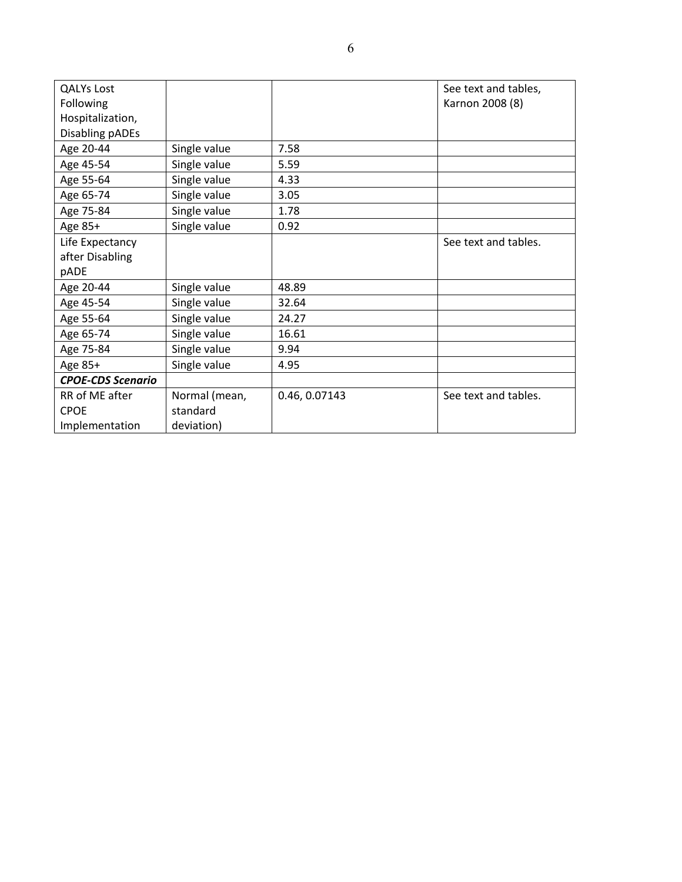| QALYs Lost Following Hospitalization, Disabling pADEs | | | See text and tables, Karnon 2008 (8) |
|---|---|---|---|
| Age 20-44 | Single value | 7.58 | |
| Age 45-54 | Single value | 5.59 | |
| Age 55-64 | Single value | 4.33 | |
| Age 65-74 | Single value | 3.05 | |
| Age 75-84 | Single value | 1.78 | |
| Age 85+ | Single value | 0.92 | |
| Life Expectancy after Disabling pADE | | | See text and tables. |
| Age 20-44 | Single value | 48.89 | |
| Age 45-54 | Single value | 32.64 | |
| Age 55-64 | Single value | 24.27 | |
| Age 65-74 | Single value | 16.61 | |
| Age 75-84 | Single value | 9.94 | |
| Age 85+ | Single value | 4.95 | |
| ***CPOE-CDS Scenario*** | | | |
| RR of ME after CPOE Implementation | Normal (mean, standard deviation) | 0.46, 0.07143 | See text and tables. |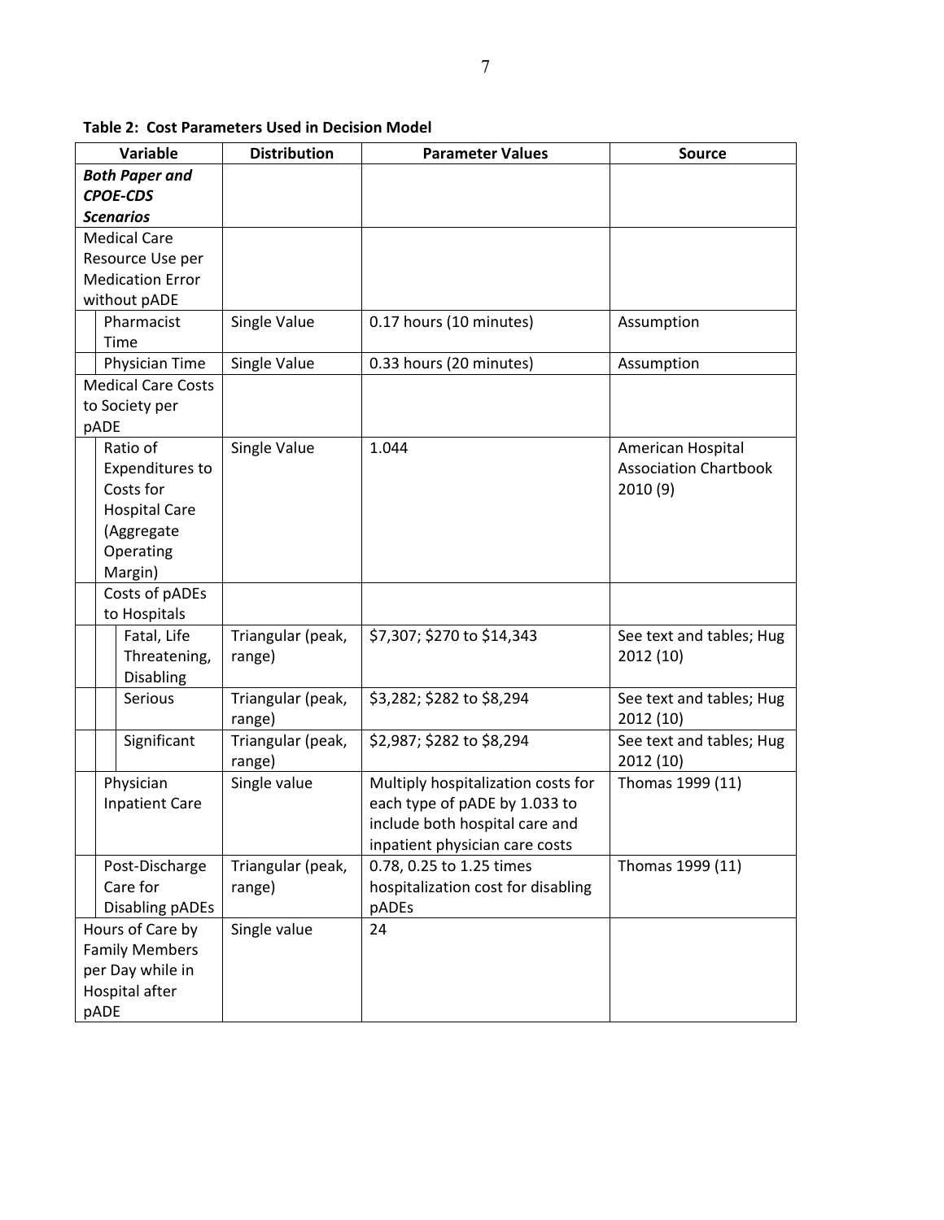**Table 2: Cost Parameters Used in Decision Model**

| Variable | Distribution | Parameter Values | Source |
|---|---|---|---|
| ***Both Paper and CPOE-CDS Scenarios*** | | | |
| Medical Care Resource Use per Medication Error without pADE | | | |
| Pharmacist Time | Single Value | 0.17 hours (10 minutes) | Assumption |
| Physician Time | Single Value | 0.33 hours (20 minutes) | Assumption |
| Medical Care Costs to Society per pADE | | | |
| Ratio of Expenditures to Costs for Hospital Care (Aggregate Operating Margin) | Single Value | 1.044 | American Hospital Association Chartbook 2010 (9) |
| Costs of pADEs to Hospitals | | | |
| Fatal, Life Threatening, Disabling | Triangular (peak, range) | \$7,307; \$270 to \$14,343 | See text and tables; Hug 2012 (10) |
| Serious | Triangular (peak, range) | \$3,282; \$282 to \$8,294 | See text and tables; Hug 2012 (10) |
| Significant | Triangular (peak, range) | \$2,987; \$282 to \$8,294 | See text and tables; Hug 2012 (10) |
| Physician Inpatient Care | Single value | Multiply hospitalization costs for each type of pADE by 1.033 to include both hospital care and inpatient physician care costs | Thomas 1999 (11) |
| Post-Discharge Care for Disabling pADEs | Triangular (peak, range) | 0.78, 0.25 to 1.25 times hospitalization cost for disabling pADEs | Thomas 1999 (11) |
| Hours of Care by Family Members per Day while in Hospital after pADE | Single value | 24 | |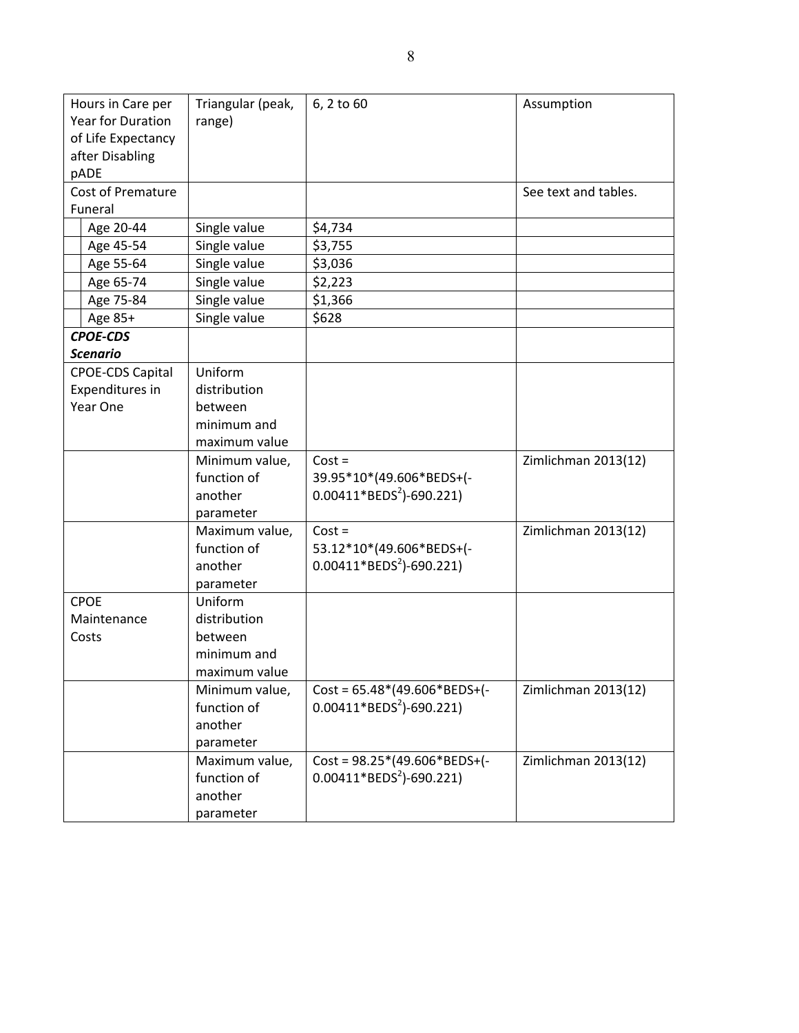| Hours in Care per Year for Duration of Life Expectancy after Disabling pADE | Triangular (peak, range) | 6, 2 to 60 | Assumption |
|---|---|---|---|
| Cost of Premature Funeral | | | See text and tables. |
| Age 20-44 | Single value | \$4,734 | |
| Age 45-54 | Single value | \$3,755 | |
| Age 55-64 | Single value | \$3,036 | |
| Age 65-74 | Single value | \$2,223 | |
| Age 75-84 | Single value | \$1,366 | |
| Age 85+ | Single value | \$628 | |
| ***CPOE-CDS Scenario*** | | | |
| CPOE-CDS Capital Expenditures in Year One | Uniform distribution between minimum and maximum value | | |
| | Minimum value, function of another parameter | Cost = 39.95*10*(49.606*BEDS+(-0.00411*BEDS$^2$)-690.221) | Zimlichman 2013(12) |
| | Maximum value, function of another parameter | Cost = 53.12*10*(49.606*BEDS+(-0.00411*BEDS$^2$)-690.221) | Zimlichman 2013(12) |
| CPOE Maintenance Costs | Uniform distribution between minimum and maximum value | | |
| | Minimum value, function of another parameter | Cost = 65.48*(49.606*BEDS+(-0.00411*BEDS$^2$)-690.221) | Zimlichman 2013(12) |
| | Maximum value, function of another parameter | Cost = 98.25*(49.606*BEDS+(-0.00411*BEDS$^2$)-690.221) | Zimlichman 2013(12) |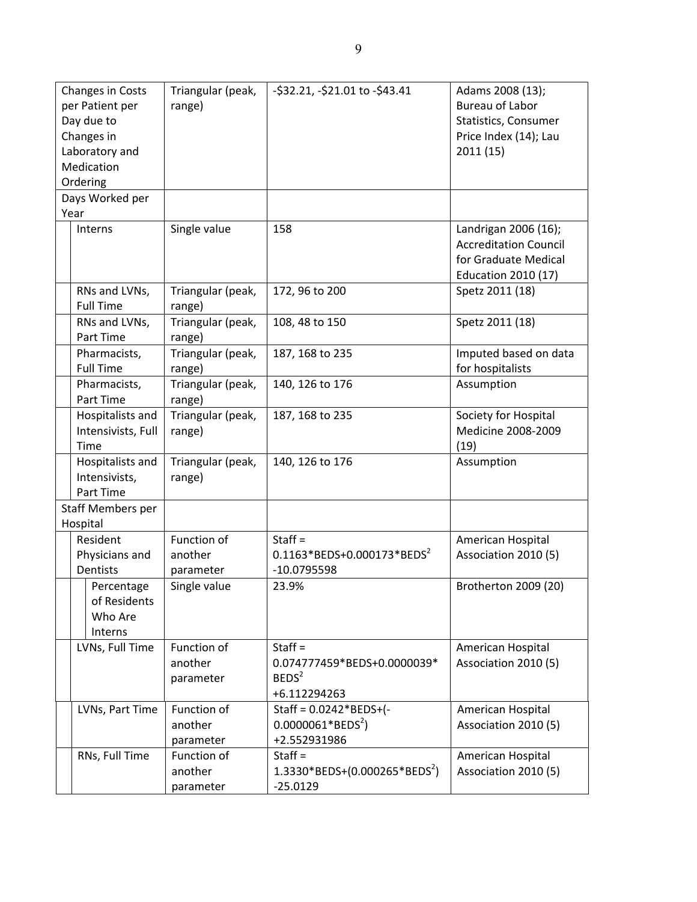| | | | |
|---|---|---|---|
| Changes in Costs per Patient per Day due to Changes in Laboratory and Medication Ordering | Triangular (peak, range) | -\$32.21, -\$21.01 to -\$43.41 | Adams 2008 (13); Bureau of Labor Statistics, Consumer Price Index (14); Lau 2011 (15) |
| Days Worked per Year | | | |
| Interns | Single value | 158 | Landrigan 2006 (16); Accreditation Council for Graduate Medical Education 2010 (17) |
| RNs and LVNs, Full Time | Triangular (peak, range) | 172, 96 to 200 | Spetz 2011 (18) |
| RNs and LVNs, Part Time | Triangular (peak, range) | 108, 48 to 150 | Spetz 2011 (18) |
| Pharmacists, Full Time | Triangular (peak, range) | 187, 168 to 235 | Imputed based on data for hospitalists |
| Pharmacists, Part Time | Triangular (peak, range) | 140, 126 to 176 | Assumption |
| Hospitalists and Intensivists, Full Time | Triangular (peak, range) | 187, 168 to 235 | Society for Hospital Medicine 2008-2009 (19) |
| Hospitalists and Intensivists, Part Time | Triangular (peak, range) | 140, 126 to 176 | Assumption |
| Staff Members per Hospital | | | |
| Resident Physicians and Dentists | Function of another parameter | Staff = $0.1163*BEDS+0.000173*BEDS^2$ $-10.0795598$ | American Hospital Association 2010 (5) |
| Percentage of Residents Who Are Interns | Single value | 23.9% | Brotherton 2009 (20) |
| LVNs, Full Time | Function of another parameter | Staff = $0.074777459*BEDS+0.0000039*BEDS^2$ $+6.112294263$ | American Hospital Association 2010 (5) |
| LVNs, Part Time | Function of another parameter | Staff = $0.0242*BEDS+(-0.0000061*BEDS^2)$ $+2.552931986$ | American Hospital Association 2010 (5) |
| RNs, Full Time | Function of another parameter | Staff = $1.3330*BEDS+(0.000265*BEDS^2)$ $-25.0129$ | American Hospital Association 2010 (5) |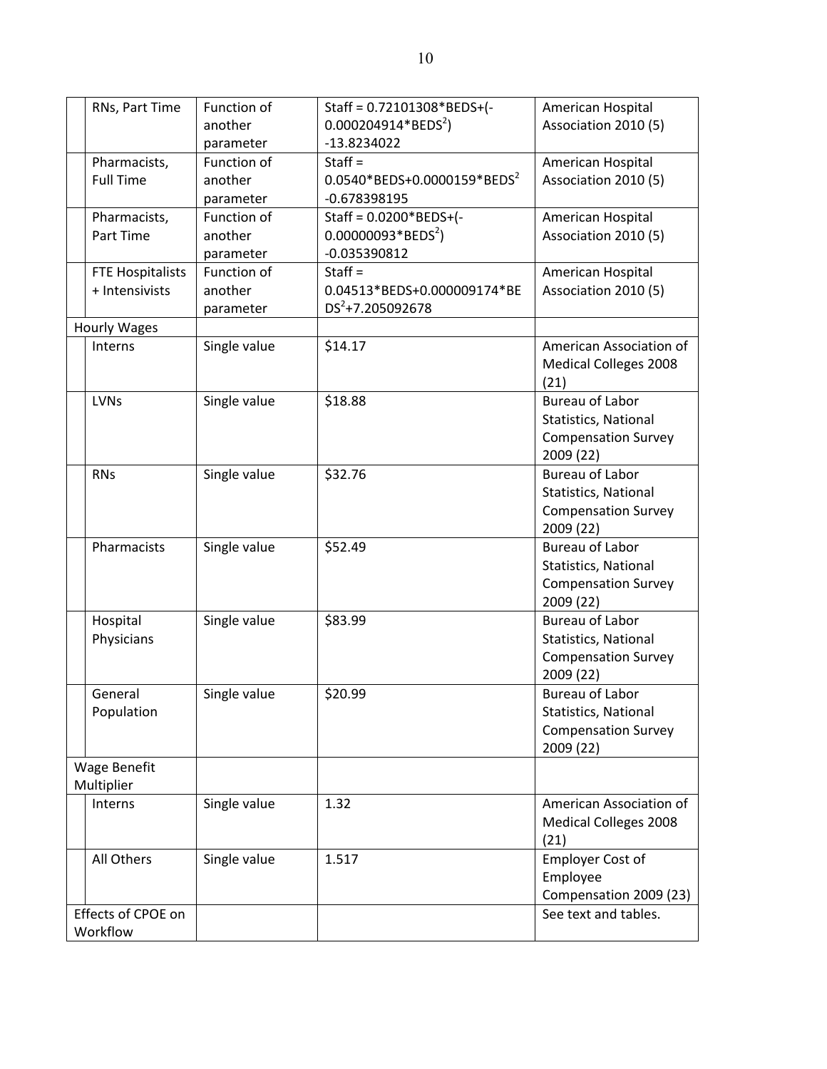| Parameter | Type | Value | Source |
|---|---|---|---|
| RNs, Part Time | Function of another parameter | Staff = $0.72101308*BEDS+(-0.000204914*BEDS^2) -13.8234022$ | American Hospital Association 2010 (5) |
| Pharmacists, Full Time | Function of another parameter | Staff = $0.0540*BEDS+0.0000159*BEDS^2 -0.678398195$ | American Hospital Association 2010 (5) |
| Pharmacists, Part Time | Function of another parameter | Staff = $0.0200*BEDS+(-0.00000093*BEDS^2) -0.035390812$ | American Hospital Association 2010 (5) |
| FTE Hospitalists + Intensivists | Function of another parameter | Staff = $0.04513*BEDS+0.000009174*BEDS^2+7.205092678$ | American Hospital Association 2010 (5) |
| Hourly Wages | | | |
| Interns | Single value | $14.17 | American Association of Medical Colleges 2008 (21) |
| LVNs | Single value | $18.88 | Bureau of Labor Statistics, National Compensation Survey 2009 (22) |
| RNs | Single value | $32.76 | Bureau of Labor Statistics, National Compensation Survey 2009 (22) |
| Pharmacists | Single value | $52.49 | Bureau of Labor Statistics, National Compensation Survey 2009 (22) |
| Hospital Physicians | Single value | $83.99 | Bureau of Labor Statistics, National Compensation Survey 2009 (22) |
| General Population | Single value | $20.99 | Bureau of Labor Statistics, National Compensation Survey 2009 (22) |
| Wage Benefit Multiplier | | | |
| Interns | Single value | 1.32 | American Association of Medical Colleges 2008 (21) |
| All Others | Single value | 1.517 | Employer Cost of Employee Compensation 2009 (23) |
| Effects of CPOE on Workflow | | | See text and tables. |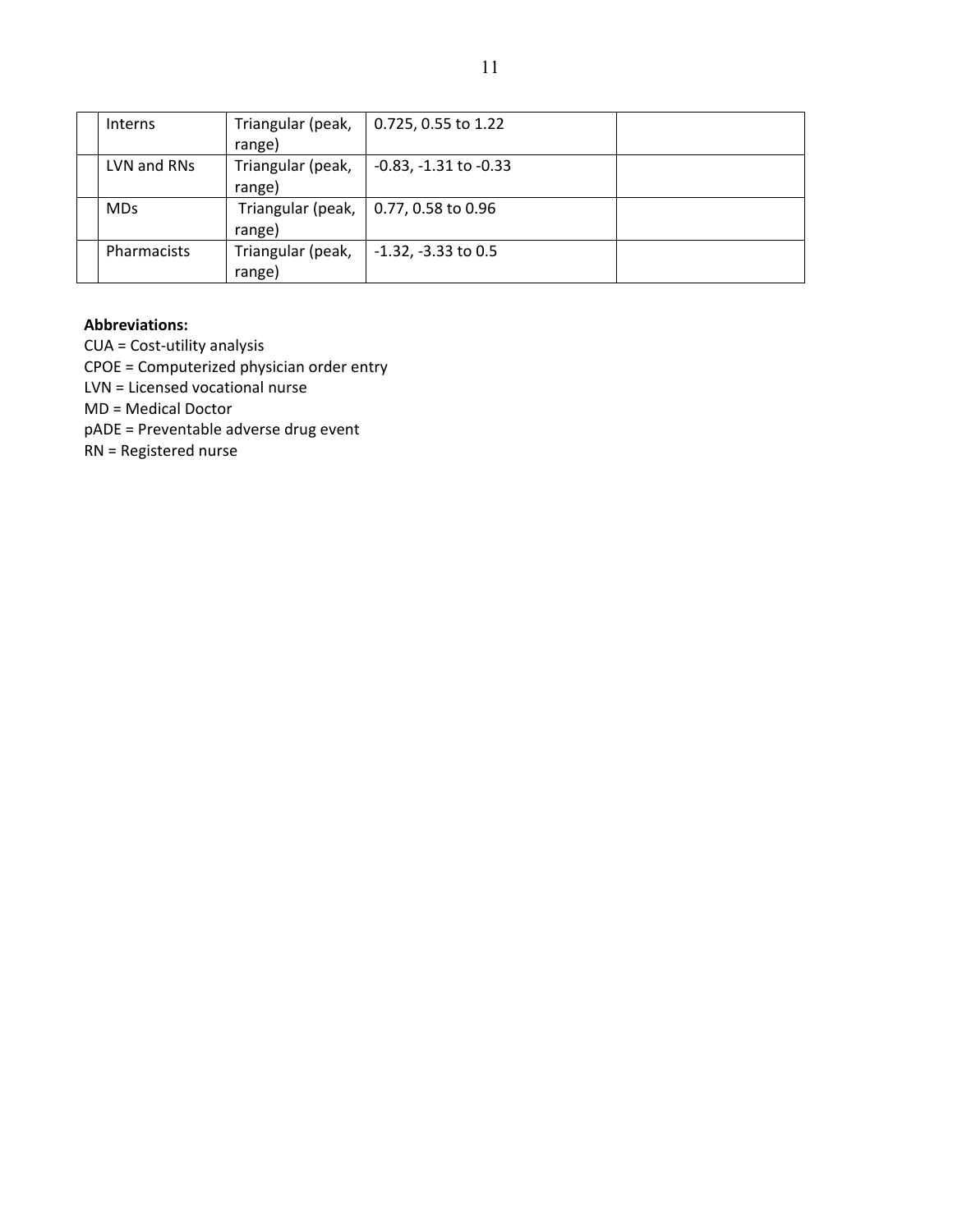| | | | | |
|---|---|---|---|---|
| | Interns | Triangular (peak, range) | 0.725, 0.55 to 1.22 | |
| | LVN and RNs | Triangular (peak, range) | -0.83, -1.31 to -0.33 | |
| | MDs | Triangular (peak, range) | 0.77, 0.58 to 0.96 | |
| | Pharmacists | Triangular (peak, range) | -1.32, -3.33 to 0.5 | |

**Abbreviations:**

CUA = Cost-utility analysis
CPOE = Computerized physician order entry
LVN = Licensed vocational nurse
MD = Medical Doctor
pADE = Preventable adverse drug event
RN = Registered nurse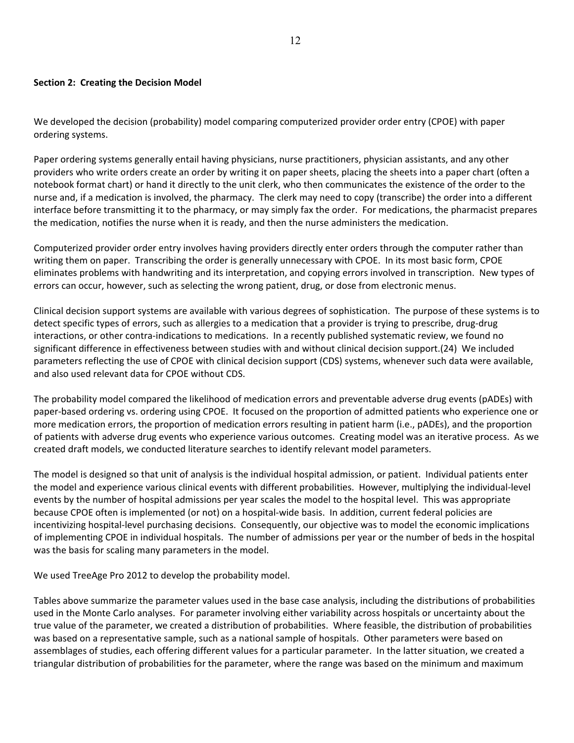**Section 2: Creating the Decision Model**

We developed the decision (probability) model comparing computerized provider order entry (CPOE) with paper ordering systems.

Paper ordering systems generally entail having physicians, nurse practitioners, physician assistants, and any other providers who write orders create an order by writing it on paper sheets, placing the sheets into a paper chart (often a notebook format chart) or hand it directly to the unit clerk, who then communicates the existence of the order to the nurse and, if a medication is involved, the pharmacy. The clerk may need to copy (transcribe) the order into a different interface before transmitting it to the pharmacy, or may simply fax the order. For medications, the pharmacist prepares the medication, notifies the nurse when it is ready, and then the nurse administers the medication.

Computerized provider order entry involves having providers directly enter orders through the computer rather than writing them on paper. Transcribing the order is generally unnecessary with CPOE. In its most basic form, CPOE eliminates problems with handwriting and its interpretation, and copying errors involved in transcription. New types of errors can occur, however, such as selecting the wrong patient, drug, or dose from electronic menus.

Clinical decision support systems are available with various degrees of sophistication. The purpose of these systems is to detect specific types of errors, such as allergies to a medication that a provider is trying to prescribe, drug-drug interactions, or other contra-indications to medications. In a recently published systematic review, we found no significant difference in effectiveness between studies with and without clinical decision support.(24) We included parameters reflecting the use of CPOE with clinical decision support (CDS) systems, whenever such data were available, and also used relevant data for CPOE without CDS.

The probability model compared the likelihood of medication errors and preventable adverse drug events (pADEs) with paper-based ordering vs. ordering using CPOE. It focused on the proportion of admitted patients who experience one or more medication errors, the proportion of medication errors resulting in patient harm (i.e., pADEs), and the proportion of patients with adverse drug events who experience various outcomes. Creating model was an iterative process. As we created draft models, we conducted literature searches to identify relevant model parameters.

The model is designed so that unit of analysis is the individual hospital admission, or patient. Individual patients enter the model and experience various clinical events with different probabilities. However, multiplying the individual-level events by the number of hospital admissions per year scales the model to the hospital level. This was appropriate because CPOE often is implemented (or not) on a hospital-wide basis. In addition, current federal policies are incentivizing hospital-level purchasing decisions. Consequently, our objective was to model the economic implications of implementing CPOE in individual hospitals. The number of admissions per year or the number of beds in the hospital was the basis for scaling many parameters in the model.

We used TreeAge Pro 2012 to develop the probability model.

Tables above summarize the parameter values used in the base case analysis, including the distributions of probabilities used in the Monte Carlo analyses. For parameter involving either variability across hospitals or uncertainty about the true value of the parameter, we created a distribution of probabilities. Where feasible, the distribution of probabilities was based on a representative sample, such as a national sample of hospitals. Other parameters were based on assemblages of studies, each offering different values for a particular parameter. In the latter situation, we created a triangular distribution of probabilities for the parameter, where the range was based on the minimum and maximum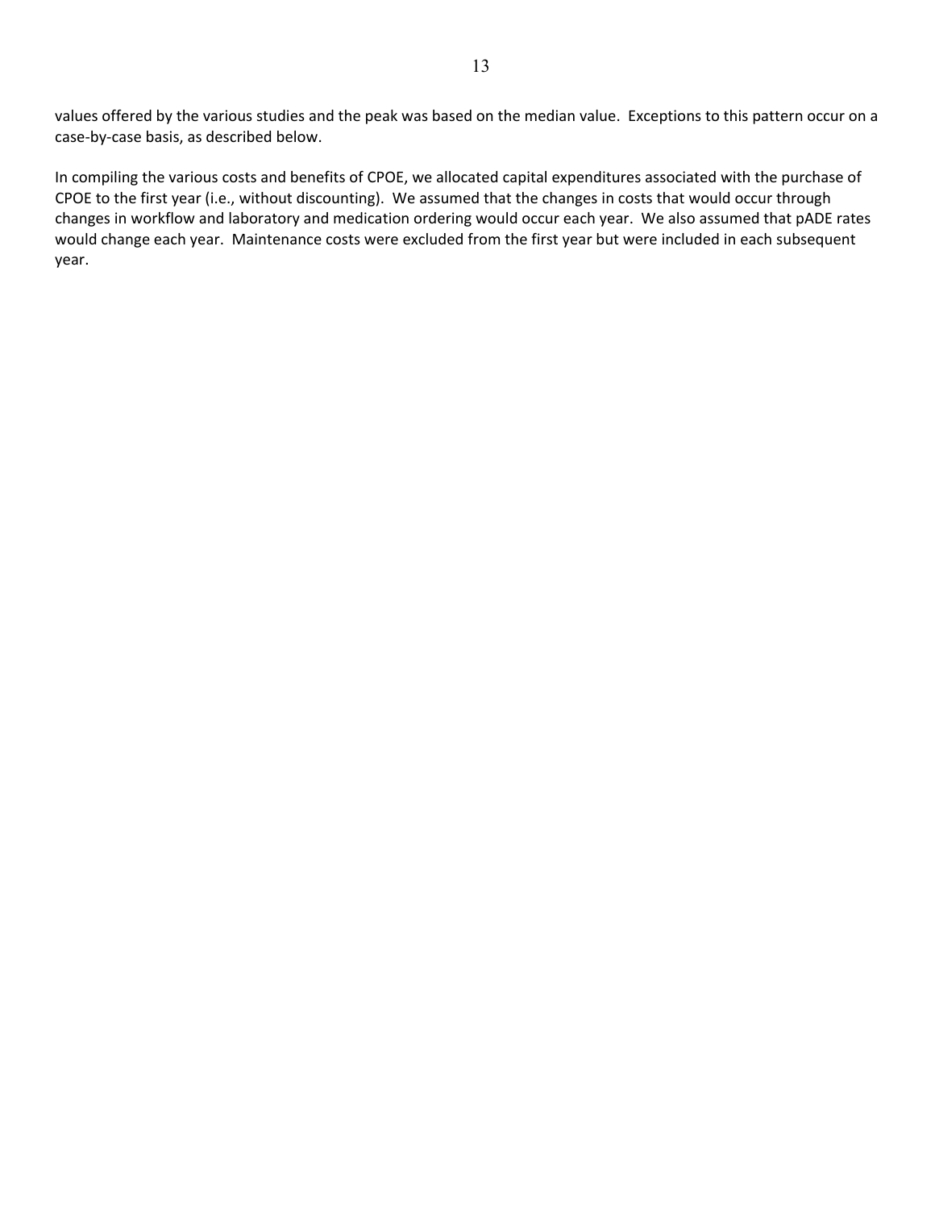values offered by the various studies and the peak was based on the median value. Exceptions to this pattern occur on a case-by-case basis, as described below.

In compiling the various costs and benefits of CPOE, we allocated capital expenditures associated with the purchase of CPOE to the first year (i.e., without discounting). We assumed that the changes in costs that would occur through changes in workflow and laboratory and medication ordering would occur each year. We also assumed that pADE rates would change each year. Maintenance costs were excluded from the first year but were included in each subsequent year.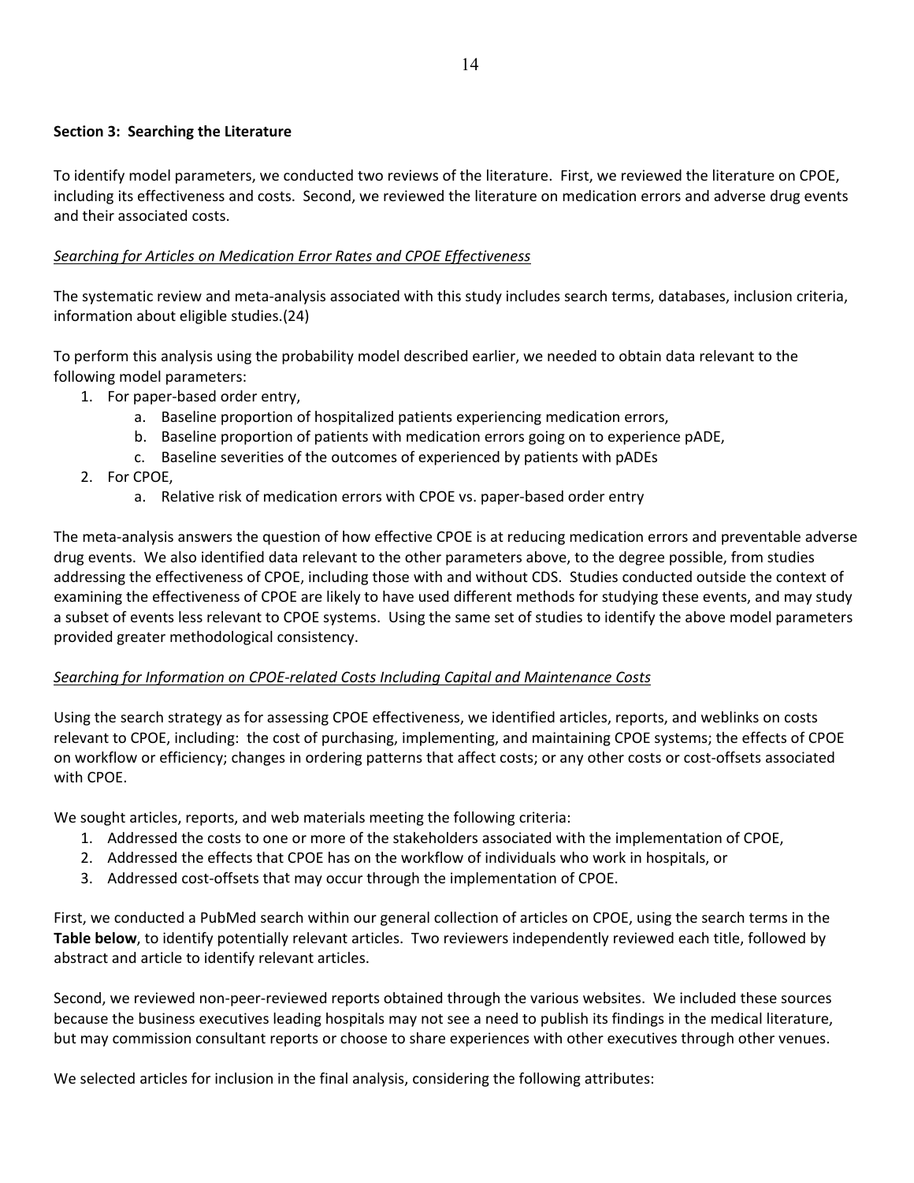**Section 3: Searching the Literature**

To identify model parameters, we conducted two reviews of the literature. First, we reviewed the literature on CPOE, including its effectiveness and costs. Second, we reviewed the literature on medication errors and adverse drug events and their associated costs.

*Searching for Articles on Medication Error Rates and CPOE Effectiveness*

The systematic review and meta-analysis associated with this study includes search terms, databases, inclusion criteria, information about eligible studies.(24)

To perform this analysis using the probability model described earlier, we needed to obtain data relevant to the following model parameters:

1. For paper-based order entry,
    a. Baseline proportion of hospitalized patients experiencing medication errors,
    b. Baseline proportion of patients with medication errors going on to experience pADE,
    c. Baseline severities of the outcomes of experienced by patients with pADEs
2. For CPOE,
    a. Relative risk of medication errors with CPOE vs. paper-based order entry

The meta-analysis answers the question of how effective CPOE is at reducing medication errors and preventable adverse drug events. We also identified data relevant to the other parameters above, to the degree possible, from studies addressing the effectiveness of CPOE, including those with and without CDS. Studies conducted outside the context of examining the effectiveness of CPOE are likely to have used different methods for studying these events, and may study a subset of events less relevant to CPOE systems. Using the same set of studies to identify the above model parameters provided greater methodological consistency.

*Searching for Information on CPOE-related Costs Including Capital and Maintenance Costs*

Using the search strategy as for assessing CPOE effectiveness, we identified articles, reports, and weblinks on costs relevant to CPOE, including: the cost of purchasing, implementing, and maintaining CPOE systems; the effects of CPOE on workflow or efficiency; changes in ordering patterns that affect costs; or any other costs or cost-offsets associated with CPOE.

We sought articles, reports, and web materials meeting the following criteria:

1. Addressed the costs to one or more of the stakeholders associated with the implementation of CPOE,
2. Addressed the effects that CPOE has on the workflow of individuals who work in hospitals, or
3. Addressed cost-offsets that may occur through the implementation of CPOE.

First, we conducted a PubMed search within our general collection of articles on CPOE, using the search terms in the **Table below**, to identify potentially relevant articles. Two reviewers independently reviewed each title, followed by abstract and article to identify relevant articles.

Second, we reviewed non-peer-reviewed reports obtained through the various websites. We included these sources because the business executives leading hospitals may not see a need to publish its findings in the medical literature, but may commission consultant reports or choose to share experiences with other executives through other venues.

We selected articles for inclusion in the final analysis, considering the following attributes: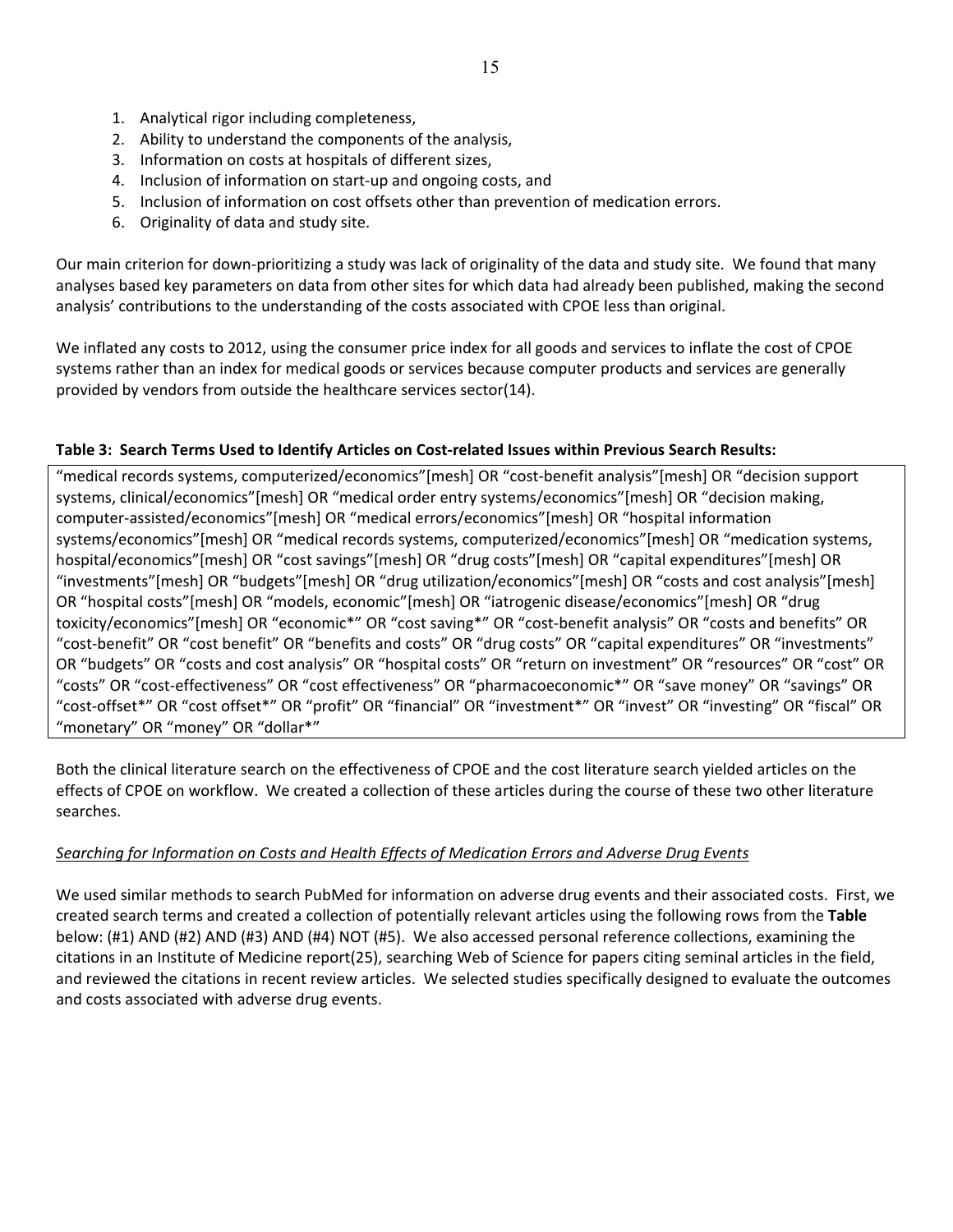1. Analytical rigor including completeness,
2. Ability to understand the components of the analysis,
3. Information on costs at hospitals of different sizes,
4. Inclusion of information on start-up and ongoing costs, and
5. Inclusion of information on cost offsets other than prevention of medication errors.
6. Originality of data and study site.

Our main criterion for down-prioritizing a study was lack of originality of the data and study site. We found that many analyses based key parameters on data from other sites for which data had already been published, making the second analysis' contributions to the understanding of the costs associated with CPOE less than original.

We inflated any costs to 2012, using the consumer price index for all goods and services to inflate the cost of CPOE systems rather than an index for medical goods or services because computer products and services are generally provided by vendors from outside the healthcare services sector(14).

**Table 3: Search Terms Used to Identify Articles on Cost-related Issues within Previous Search Results:**

| "medical records systems, computerized/economics"[mesh] OR "cost-benefit analysis"[mesh] OR "decision support systems, clinical/economics"[mesh] OR "medical order entry systems/economics"[mesh] OR "decision making, computer-assisted/economics"[mesh] OR "medical errors/economics"[mesh] OR "hospital information systems/economics"[mesh] OR "medical records systems, computerized/economics"[mesh] OR "medication systems, hospital/economics"[mesh] OR "cost savings"[mesh] OR "drug costs"[mesh] OR "capital expenditures"[mesh] OR "investments"[mesh] OR "budgets"[mesh] OR "drug utilization/economics"[mesh] OR "costs and cost analysis"[mesh] OR "hospital costs"[mesh] OR "models, economic"[mesh] OR "iatrogenic disease/economics"[mesh] OR "drug toxicity/economics"[mesh] OR "economic*" OR "cost saving*" OR "cost-benefit analysis" OR "costs and benefits" OR "cost-benefit" OR "cost benefit" OR "benefits and costs" OR "drug costs" OR "capital expenditures" OR "investments" OR "budgets" OR "costs and cost analysis" OR "hospital costs" OR "return on investment" OR "resources" OR "cost" OR "costs" OR "cost-effectiveness" OR "cost effectiveness" OR "pharmacoeconomic*" OR "save money" OR "savings" OR "cost-offset*" OR "cost offset*" OR "profit" OR "financial" OR "investment*" OR "invest" OR "investing" OR "fiscal" OR "monetary" OR "money" OR "dollar*" |
|---|

Both the clinical literature search on the effectiveness of CPOE and the cost literature search yielded articles on the effects of CPOE on workflow. We created a collection of these articles during the course of these two other literature searches.

*Searching for Information on Costs and Health Effects of Medication Errors and Adverse Drug Events*

We used similar methods to search PubMed for information on adverse drug events and their associated costs. First, we created search terms and created a collection of potentially relevant articles using the following rows from the **Table** below: (#1) AND (#2) AND (#3) AND (#4) NOT (#5). We also accessed personal reference collections, examining the citations in an Institute of Medicine report(25), searching Web of Science for papers citing seminal articles in the field, and reviewed the citations in recent review articles. We selected studies specifically designed to evaluate the outcomes and costs associated with adverse drug events.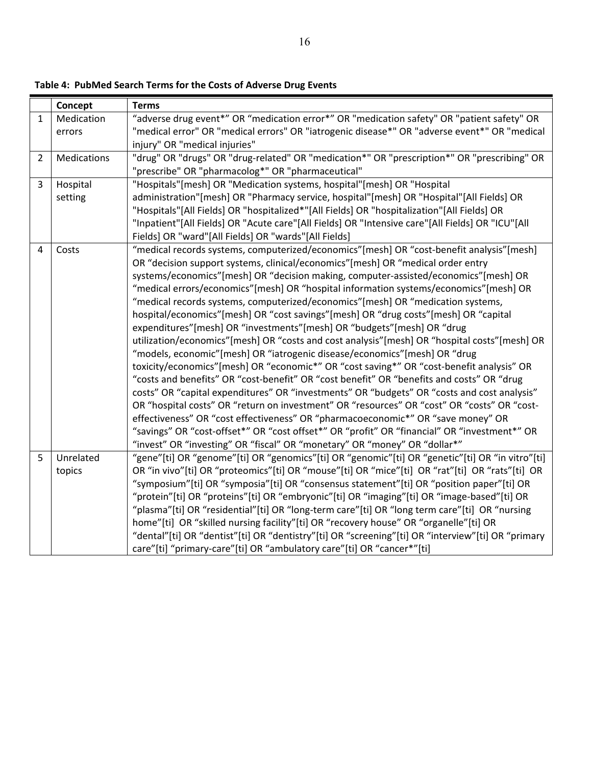**Table 4: PubMed Search Terms for the Costs of Adverse Drug Events**

| | Concept | Terms |
|---|---|---|
| 1 | Medication errors | "adverse drug event*" OR "medication error*" OR "medication safety" OR "patient safety" OR "medical error" OR "medical errors" OR "iatrogenic disease*" OR "adverse event*" OR "medical injury" OR "medical injuries" |
| 2 | Medications | "drug" OR "drugs" OR "drug-related" OR "medication*" OR "prescription*" OR "prescribing" OR "prescribe" OR "pharmacolog*" OR "pharmaceutical" |
| 3 | Hospital setting | "Hospitals"[mesh] OR "Medication systems, hospital"[mesh] OR "Hospital administration"[mesh] OR "Pharmacy service, hospital"[mesh] OR "Hospital"[All Fields] OR "Hospitals"[All Fields] OR "hospitalized*"[All Fields] OR "hospitalization"[All Fields] OR "Inpatient"[All Fields] OR "Acute care"[All Fields] OR "Intensive care"[All Fields] OR "ICU"[All Fields] OR "ward"[All Fields] OR "wards"[All Fields] |
| 4 | Costs | "medical records systems, computerized/economics"[mesh] OR "cost-benefit analysis"[mesh] OR "decision support systems, clinical/economics"[mesh] OR "medical order entry systems/economics"[mesh] OR "decision making, computer-assisted/economics"[mesh] OR "medical errors/economics"[mesh] OR "hospital information systems/economics"[mesh] OR "medical records systems, computerized/economics"[mesh] OR "medication systems, hospital/economics"[mesh] OR "cost savings"[mesh] OR "drug costs"[mesh] OR "capital expenditures"[mesh] OR "investments"[mesh] OR "budgets"[mesh] OR "drug utilization/economics"[mesh] OR "costs and cost analysis"[mesh] OR "hospital costs"[mesh] OR "models, economic"[mesh] OR "iatrogenic disease/economics"[mesh] OR "drug toxicity/economics"[mesh] OR "economic*" OR "cost saving*" OR "cost-benefit analysis" OR "costs and benefits" OR "cost-benefit" OR "cost benefit" OR "benefits and costs" OR "drug costs" OR "capital expenditures" OR "investments" OR "budgets" OR "costs and cost analysis" OR "hospital costs" OR "return on investment" OR "resources" OR "cost" OR "costs" OR "cost-effectiveness" OR "cost effectiveness" OR "pharmacoeconomic*" OR "save money" OR "savings" OR "cost-offset*" OR "cost offset*" OR "profit" OR "financial" OR "investment*" OR "invest" OR "investing" OR "fiscal" OR "monetary" OR "money" OR "dollar*" |
| 5 | Unrelated topics | "gene"[ti] OR "genome"[ti] OR "genomics"[ti] OR "genomic"[ti] OR "genetic"[ti] OR "in vitro"[ti] OR "in vivo"[ti] OR "proteomics"[ti] OR "mouse"[ti] OR "mice"[ti] OR "rat"[ti] OR "rats"[ti] OR "symposium"[ti] OR "symposia"[ti] OR "consensus statement"[ti] OR "position paper"[ti] OR "protein"[ti] OR "proteins"[ti] OR "embryonic"[ti] OR "imaging"[ti] OR "image-based"[ti] OR "plasma"[ti] OR "residential"[ti] OR "long-term care"[ti] OR "long term care"[ti] OR "nursing home"[ti] OR "skilled nursing facility"[ti] OR "recovery house" OR "organelle"[ti] OR "dental"[ti] OR "dentist"[ti] OR "dentistry"[ti] OR "screening"[ti] OR "interview"[ti] OR "primary care"[ti] "primary-care"[ti] OR "ambulatory care"[ti] OR "cancer*"[ti] |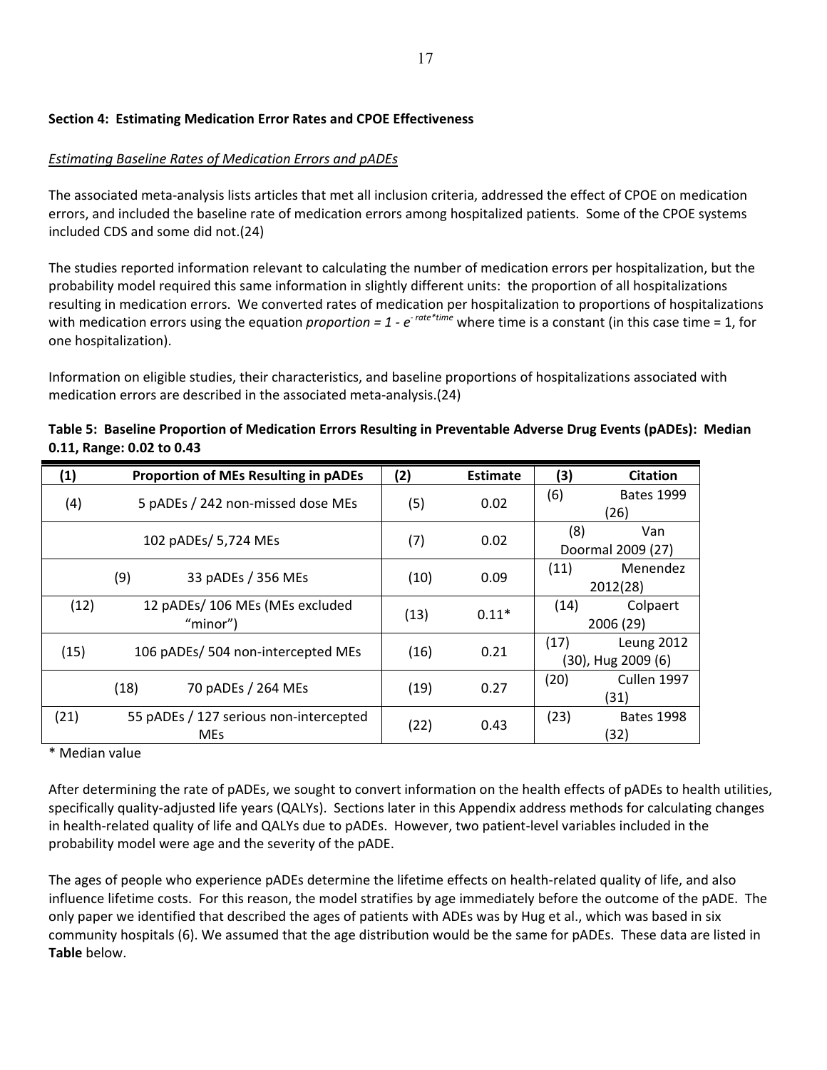**Section 4: Estimating Medication Error Rates and CPOE Effectiveness**

*Estimating Baseline Rates of Medication Errors and pADEs*

The associated meta-analysis lists articles that met all inclusion criteria, addressed the effect of CPOE on medication errors, and included the baseline rate of medication errors among hospitalized patients. Some of the CPOE systems included CDS and some did not.(24)

The studies reported information relevant to calculating the number of medication errors per hospitalization, but the probability model required this same information in slightly different units: the proportion of all hospitalizations resulting in medication errors. We converted rates of medication per hospitalization to proportions of hospitalizations with medication errors using the equation *proportion* = $1 - e^{-rate*time}$ where time is a constant (in this case time = 1, for one hospitalization).

Information on eligible studies, their characteristics, and baseline proportions of hospitalizations associated with medication errors are described in the associated meta-analysis.(24)

**Table 5: Baseline Proportion of Medication Errors Resulting in Preventable Adverse Drug Events (pADEs): Median 0.11, Range: 0.02 to 0.43**

| (1) Proportion of MEs Resulting in pADEs | (2) Estimate | (3) Citation |
|---|---|---|
| (4) 5 pADEs / 242 non-missed dose MEs | (5) 0.02 | (6) Bates 1999 (26) |
| 102 pADEs/ 5,724 MEs | (7) 0.02 | (8) Van Doormal 2009 (27) |
| (9) 33 pADEs / 356 MEs | (10) 0.09 | (11) Menendez 2012(28) |
| (12) 12 pADEs/ 106 MEs (MEs excluded "minor") | (13) 0.11* | (14) Colpaert 2006 (29) |
| (15) 106 pADEs/ 504 non-intercepted MEs | (16) 0.21 | (17) Leung 2012 (30), Hug 2009 (6) |
| (18) 70 pADEs / 264 MEs | (19) 0.27 | (20) Cullen 1997 (31) |
| (21) 55 pADEs / 127 serious non-intercepted MEs | (22) 0.43 | (23) Bates 1998 (32) |

\* Median value

After determining the rate of pADEs, we sought to convert information on the health effects of pADEs to health utilities, specifically quality-adjusted life years (QALYs). Sections later in this Appendix address methods for calculating changes in health-related quality of life and QALYs due to pADEs. However, two patient-level variables included in the probability model were age and the severity of the pADE.

The ages of people who experience pADEs determine the lifetime effects on health-related quality of life, and also influence lifetime costs. For this reason, the model stratifies by age immediately before the outcome of the pADE. The only paper we identified that described the ages of patients with ADEs was by Hug et al., which was based in six community hospitals (6). We assumed that the age distribution would be the same for pADEs. These data are listed in **Table** below.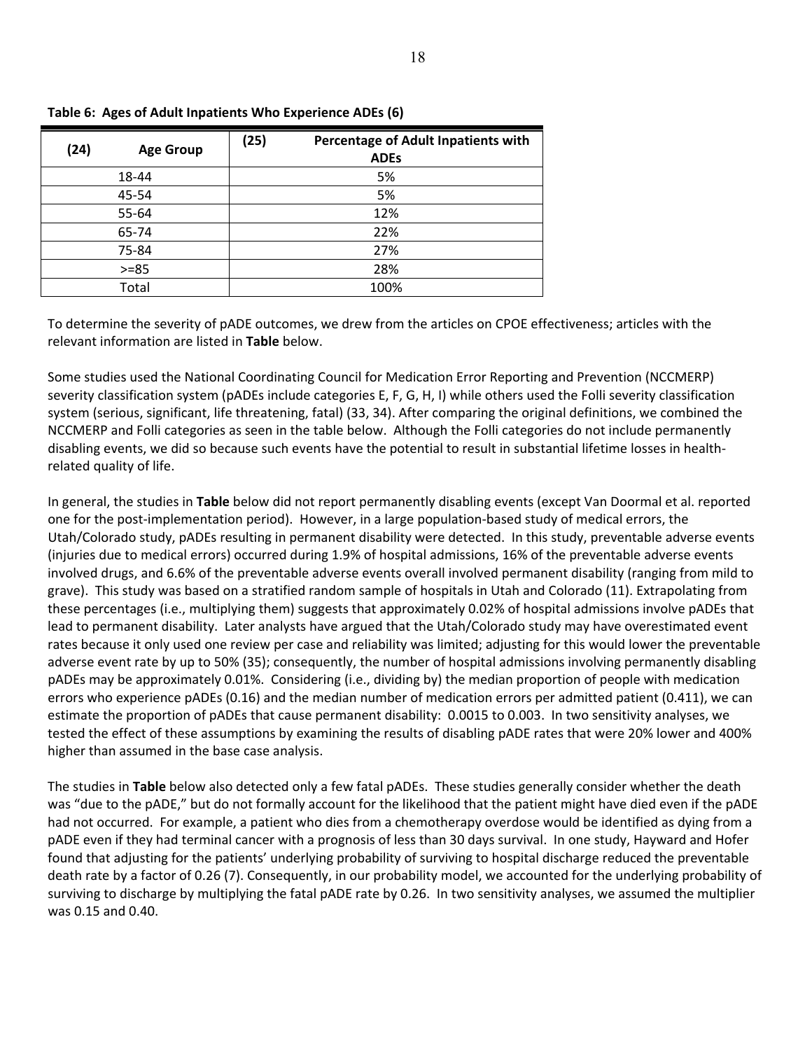**Table 6: Ages of Adult Inpatients Who Experience ADEs (6)**

| (24) Age Group | (25) Percentage of Adult Inpatients with ADEs |
|---|---|
| 18-44 | 5% |
| 45-54 | 5% |
| 55-64 | 12% |
| 65-74 | 22% |
| 75-84 | 27% |
| >=85 | 28% |
| Total | 100% |

To determine the severity of pADE outcomes, we drew from the articles on CPOE effectiveness; articles with the relevant information are listed in **Table** below.

Some studies used the National Coordinating Council for Medication Error Reporting and Prevention (NCCMERP) severity classification system (pADEs include categories E, F, G, H, I) while others used the Folli severity classification system (serious, significant, life threatening, fatal) (33, 34). After comparing the original definitions, we combined the NCCMERP and Folli categories as seen in the table below. Although the Folli categories do not include permanently disabling events, we did so because such events have the potential to result in substantial lifetime losses in health-related quality of life.

In general, the studies in **Table** below did not report permanently disabling events (except Van Doormal et al. reported one for the post-implementation period). However, in a large population-based study of medical errors, the Utah/Colorado study, pADEs resulting in permanent disability were detected. In this study, preventable adverse events (injuries due to medical errors) occurred during 1.9% of hospital admissions, 16% of the preventable adverse events involved drugs, and 6.6% of the preventable adverse events overall involved permanent disability (ranging from mild to grave). This study was based on a stratified random sample of hospitals in Utah and Colorado (11). Extrapolating from these percentages (i.e., multiplying them) suggests that approximately 0.02% of hospital admissions involve pADEs that lead to permanent disability. Later analysts have argued that the Utah/Colorado study may have overestimated event rates because it only used one review per case and reliability was limited; adjusting for this would lower the preventable adverse event rate by up to 50% (35); consequently, the number of hospital admissions involving permanently disabling pADEs may be approximately 0.01%. Considering (i.e., dividing by) the median proportion of people with medication errors who experience pADEs (0.16) and the median number of medication errors per admitted patient (0.411), we can estimate the proportion of pADEs that cause permanent disability: 0.0015 to 0.003. In two sensitivity analyses, we tested the effect of these assumptions by examining the results of disabling pADE rates that were 20% lower and 400% higher than assumed in the base case analysis.

The studies in **Table** below also detected only a few fatal pADEs. These studies generally consider whether the death was "due to the pADE," but do not formally account for the likelihood that the patient might have died even if the pADE had not occurred. For example, a patient who dies from a chemotherapy overdose would be identified as dying from a pADE even if they had terminal cancer with a prognosis of less than 30 days survival. In one study, Hayward and Hofer found that adjusting for the patients' underlying probability of surviving to hospital discharge reduced the preventable death rate by a factor of 0.26 (7). Consequently, in our probability model, we accounted for the underlying probability of surviving to discharge by multiplying the fatal pADE rate by 0.26. In two sensitivity analyses, we assumed the multiplier was 0.15 and 0.40.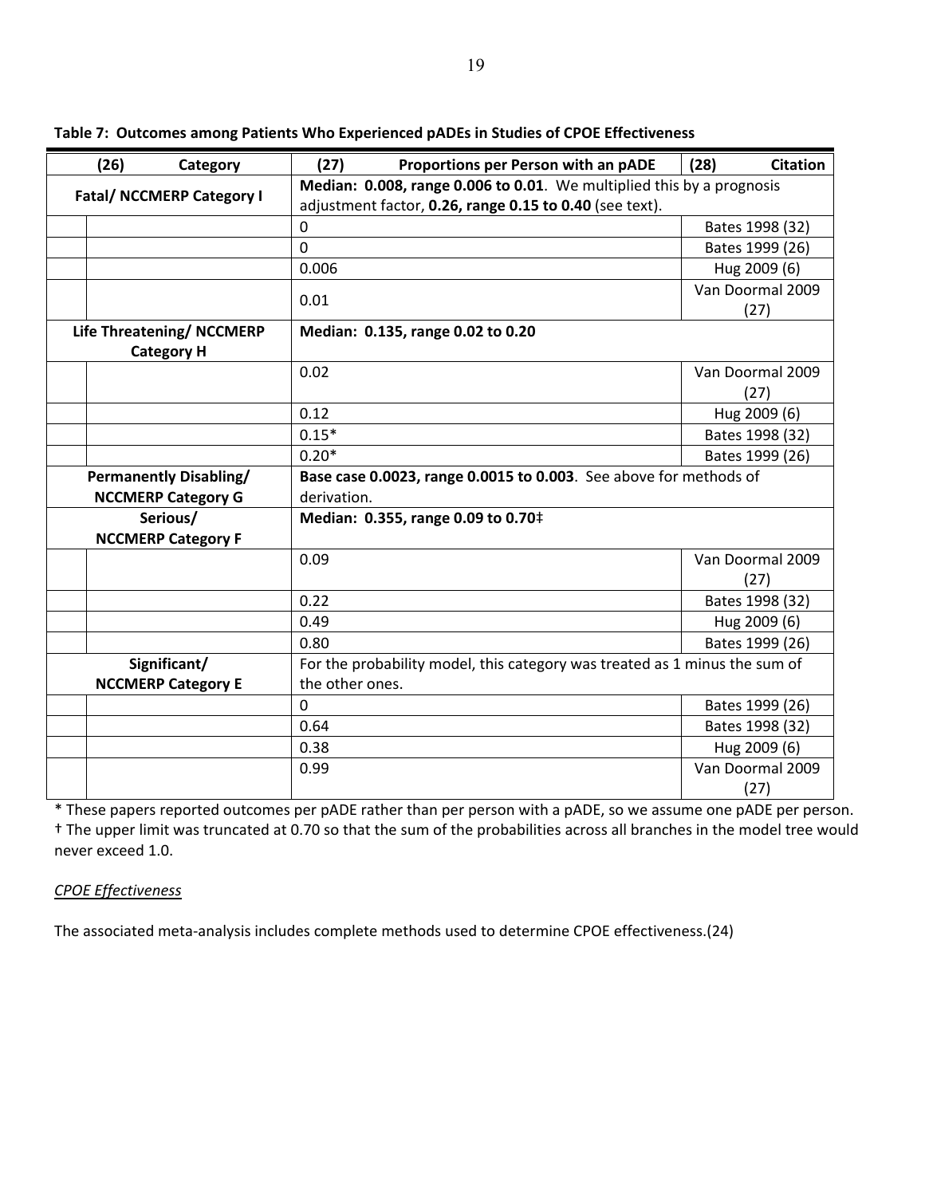**Table 7: Outcomes among Patients Who Experienced pADEs in Studies of CPOE Effectiveness**

| (26) Category | (27) Proportions per Person with an pADE | (28) Citation |
|---|---|---|
| **Fatal/ NCCMERP Category I** | **Median: 0.008, range 0.006 to 0.01**. We multiplied this by a prognosis adjustment factor, **0.26, range 0.15 to 0.40** (see text). | |
| | 0 | Bates 1998 (32) |
| | 0 | Bates 1999 (26) |
| | 0.006 | Hug 2009 (6) |
| | 0.01 | Van Doormal 2009 (27) |
| **Life Threatening/ NCCMERP Category H** | **Median: 0.135, range 0.02 to 0.20** | |
| | 0.02 | Van Doormal 2009 (27) |
| | 0.12 | Hug 2009 (6) |
| | 0.15* | Bates 1998 (32) |
| | 0.20* | Bates 1999 (26) |
| **Permanently Disabling/ NCCMERP Category G** | **Base case 0.0023, range 0.0015 to 0.003**. See above for methods of derivation. | |
| **Serious/ NCCMERP Category F** | **Median: 0.355, range 0.09 to 0.70‡** | |
| | 0.09 | Van Doormal 2009 (27) |
| | 0.22 | Bates 1998 (32) |
| | 0.49 | Hug 2009 (6) |
| | 0.80 | Bates 1999 (26) |
| **Significant/ NCCMERP Category E** | For the probability model, this category was treated as 1 minus the sum of the other ones. | |
| | 0 | Bates 1999 (26) |
| | 0.64 | Bates 1998 (32) |
| | 0.38 | Hug 2009 (6) |
| | 0.99 | Van Doormal 2009 (27) |

\* These papers reported outcomes per pADE rather than per person with a pADE, so we assume one pADE per person.
† The upper limit was truncated at 0.70 so that the sum of the probabilities across all branches in the model tree would never exceed 1.0.

*CPOE Effectiveness*

The associated meta-analysis includes complete methods used to determine CPOE effectiveness.(24)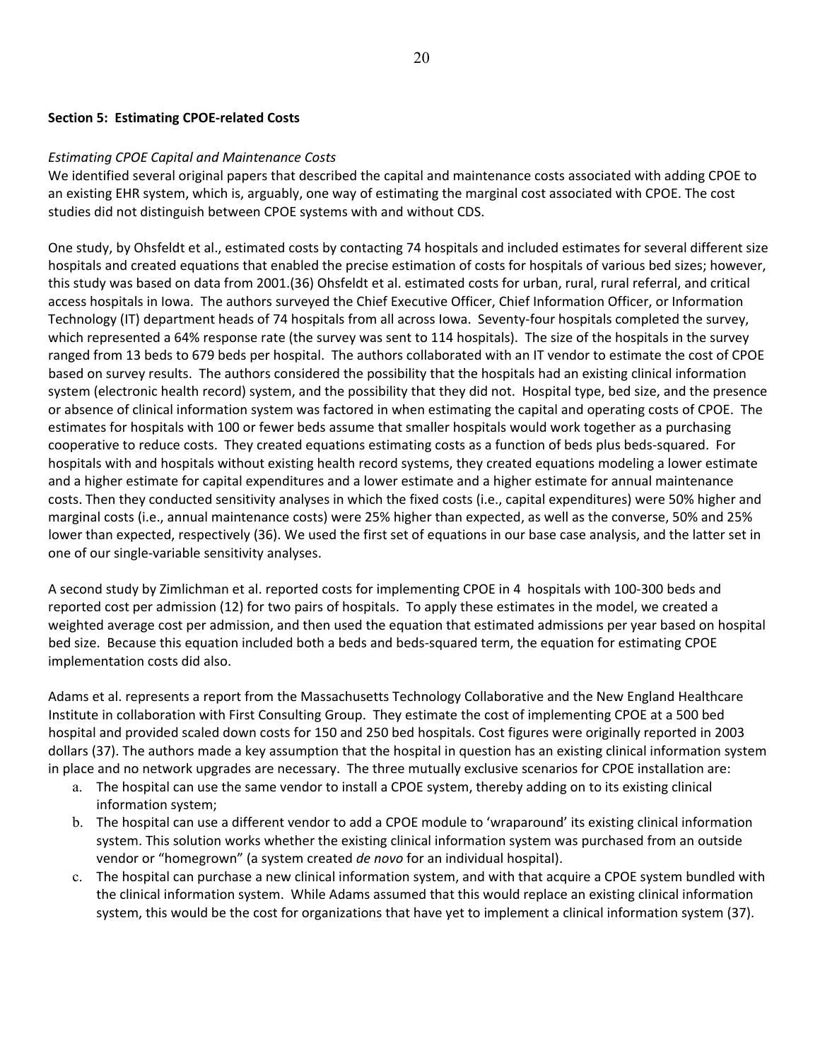**Section 5: Estimating CPOE-related Costs**

*Estimating CPOE Capital and Maintenance Costs*

We identified several original papers that described the capital and maintenance costs associated with adding CPOE to an existing EHR system, which is, arguably, one way of estimating the marginal cost associated with CPOE. The cost studies did not distinguish between CPOE systems with and without CDS.

One study, by Ohsfeldt et al., estimated costs by contacting 74 hospitals and included estimates for several different size hospitals and created equations that enabled the precise estimation of costs for hospitals of various bed sizes; however, this study was based on data from 2001.(36) Ohsfeldt et al. estimated costs for urban, rural, rural referral, and critical access hospitals in Iowa. The authors surveyed the Chief Executive Officer, Chief Information Officer, or Information Technology (IT) department heads of 74 hospitals from all across Iowa. Seventy-four hospitals completed the survey, which represented a 64% response rate (the survey was sent to 114 hospitals). The size of the hospitals in the survey ranged from 13 beds to 679 beds per hospital. The authors collaborated with an IT vendor to estimate the cost of CPOE based on survey results. The authors considered the possibility that the hospitals had an existing clinical information system (electronic health record) system, and the possibility that they did not. Hospital type, bed size, and the presence or absence of clinical information system was factored in when estimating the capital and operating costs of CPOE. The estimates for hospitals with 100 or fewer beds assume that smaller hospitals would work together as a purchasing cooperative to reduce costs. They created equations estimating costs as a function of beds plus beds-squared. For hospitals with and hospitals without existing health record systems, they created equations modeling a lower estimate and a higher estimate for capital expenditures and a lower estimate and a higher estimate for annual maintenance costs. Then they conducted sensitivity analyses in which the fixed costs (i.e., capital expenditures) were 50% higher and marginal costs (i.e., annual maintenance costs) were 25% higher than expected, as well as the converse, 50% and 25% lower than expected, respectively (36). We used the first set of equations in our base case analysis, and the latter set in one of our single-variable sensitivity analyses.

A second study by Zimlichman et al. reported costs for implementing CPOE in 4 hospitals with 100-300 beds and reported cost per admission (12) for two pairs of hospitals. To apply these estimates in the model, we created a weighted average cost per admission, and then used the equation that estimated admissions per year based on hospital bed size. Because this equation included both a beds and beds-squared term, the equation for estimating CPOE implementation costs did also.

Adams et al. represents a report from the Massachusetts Technology Collaborative and the New England Healthcare Institute in collaboration with First Consulting Group. They estimate the cost of implementing CPOE at a 500 bed hospital and provided scaled down costs for 150 and 250 bed hospitals. Cost figures were originally reported in 2003 dollars (37). The authors made a key assumption that the hospital in question has an existing clinical information system in place and no network upgrades are necessary. The three mutually exclusive scenarios for CPOE installation are:

a. The hospital can use the same vendor to install a CPOE system, thereby adding on to its existing clinical information system;
b. The hospital can use a different vendor to add a CPOE module to 'wraparound' its existing clinical information system. This solution works whether the existing clinical information system was purchased from an outside vendor or "homegrown" (a system created *de novo* for an individual hospital).
c. The hospital can purchase a new clinical information system, and with that acquire a CPOE system bundled with the clinical information system. While Adams assumed that this would replace an existing clinical information system, this would be the cost for organizations that have yet to implement a clinical information system (37).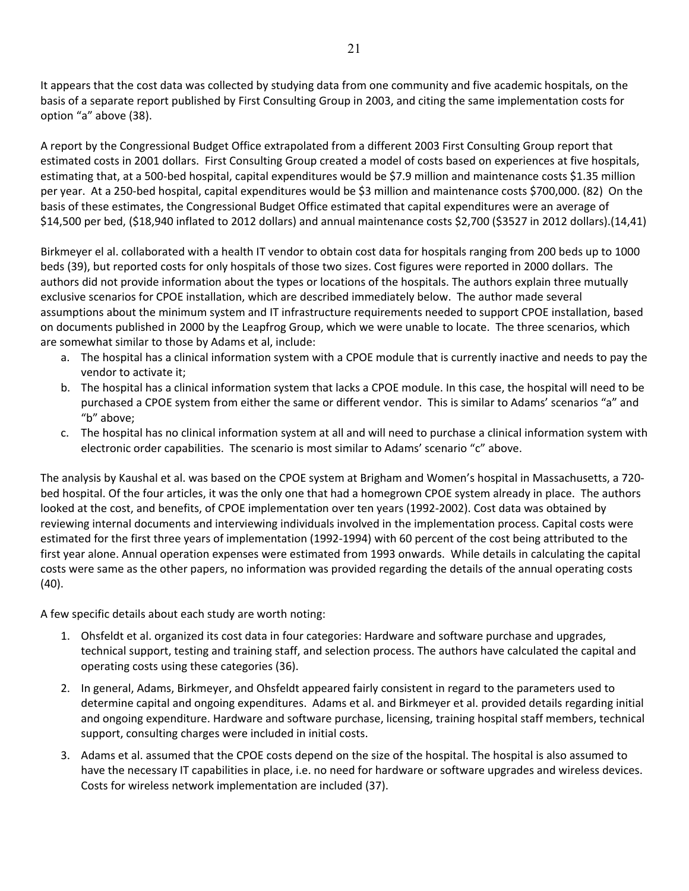It appears that the cost data was collected by studying data from one community and five academic hospitals, on the basis of a separate report published by First Consulting Group in 2003, and citing the same implementation costs for option "a" above (38).

A report by the Congressional Budget Office extrapolated from a different 2003 First Consulting Group report that estimated costs in 2001 dollars. First Consulting Group created a model of costs based on experiences at five hospitals, estimating that, at a 500-bed hospital, capital expenditures would be $7.9 million and maintenance costs $1.35 million per year. At a 250-bed hospital, capital expenditures would be $3 million and maintenance costs $700,000. (82) On the basis of these estimates, the Congressional Budget Office estimated that capital expenditures were an average of $14,500 per bed, ($18,940 inflated to 2012 dollars) and annual maintenance costs $2,700 ($3527 in 2012 dollars).(14,41)

Birkmeyer el al. collaborated with a health IT vendor to obtain cost data for hospitals ranging from 200 beds up to 1000 beds (39), but reported costs for only hospitals of those two sizes. Cost figures were reported in 2000 dollars. The authors did not provide information about the types or locations of the hospitals. The authors explain three mutually exclusive scenarios for CPOE installation, which are described immediately below. The author made several assumptions about the minimum system and IT infrastructure requirements needed to support CPOE installation, based on documents published in 2000 by the Leapfrog Group, which we were unable to locate. The three scenarios, which are somewhat similar to those by Adams et al, include:

a. The hospital has a clinical information system with a CPOE module that is currently inactive and needs to pay the vendor to activate it;
b. The hospital has a clinical information system that lacks a CPOE module. In this case, the hospital will need to be purchased a CPOE system from either the same or different vendor. This is similar to Adams' scenarios "a" and "b" above;
c. The hospital has no clinical information system at all and will need to purchase a clinical information system with electronic order capabilities. The scenario is most similar to Adams' scenario "c" above.

The analysis by Kaushal et al. was based on the CPOE system at Brigham and Women's hospital in Massachusetts, a 720-bed hospital. Of the four articles, it was the only one that had a homegrown CPOE system already in place. The authors looked at the cost, and benefits, of CPOE implementation over ten years (1992-2002). Cost data was obtained by reviewing internal documents and interviewing individuals involved in the implementation process. Capital costs were estimated for the first three years of implementation (1992-1994) with 60 percent of the cost being attributed to the first year alone. Annual operation expenses were estimated from 1993 onwards. While details in calculating the capital costs were same as the other papers, no information was provided regarding the details of the annual operating costs (40).

A few specific details about each study are worth noting:

1. Ohsfeldt et al. organized its cost data in four categories: Hardware and software purchase and upgrades, technical support, testing and training staff, and selection process. The authors have calculated the capital and operating costs using these categories (36).
2. In general, Adams, Birkmeyer, and Ohsfeldt appeared fairly consistent in regard to the parameters used to determine capital and ongoing expenditures. Adams et al. and Birkmeyer et al. provided details regarding initial and ongoing expenditure. Hardware and software purchase, licensing, training hospital staff members, technical support, consulting charges were included in initial costs.
3. Adams et al. assumed that the CPOE costs depend on the size of the hospital. The hospital is also assumed to have the necessary IT capabilities in place, i.e. no need for hardware or software upgrades and wireless devices. Costs for wireless network implementation are included (37).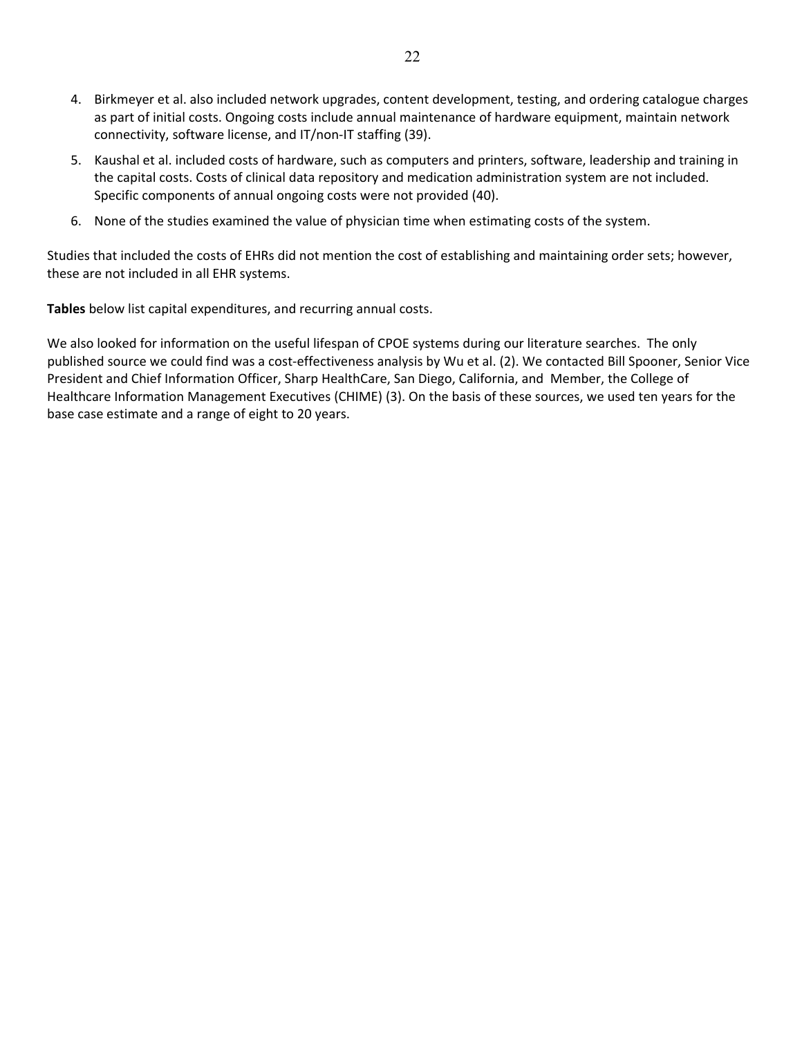4. Birkmeyer et al. also included network upgrades, content development, testing, and ordering catalogue charges as part of initial costs. Ongoing costs include annual maintenance of hardware equipment, maintain network connectivity, software license, and IT/non-IT staffing (39).
5. Kaushal et al. included costs of hardware, such as computers and printers, software, leadership and training in the capital costs. Costs of clinical data repository and medication administration system are not included. Specific components of annual ongoing costs were not provided (40).
6. None of the studies examined the value of physician time when estimating costs of the system.

Studies that included the costs of EHRs did not mention the cost of establishing and maintaining order sets; however, these are not included in all EHR systems.

**Tables** below list capital expenditures, and recurring annual costs.

We also looked for information on the useful lifespan of CPOE systems during our literature searches. The only published source we could find was a cost-effectiveness analysis by Wu et al. (2). We contacted Bill Spooner, Senior Vice President and Chief Information Officer, Sharp HealthCare, San Diego, California, and Member, the College of Healthcare Information Management Executives (CHIME) (3). On the basis of these sources, we used ten years for the base case estimate and a range of eight to 20 years.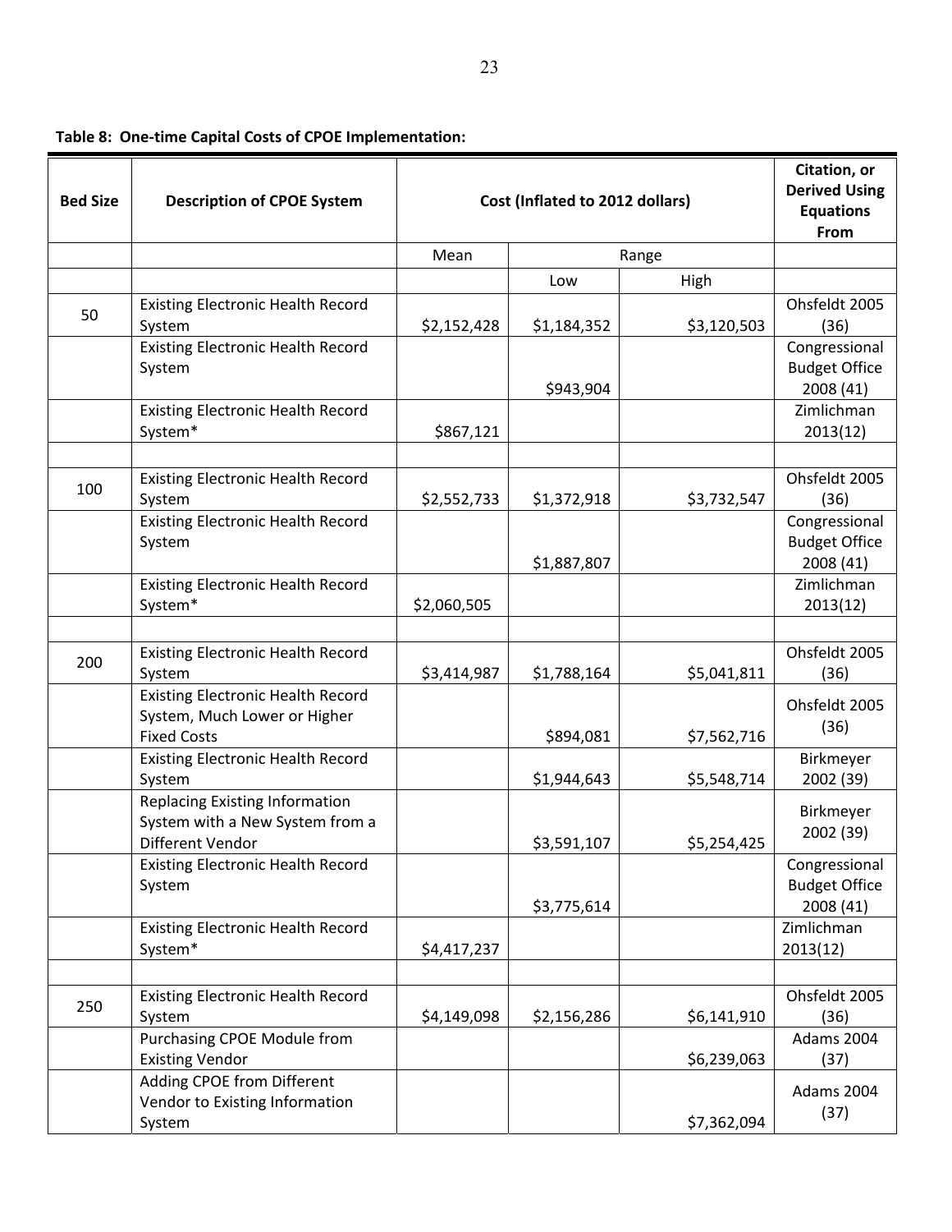**Table 8: One-time Capital Costs of CPOE Implementation:**

| Bed Size | Description of CPOE System | Cost (Inflated to 2012 dollars) | | | Citation, or Derived Using Equations From |
|---|---|---|---|---|---|
| | | Mean | Range | | |
| | | | Low | High | |
| 50 | Existing Electronic Health Record System | $2,152,428 | $1,184,352 | $3,120,503 | Ohsfeldt 2005 (36) |
| | Existing Electronic Health Record System | | $943,904 | | Congressional Budget Office 2008 (41) |
| | Existing Electronic Health Record System* | $867,121 | | | Zimlichman 2013(12) |
| | | | | | |
| 100 | Existing Electronic Health Record System | $2,552,733 | $1,372,918 | $3,732,547 | Ohsfeldt 2005 (36) |
| | Existing Electronic Health Record System | | $1,887,807 | | Congressional Budget Office 2008 (41) |
| | Existing Electronic Health Record System* | $2,060,505 | | | Zimlichman 2013(12) |
| | | | | | |
| 200 | Existing Electronic Health Record System | $3,414,987 | $1,788,164 | $5,041,811 | Ohsfeldt 2005 (36) |
| | Existing Electronic Health Record System, Much Lower or Higher Fixed Costs | | $894,081 | $7,562,716 | Ohsfeldt 2005 (36) |
| | Existing Electronic Health Record System | | $1,944,643 | $5,548,714 | Birkmeyer 2002 (39) |
| | Replacing Existing Information System with a New System from a Different Vendor | | $3,591,107 | $5,254,425 | Birkmeyer 2002 (39) |
| | Existing Electronic Health Record System | | $3,775,614 | | Congressional Budget Office 2008 (41) |
| | Existing Electronic Health Record System* | $4,417,237 | | | Zimlichman 2013(12) |
| | | | | | |
| 250 | Existing Electronic Health Record System | $4,149,098 | $2,156,286 | $6,141,910 | Ohsfeldt 2005 (36) |
| | Purchasing CPOE Module from Existing Vendor | | | $6,239,063 | Adams 2004 (37) |
| | Adding CPOE from Different Vendor to Existing Information System | | | $7,362,094 | Adams 2004 (37) |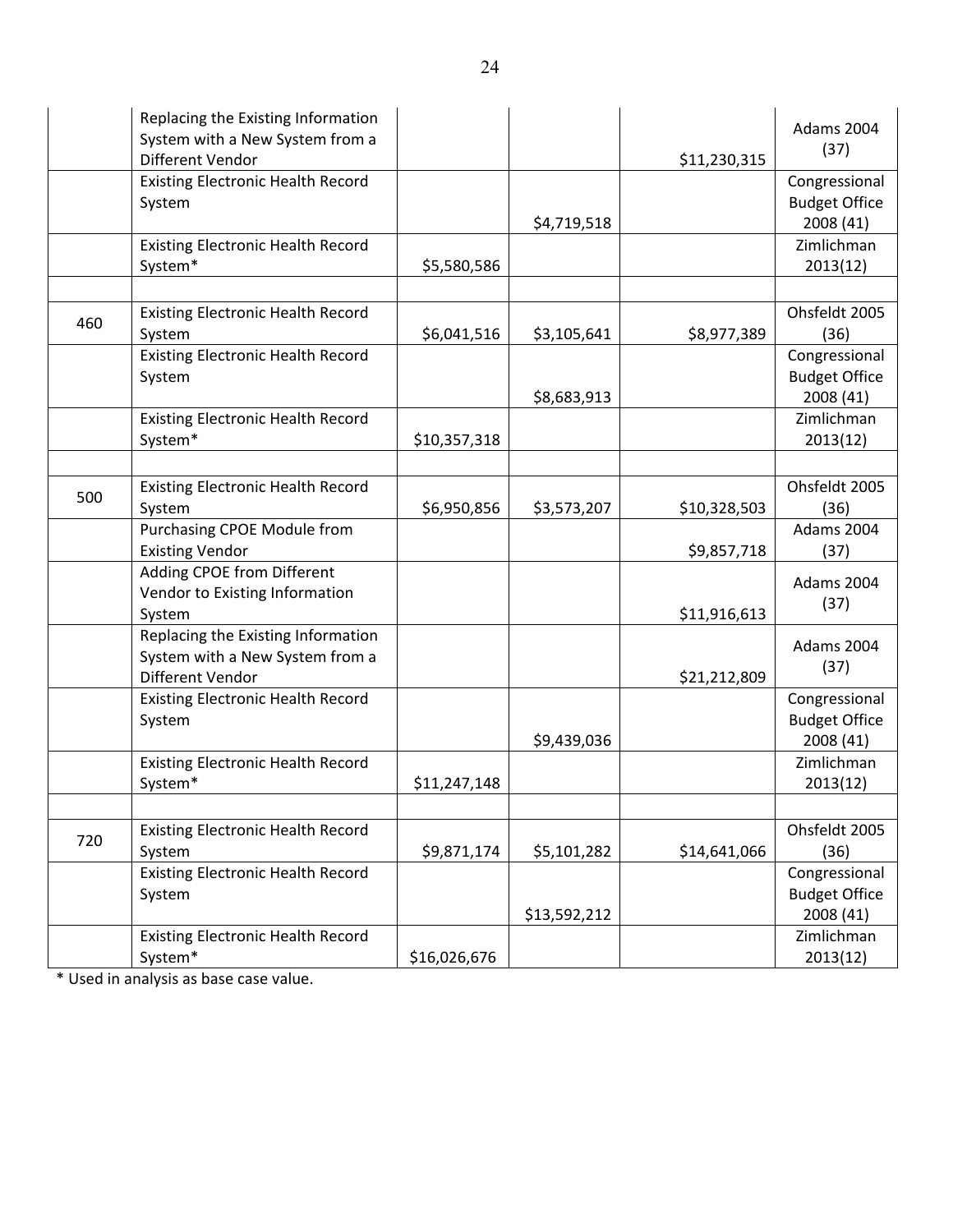| | | | | | |
|---|---|---|---|---|---|
| | Replacing the Existing Information System with a New System from a Different Vendor | | | $11,230,315 | Adams 2004 (37) |
| | Existing Electronic Health Record System | | $4,719,518 | | Congressional Budget Office 2008 (41) |
| | Existing Electronic Health Record System* | $5,580,586 | | | Zimlichman 2013(12) |
| | | | | | |
| 460 | Existing Electronic Health Record System | $6,041,516 | $3,105,641 | $8,977,389 | Ohsfeldt 2005 (36) |
| | Existing Electronic Health Record System | | $8,683,913 | | Congressional Budget Office 2008 (41) |
| | Existing Electronic Health Record System* | $10,357,318 | | | Zimlichman 2013(12) |
| | | | | | |
| 500 | Existing Electronic Health Record System | $6,950,856 | $3,573,207 | $10,328,503 | Ohsfeldt 2005 (36) |
| | Purchasing CPOE Module from Existing Vendor | | | $9,857,718 | Adams 2004 (37) |
| | Adding CPOE from Different Vendor to Existing Information System | | | $11,916,613 | Adams 2004 (37) |
| | Replacing the Existing Information System with a New System from a Different Vendor | | | $21,212,809 | Adams 2004 (37) |
| | Existing Electronic Health Record System | | $9,439,036 | | Congressional Budget Office 2008 (41) |
| | Existing Electronic Health Record System* | $11,247,148 | | | Zimlichman 2013(12) |
| | | | | | |
| 720 | Existing Electronic Health Record System | $9,871,174 | $5,101,282 | $14,641,066 | Ohsfeldt 2005 (36) |
| | Existing Electronic Health Record System | | $13,592,212 | | Congressional Budget Office 2008 (41) |
| | Existing Electronic Health Record System* | $16,026,676 | | | Zimlichman 2013(12) |

* Used in analysis as base case value.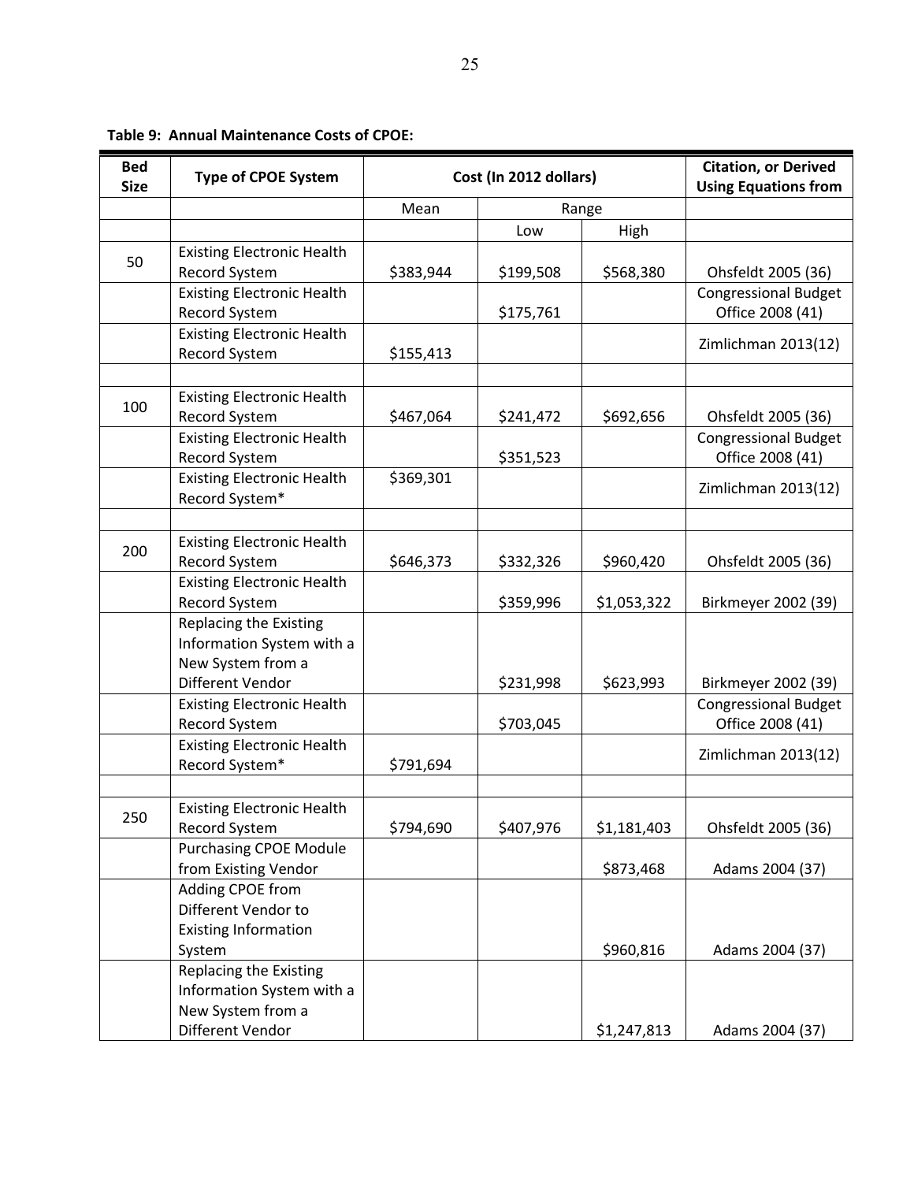**Table 9: Annual Maintenance Costs of CPOE:**

| Bed Size | Type of CPOE System | Cost (In 2012 dollars) | | | Citation, or Derived Using Equations from |
|---|---|---|---|---|---|
| | | Mean | Range | | |
| | | | Low | High | |
| 50 | Existing Electronic Health Record System | $383,944 | $199,508 | $568,380 | Ohsfeldt 2005 (36) |
| | Existing Electronic Health Record System | | $175,761 | | Congressional Budget Office 2008 (41) |
| | Existing Electronic Health Record System | $155,413 | | | Zimlichman 2013(12) |
| | | | | | |
| 100 | Existing Electronic Health Record System | $467,064 | $241,472 | $692,656 | Ohsfeldt 2005 (36) |
| | Existing Electronic Health Record System | | $351,523 | | Congressional Budget Office 2008 (41) |
| | Existing Electronic Health Record System* | $369,301 | | | Zimlichman 2013(12) |
| | | | | | |
| 200 | Existing Electronic Health Record System | $646,373 | $332,326 | $960,420 | Ohsfeldt 2005 (36) |
| | Existing Electronic Health Record System | | $359,996 | $1,053,322 | Birkmeyer 2002 (39) |
| | Replacing the Existing Information System with a New System from a Different Vendor | | $231,998 | $623,993 | Birkmeyer 2002 (39) |
| | Existing Electronic Health Record System | | $703,045 | | Congressional Budget Office 2008 (41) |
| | Existing Electronic Health Record System* | $791,694 | | | Zimlichman 2013(12) |
| | | | | | |
| 250 | Existing Electronic Health Record System | $794,690 | $407,976 | $1,181,403 | Ohsfeldt 2005 (36) |
| | Purchasing CPOE Module from Existing Vendor | | | $873,468 | Adams 2004 (37) |
| | Adding CPOE from Different Vendor to Existing Information System | | | $960,816 | Adams 2004 (37) |
| | Replacing the Existing Information System with a New System from a Different Vendor | | | $1,247,813 | Adams 2004 (37) |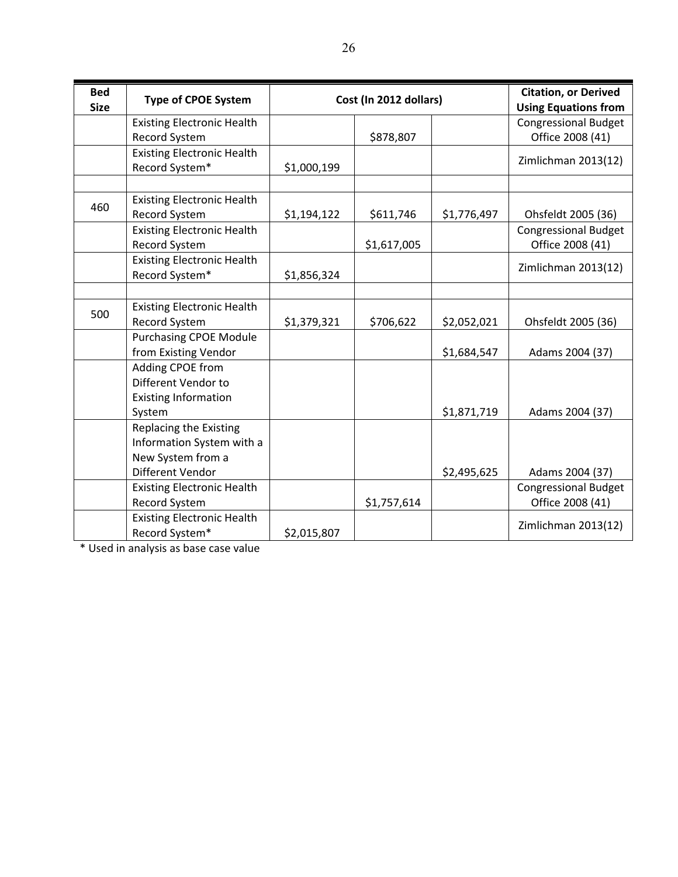| Bed Size | Type of CPOE System | Cost (In 2012 dollars) | | | Citation, or Derived Using Equations from |
|---|---|---|---|---|---|
| | Existing Electronic Health Record System | | $878,807 | | Congressional Budget Office 2008 (41) |
| | Existing Electronic Health Record System* | $1,000,199 | | | Zimlichman 2013(12) |
| | | | | | |
| 460 | Existing Electronic Health Record System | $1,194,122 | $611,746 | $1,776,497 | Ohsfeldt 2005 (36) |
| | Existing Electronic Health Record System | | $1,617,005 | | Congressional Budget Office 2008 (41) |
| | Existing Electronic Health Record System* | $1,856,324 | | | Zimlichman 2013(12) |
| | | | | | |
| 500 | Existing Electronic Health Record System | $1,379,321 | $706,622 | $2,052,021 | Ohsfeldt 2005 (36) |
| | Purchasing CPOE Module from Existing Vendor | | | $1,684,547 | Adams 2004 (37) |
| | Adding CPOE from Different Vendor to Existing Information System | | | $1,871,719 | Adams 2004 (37) |
| | Replacing the Existing Information System with a New System from a Different Vendor | | | $2,495,625 | Adams 2004 (37) |
| | Existing Electronic Health Record System | | $1,757,614 | | Congressional Budget Office 2008 (41) |
| | Existing Electronic Health Record System* | $2,015,807 | | | Zimlichman 2013(12) |

* Used in analysis as base case value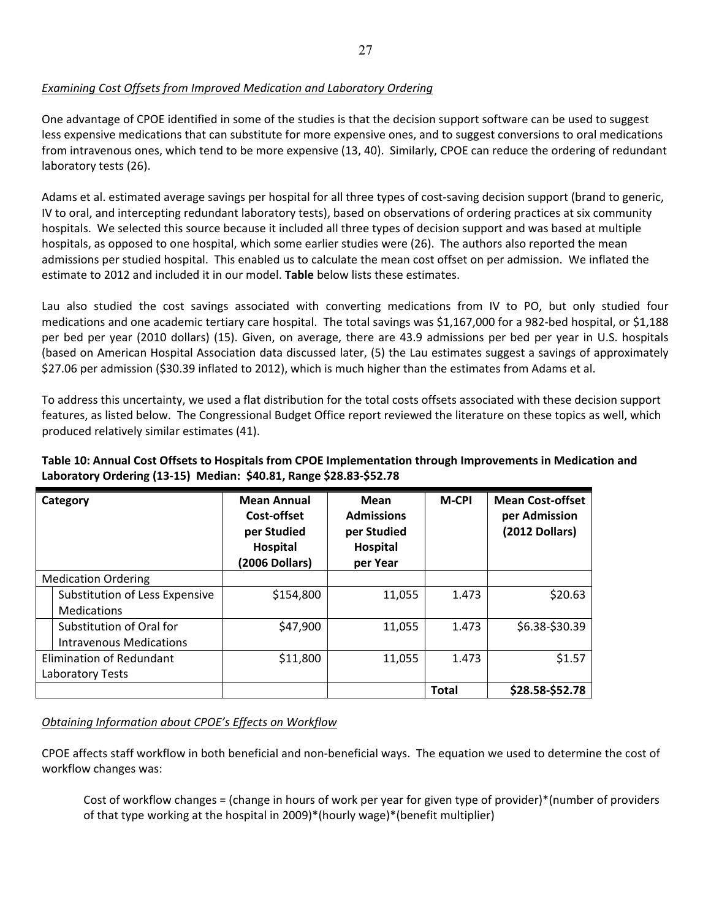*Examining Cost Offsets from Improved Medication and Laboratory Ordering*

One advantage of CPOE identified in some of the studies is that the decision support software can be used to suggest less expensive medications that can substitute for more expensive ones, and to suggest conversions to oral medications from intravenous ones, which tend to be more expensive (13, 40). Similarly, CPOE can reduce the ordering of redundant laboratory tests (26).

Adams et al. estimated average savings per hospital for all three types of cost-saving decision support (brand to generic, IV to oral, and intercepting redundant laboratory tests), based on observations of ordering practices at six community hospitals. We selected this source because it included all three types of decision support and was based at multiple hospitals, as opposed to one hospital, which some earlier studies were (26). The authors also reported the mean admissions per studied hospital. This enabled us to calculate the mean cost offset on per admission. We inflated the estimate to 2012 and included it in our model. **Table** below lists these estimates.

Lau also studied the cost savings associated with converting medications from IV to PO, but only studied four medications and one academic tertiary care hospital. The total savings was $1,167,000 for a 982-bed hospital, or $1,188 per bed per year (2010 dollars) (15). Given, on average, there are 43.9 admissions per bed per year in U.S. hospitals (based on American Hospital Association data discussed later, (5) the Lau estimates suggest a savings of approximately $27.06 per admission ($30.39 inflated to 2012), which is much higher than the estimates from Adams et al.

To address this uncertainty, we used a flat distribution for the total costs offsets associated with these decision support features, as listed below. The Congressional Budget Office report reviewed the literature on these topics as well, which produced relatively similar estimates (41).

**Table 10: Annual Cost Offsets to Hospitals from CPOE Implementation through Improvements in Medication and Laboratory Ordering (13-15) Median: $40.81, Range $28.83-$52.78**

| Category | Mean Annual Cost-offset per Studied Hospital (2006 Dollars) | Mean Admissions per Studied Hospital per Year | M-CPI | Mean Cost-offset per Admission (2012 Dollars) |
|---|---|---|---|---|
| Medication Ordering | | | | |
| Substitution of Less Expensive Medications | $154,800 | 11,055 | 1.473 | $20.63 |
| Substitution of Oral for Intravenous Medications | $47,900 | 11,055 | 1.473 | $6.38-$30.39 |
| Elimination of Redundant Laboratory Tests | $11,800 | 11,055 | 1.473 | $1.57 |
| | | | **Total** | **$28.58-$52.78** |

*Obtaining Information about CPOE's Effects on Workflow*

CPOE affects staff workflow in both beneficial and non-beneficial ways. The equation we used to determine the cost of workflow changes was:

> Cost of workflow changes = (change in hours of work per year for given type of provider)*(number of providers of that type working at the hospital in 2009)*(hourly wage)*(benefit multiplier)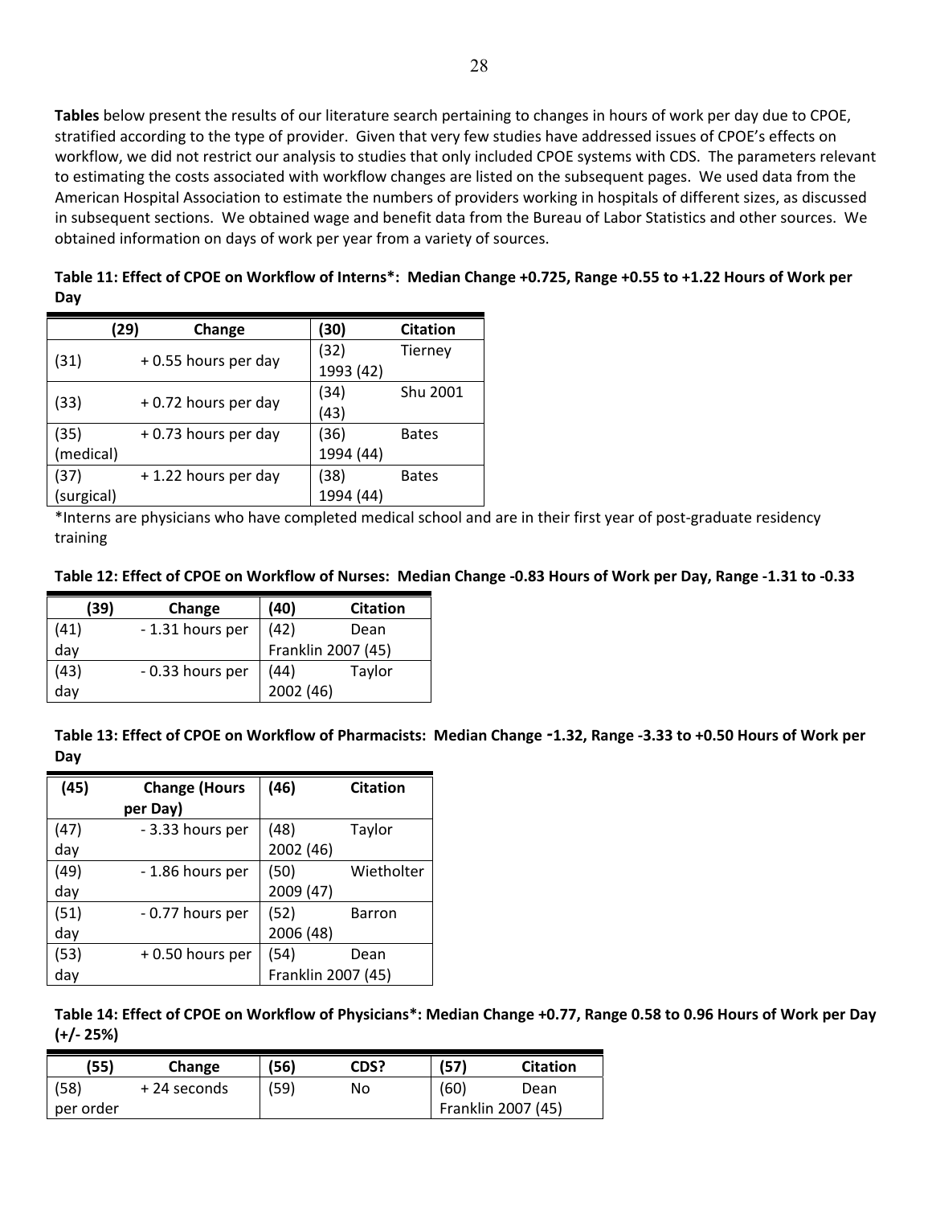**Tables** below present the results of our literature search pertaining to changes in hours of work per day due to CPOE, stratified according to the type of provider. Given that very few studies have addressed issues of CPOE's effects on workflow, we did not restrict our analysis to studies that only included CPOE systems with CDS. The parameters relevant to estimating the costs associated with workflow changes are listed on the subsequent pages. We used data from the American Hospital Association to estimate the numbers of providers working in hospitals of different sizes, as discussed in subsequent sections. We obtained wage and benefit data from the Bureau of Labor Statistics and other sources. We obtained information on days of work per year from a variety of sources.

**Table 11: Effect of CPOE on Workflow of Interns*: Median Change +0.725, Range +0.55 to +1.22 Hours of Work per Day**

| (29) | Change | (30) | Citation |
|---|---|---|---|
| (31) | + 0.55 hours per day | (32) | Tierney 1993 (42) |
| (33) | + 0.72 hours per day | (34) | Shu 2001 (43) |
| (35) (medical) | + 0.73 hours per day | (36) | Bates 1994 (44) |
| (37) (surgical) | + 1.22 hours per day | (38) | Bates 1994 (44) |

*Interns are physicians who have completed medical school and are in their first year of post-graduate residency training

**Table 12: Effect of CPOE on Workflow of Nurses: Median Change -0.83 Hours of Work per Day, Range -1.31 to -0.33**

| (39) | Change | (40) | Citation |
|---|---|---|---|
| (41) | - 1.31 hours per day | (42) | Dean Franklin 2007 (45) |
| (43) | - 0.33 hours per day | (44) | Taylor 2002 (46) |

**Table 13: Effect of CPOE on Workflow of Pharmacists: Median Change -1.32, Range -3.33 to +0.50 Hours of Work per Day**

| (45) | Change (Hours per Day) | (46) | Citation |
|---|---|---|---|
| (47) | - 3.33 hours per day | (48) | Taylor 2002 (46) |
| (49) | - 1.86 hours per day | (50) | Wietholter 2009 (47) |
| (51) | - 0.77 hours per day | (52) | Barron 2006 (48) |
| (53) | + 0.50 hours per day | (54) | Dean Franklin 2007 (45) |

**Table 14: Effect of CPOE on Workflow of Physicians*: Median Change +0.77, Range 0.58 to 0.96 Hours of Work per Day (+/- 25%)**

| (55) | Change | (56) | CDS? | (57) | Citation |
|---|---|---|---|---|---|
| (58) | + 24 seconds per order | (59) | No | (60) | Dean Franklin 2007 (45) |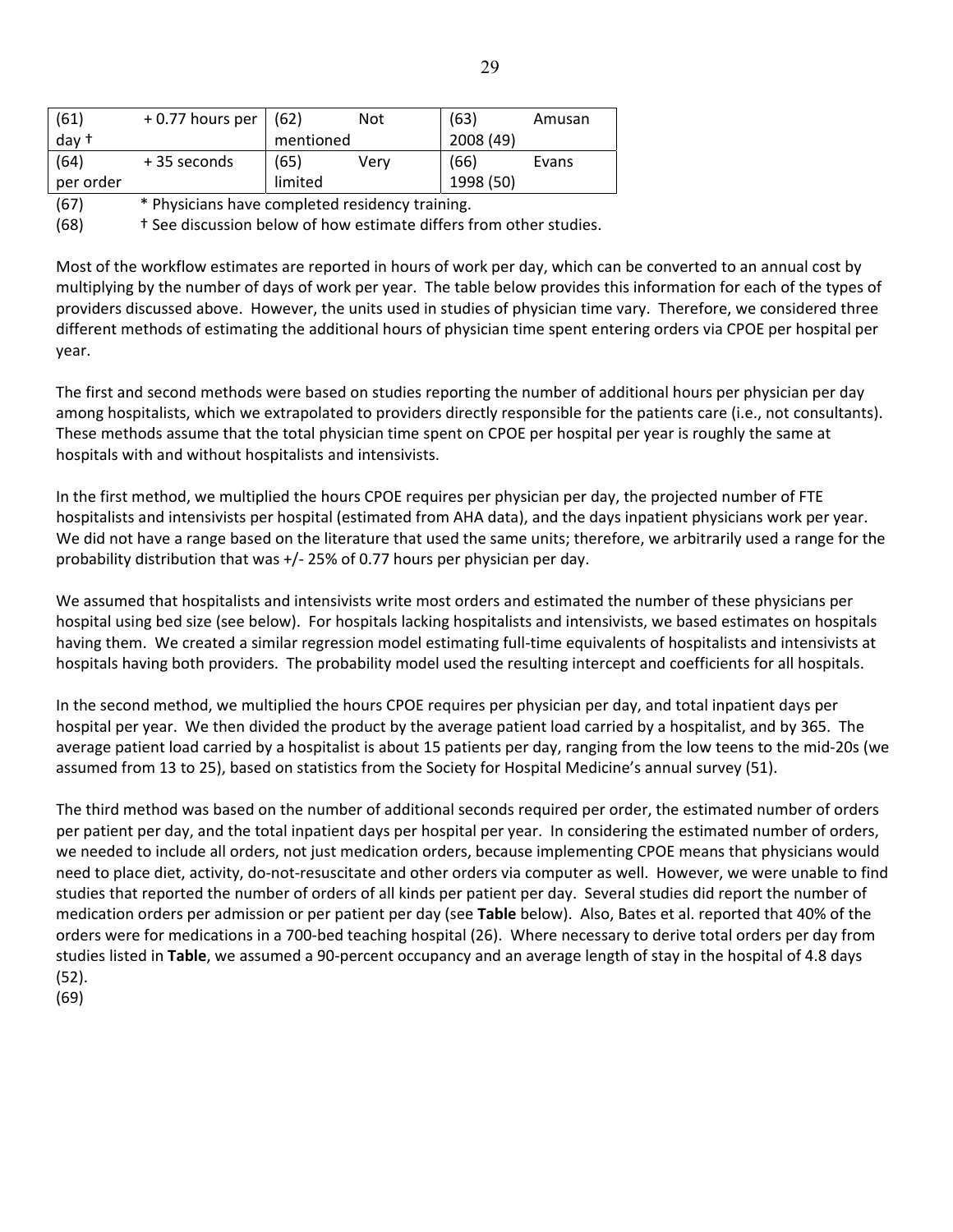| (61) day † | + 0.77 hours per | (62) Not mentioned | (63) Amusan 2008 (49) |
|---|---|---|---|
| (64) per order | + 35 seconds | (65) Very limited | (66) Evans 1998 (50) |

(67) * Physicians have completed residency training.

(68) † See discussion below of how estimate differs from other studies.

Most of the workflow estimates are reported in hours of work per day, which can be converted to an annual cost by multiplying by the number of days of work per year. The table below provides this information for each of the types of providers discussed above. However, the units used in studies of physician time vary. Therefore, we considered three different methods of estimating the additional hours of physician time spent entering orders via CPOE per hospital per year.

The first and second methods were based on studies reporting the number of additional hours per physician per day among hospitalists, which we extrapolated to providers directly responsible for the patients care (i.e., not consultants). These methods assume that the total physician time spent on CPOE per hospital per year is roughly the same at hospitals with and without hospitalists and intensivists.

In the first method, we multiplied the hours CPOE requires per physician per day, the projected number of FTE hospitalists and intensivists per hospital (estimated from AHA data), and the days inpatient physicians work per year. We did not have a range based on the literature that used the same units; therefore, we arbitrarily used a range for the probability distribution that was +/- 25% of 0.77 hours per physician per day.

We assumed that hospitalists and intensivists write most orders and estimated the number of these physicians per hospital using bed size (see below). For hospitals lacking hospitalists and intensivists, we based estimates on hospitals having them. We created a similar regression model estimating full-time equivalents of hospitalists and intensivists at hospitals having both providers. The probability model used the resulting intercept and coefficients for all hospitals.

In the second method, we multiplied the hours CPOE requires per physician per day, and total inpatient days per hospital per year. We then divided the product by the average patient load carried by a hospitalist, and by 365. The average patient load carried by a hospitalist is about 15 patients per day, ranging from the low teens to the mid-20s (we assumed from 13 to 25), based on statistics from the Society for Hospital Medicine's annual survey (51).

The third method was based on the number of additional seconds required per order, the estimated number of orders per patient per day, and the total inpatient days per hospital per year. In considering the estimated number of orders, we needed to include all orders, not just medication orders, because implementing CPOE means that physicians would need to place diet, activity, do-not-resuscitate and other orders via computer as well. However, we were unable to find studies that reported the number of orders of all kinds per patient per day. Several studies did report the number of medication orders per admission or per patient per day (see **Table** below). Also, Bates et al. reported that 40% of the orders were for medications in a 700-bed teaching hospital (26). Where necessary to derive total orders per day from studies listed in **Table**, we assumed a 90-percent occupancy and an average length of stay in the hospital of 4.8 days (52).

(69)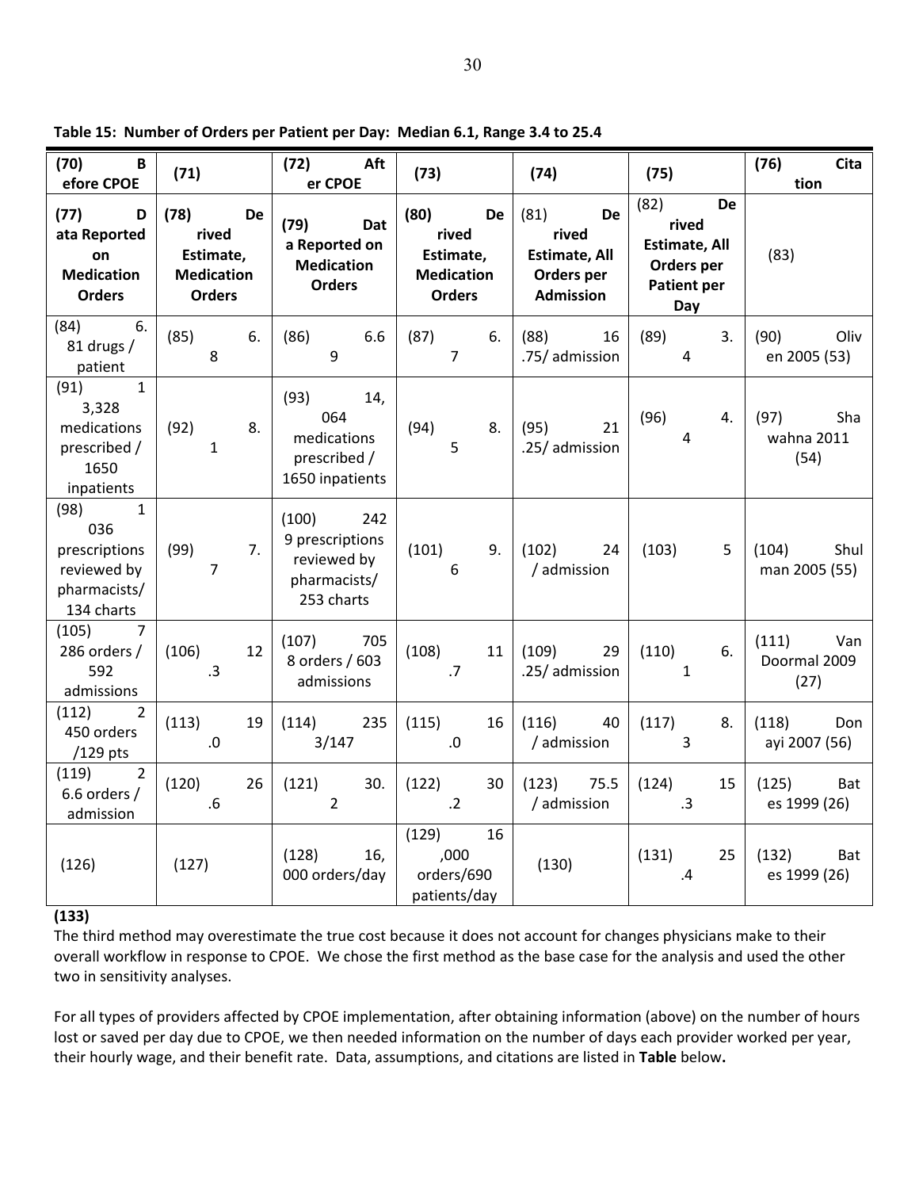**Table 15: Number of Orders per Patient per Day: Median 6.1, Range 3.4 to 25.4**

| (70) Before CPOE | (71) | (72) After CPOE | (73) | (74) | (75) | (76) Citation |
|---|---|---|---|---|---|---|
| (77) Data Reported on Medication Orders | (78) Derived Estimate, Medication Orders | (79) Data Reported on Medication Orders | (80) Derived Estimate, Medication Orders | (81) Derived Estimate, All Orders per Admission | (82) Derived Estimate, All Orders per Patient per Day | (83) |
| (84) 6.81 drugs / patient | (85) 6.8 | (86) 6.69 | (87) 6.7 | (88) 16.75/ admission | (89) 3.4 | (90) Oliven 2005 (53) |
| (91) 13,328 medications prescribed / 1650 inpatients | (92) 8.1 | (93) 14,064 medications prescribed / 1650 inpatients | (94) 8.5 | (95) 21.25/ admission | (96) 4.4 | (97) Shawahna 2011 (54) |
| (98) 1036 prescriptions reviewed by pharmacists/ 134 charts | (99) 7.7 | (100) 2429 prescriptions reviewed by pharmacists/ 253 charts | (101) 9.6 | (102) 24 / admission | (103) 5 | (104) Shulman 2005 (55) |
| (105) 7286 orders / 592 admissions | (106) 12.3 | (107) 7058 orders / 603 admissions | (108) 11.7 | (109) 29.25/ admission | (110) 6.1 | (111) Van Doormal 2009 (27) |
| (112) 2450 orders /129 pts | (113) 19.0 | (114) 2353/147 | (115) 16.0 | (116) 40 / admission | (117) 8.3 | (118) Donayi 2007 (56) |
| (119) 26.6 orders / admission | (120) 26.6 | (121) 30.2 | (122) 30.2 | (123) 75.5 / admission | (124) 15.3 | (125) Bates 1999 (26) |
| (126) | (127) | (128) 16,000 orders/day | (129) 16,000 orders/690 patients/day | (130) | (131) 25.4 | (132) Bates 1999 (26) |

**(133)**

The third method may overestimate the true cost because it does not account for changes physicians make to their overall workflow in response to CPOE. We chose the first method as the base case for the analysis and used the other two in sensitivity analyses.

For all types of providers affected by CPOE implementation, after obtaining information (above) on the number of hours lost or saved per day due to CPOE, we then needed information on the number of days each provider worked per year, their hourly wage, and their benefit rate. Data, assumptions, and citations are listed in **Table** below**.**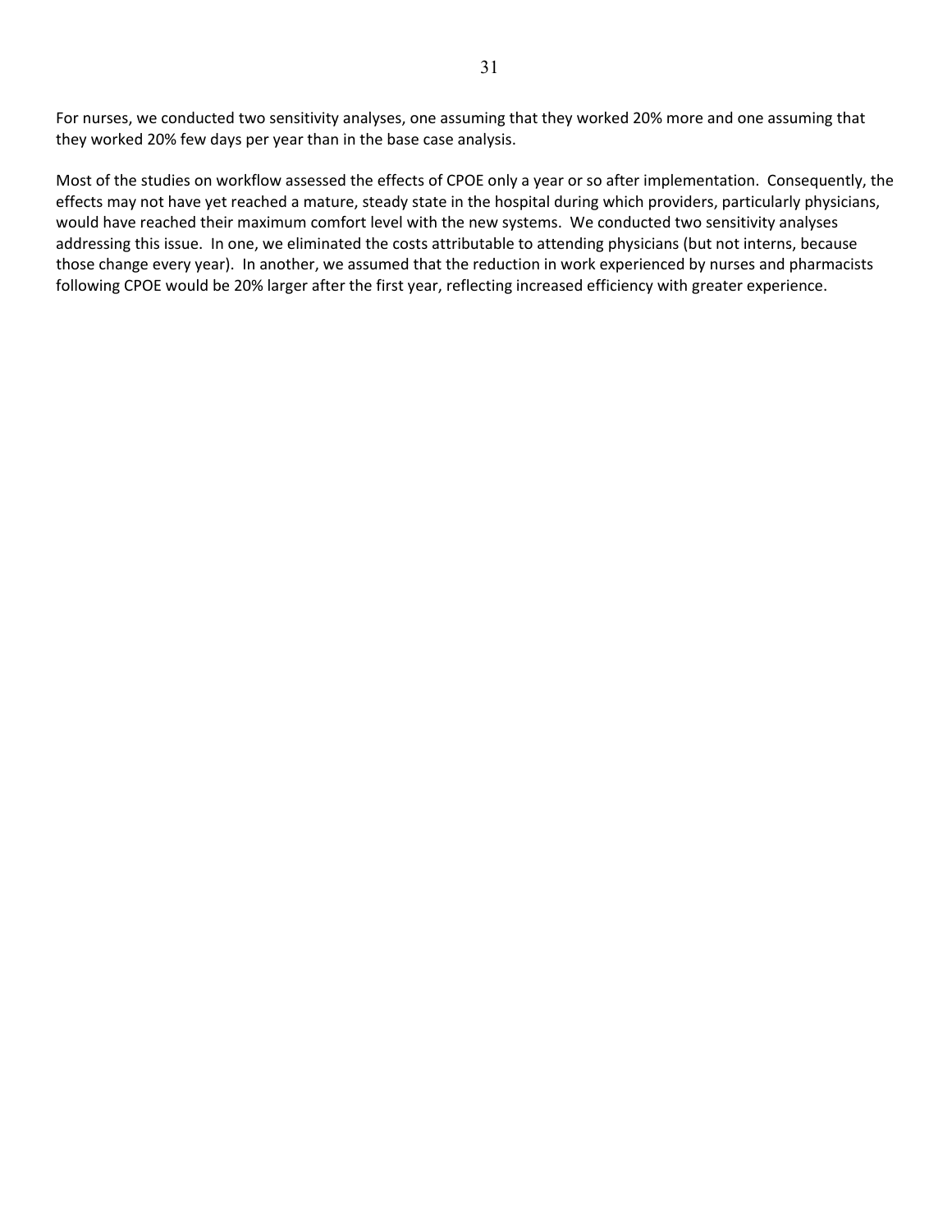For nurses, we conducted two sensitivity analyses, one assuming that they worked 20% more and one assuming that they worked 20% few days per year than in the base case analysis.

Most of the studies on workflow assessed the effects of CPOE only a year or so after implementation. Consequently, the effects may not have yet reached a mature, steady state in the hospital during which providers, particularly physicians, would have reached their maximum comfort level with the new systems. We conducted two sensitivity analyses addressing this issue. In one, we eliminated the costs attributable to attending physicians (but not interns, because those change every year). In another, we assumed that the reduction in work experienced by nurses and pharmacists following CPOE would be 20% larger after the first year, reflecting increased efficiency with greater experience.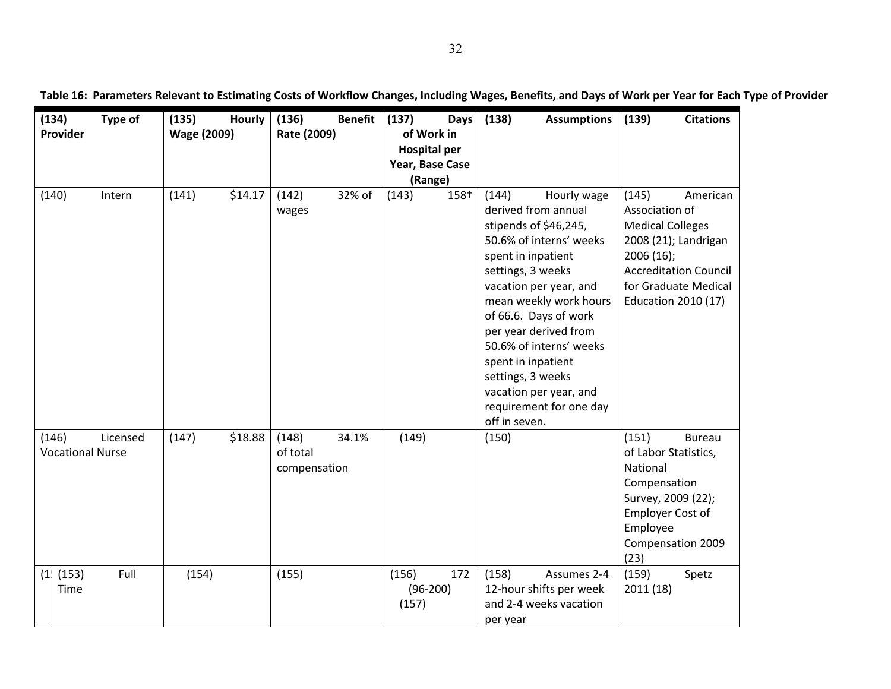**Table 16: Parameters Relevant to Estimating Costs of Workflow Changes, Including Wages, Benefits, and Days of Work per Year for Each Type of Provider**

| (134) Type of Provider | (135) Hourly Wage (2009) | (136) Benefit Rate (2009) | (137) Days of Work in Hospital per Year, Base Case (Range) | (138) Assumptions | (139) Citations |
|---|---|---|---|---|---|
| (140) Intern | (141) $14.17 | (142) 32% of wages | (143) 158† | (144) Hourly wage derived from annual stipends of $46,245, 50.6% of interns' weeks spent in inpatient settings, 3 weeks vacation per year, and mean weekly work hours of 66.6. Days of work per year derived from 50.6% of interns' weeks spent in inpatient settings, 3 weeks vacation per year, and requirement for one day off in seven. | (145) American Association of Medical Colleges 2008 (21); Landrigan 2006 (16); Accreditation Council for Graduate Medical Education 2010 (17) |
| (146) Licensed Vocational Nurse | (147) $18.88 | (148) 34.1% of total compensation | (149) | (150) | (151) Bureau of Labor Statistics, National Compensation Survey, 2009 (22); Employer Cost of Employee Compensation 2009 (23) |
| (1 (153) Full Time | (154) | (155) | (156) 172 (96-200) (157) | (158) Assumes 2-4 12-hour shifts per week and 2-4 weeks vacation per year | (159) Spetz 2011 (18) |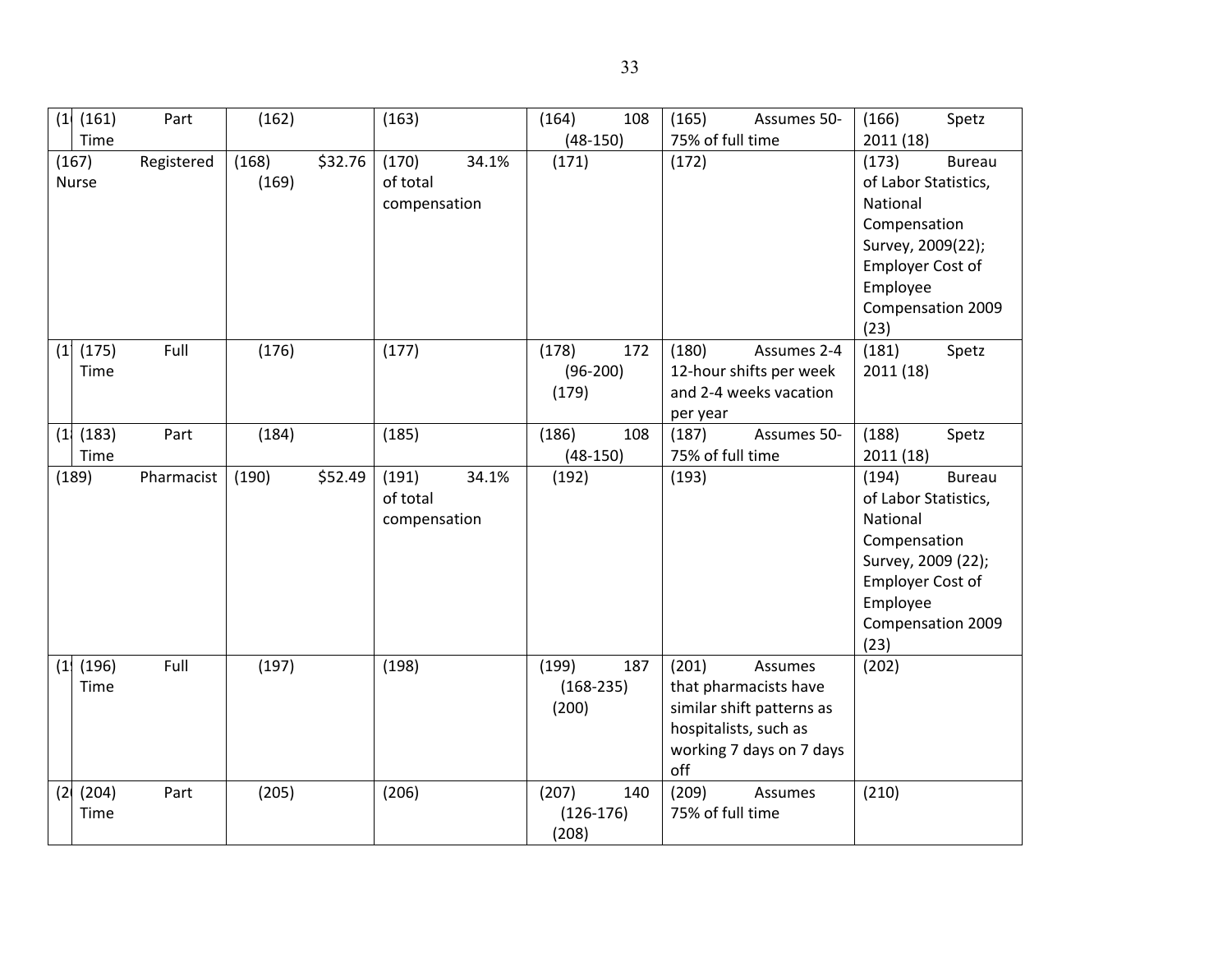| (1 | (161) Part Time | (162) | (163) | (164) 108 (48-150) | (165) Assumes 50-75% of full time | (166) Spetz 2011 (18) |
|---|---|---|---|---|---|---|
| (167) Registered Nurse | | (168) $32.76 (169) | (170) 34.1% of total compensation | (171) | (172) | (173) Bureau of Labor Statistics, National Compensation Survey, 2009(22); Employer Cost of Employee Compensation 2009 (23) |
| (1 | (175) Full Time | (176) | (177) | (178) 172 (96-200) (179) | (180) Assumes 2-4 12-hour shifts per week and 2-4 weeks vacation per year | (181) Spetz 2011 (18) |
| (1 | (183) Part Time | (184) | (185) | (186) 108 (48-150) | (187) Assumes 50-75% of full time | (188) Spetz 2011 (18) |
| (189) Pharmacist | | (190) $52.49 | (191) 34.1% of total compensation | (192) | (193) | (194) Bureau of Labor Statistics, National Compensation Survey, 2009 (22); Employer Cost of Employee Compensation 2009 (23) |
| (1 | (196) Full Time | (197) | (198) | (199) 187 (168-235) (200) | (201) Assumes that pharmacists have similar shift patterns as hospitalists, such as working 7 days on 7 days off | (202) |
| (2 | (204) Part Time | (205) | (206) | (207) 140 (126-176) (208) | (209) Assumes 75% of full time | (210) |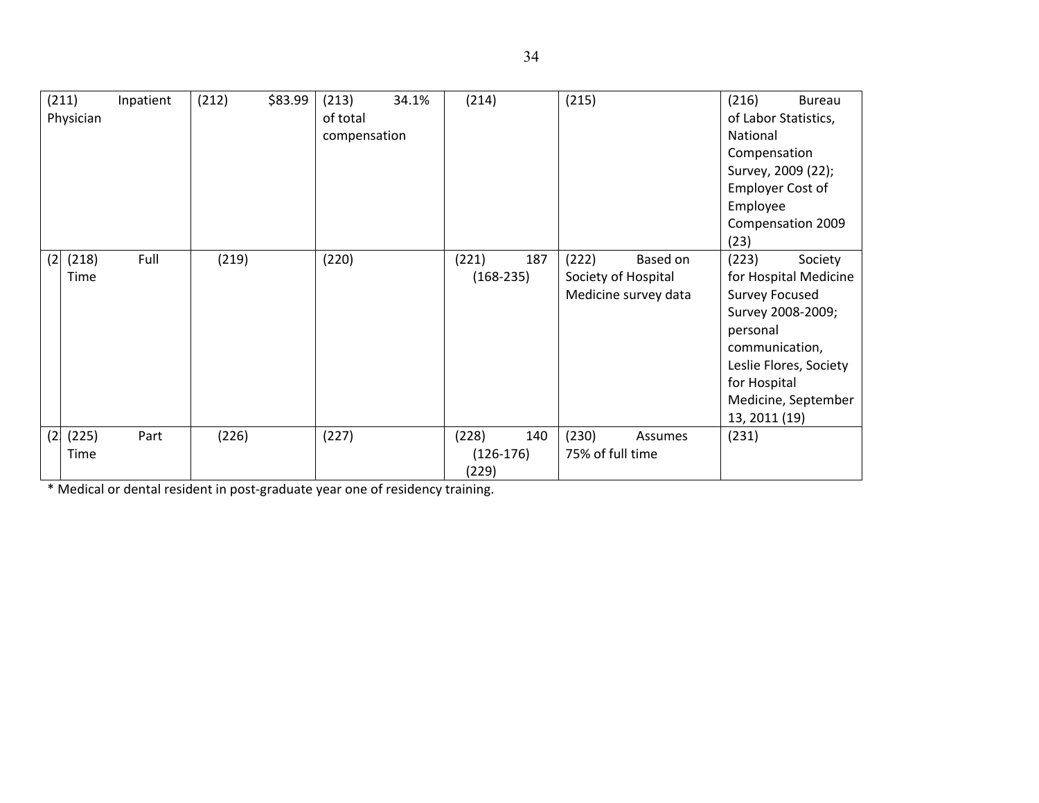| | | | | | |
|---|---|---|---|---|---|
| (211) Inpatient Physician | (212) $83.99 | (213) 34.1% of total compensation | (214) | (215) | (216) Bureau of Labor Statistics, National Compensation Survey, 2009 (22); Employer Cost of Employee Compensation 2009 (23) |
| (2 (218) Full Time | (219) | (220) | (221) 187 (168-235) | (222) Based on Society of Hospital Medicine survey data | (223) Society for Hospital Medicine Survey Focused Survey 2008-2009; personal communication, Leslie Flores, Society for Hospital Medicine, September 13, 2011 (19) |
| (2 (225) Part Time | (226) | (227) | (228) 140 (126-176) (229) | (230) Assumes 75% of full time | (231) |

* Medical or dental resident in post-graduate year one of residency training.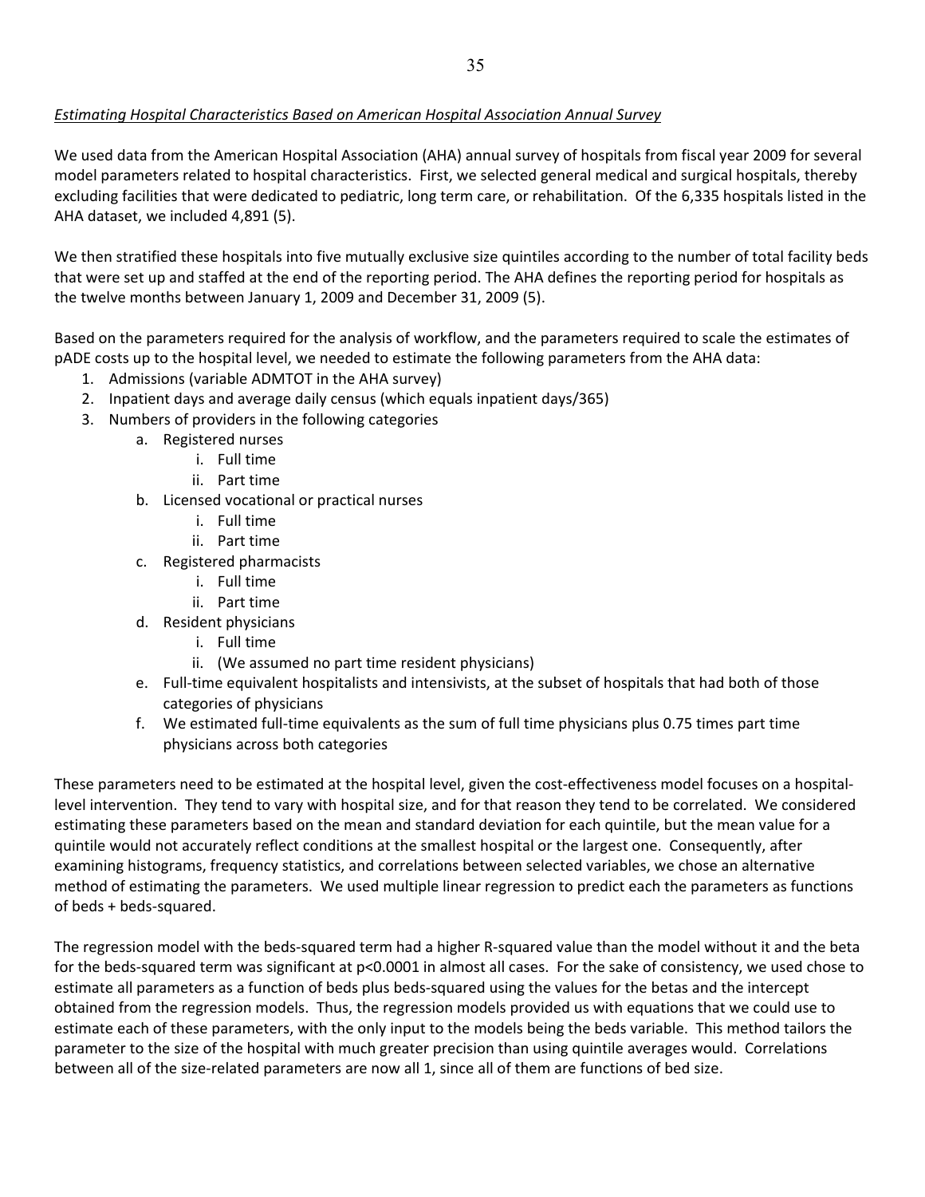*Estimating Hospital Characteristics Based on American Hospital Association Annual Survey*

We used data from the American Hospital Association (AHA) annual survey of hospitals from fiscal year 2009 for several model parameters related to hospital characteristics. First, we selected general medical and surgical hospitals, thereby excluding facilities that were dedicated to pediatric, long term care, or rehabilitation. Of the 6,335 hospitals listed in the AHA dataset, we included 4,891 (5).

We then stratified these hospitals into five mutually exclusive size quintiles according to the number of total facility beds that were set up and staffed at the end of the reporting period. The AHA defines the reporting period for hospitals as the twelve months between January 1, 2009 and December 31, 2009 (5).

Based on the parameters required for the analysis of workflow, and the parameters required to scale the estimates of pADE costs up to the hospital level, we needed to estimate the following parameters from the AHA data:

1. Admissions (variable ADMTOT in the AHA survey)
2. Inpatient days and average daily census (which equals inpatient days/365)
3. Numbers of providers in the following categories
   a. Registered nurses
      i. Full time
      ii. Part time
   b. Licensed vocational or practical nurses
      i. Full time
      ii. Part time
   c. Registered pharmacists
      i. Full time
      ii. Part time
   d. Resident physicians
      i. Full time
      ii. (We assumed no part time resident physicians)
   e. Full-time equivalent hospitalists and intensivists, at the subset of hospitals that had both of those categories of physicians
   f. We estimated full-time equivalents as the sum of full time physicians plus 0.75 times part time physicians across both categories

These parameters need to be estimated at the hospital level, given the cost-effectiveness model focuses on a hospital-level intervention. They tend to vary with hospital size, and for that reason they tend to be correlated. We considered estimating these parameters based on the mean and standard deviation for each quintile, but the mean value for a quintile would not accurately reflect conditions at the smallest hospital or the largest one. Consequently, after examining histograms, frequency statistics, and correlations between selected variables, we chose an alternative method of estimating the parameters. We used multiple linear regression to predict each the parameters as functions of beds + beds-squared.

The regression model with the beds-squared term had a higher R-squared value than the model without it and the beta for the beds-squared term was significant at $p<0.0001$ in almost all cases. For the sake of consistency, we used chose to estimate all parameters as a function of beds plus beds-squared using the values for the betas and the intercept obtained from the regression models. Thus, the regression models provided us with equations that we could use to estimate each of these parameters, with the only input to the models being the beds variable. This method tailors the parameter to the size of the hospital with much greater precision than using quintile averages would. Correlations between all of the size-related parameters are now all 1, since all of them are functions of bed size.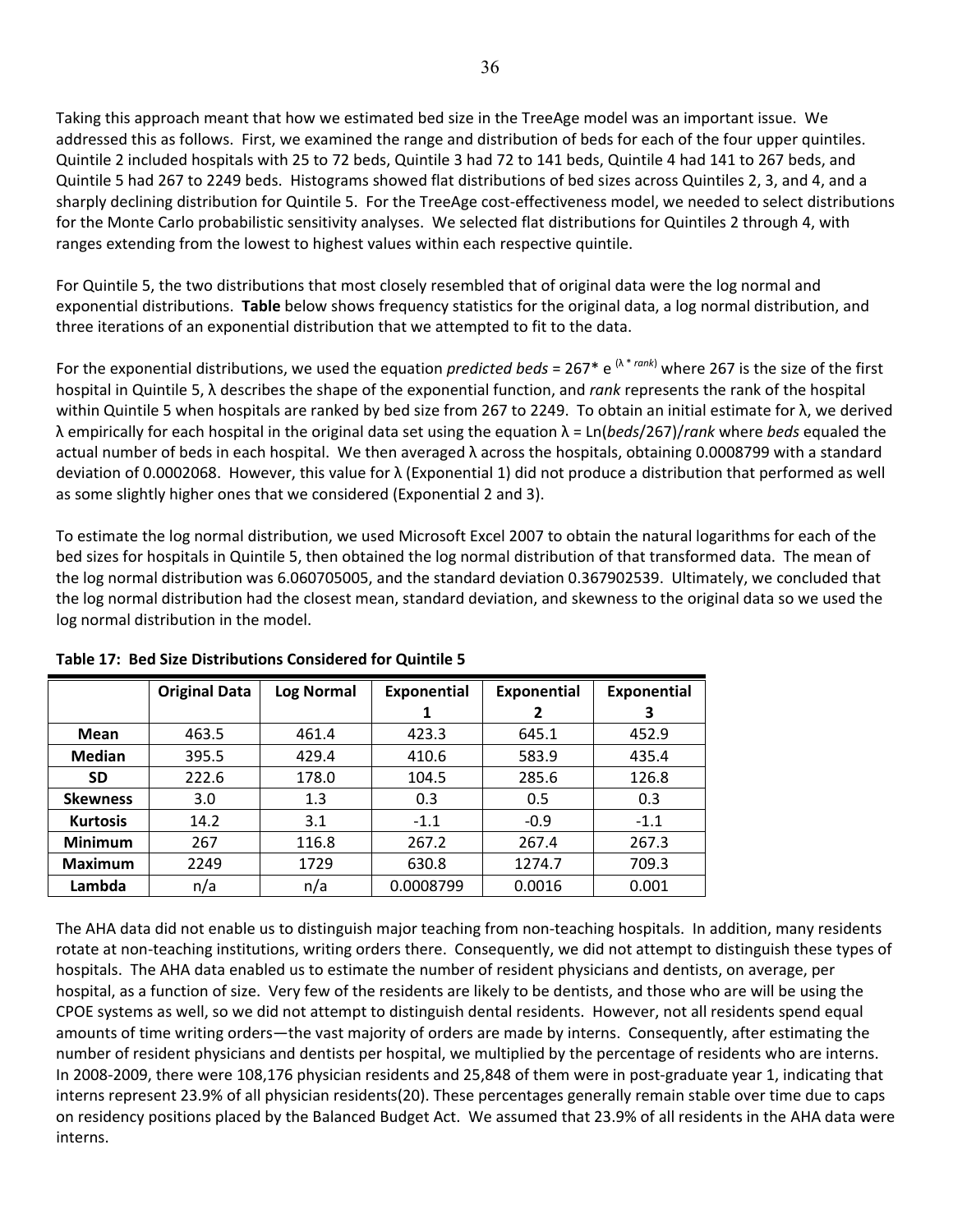Taking this approach meant that how we estimated bed size in the TreeAge model was an important issue. We addressed this as follows. First, we examined the range and distribution of beds for each of the four upper quintiles. Quintile 2 included hospitals with 25 to 72 beds, Quintile 3 had 72 to 141 beds, Quintile 4 had 141 to 267 beds, and Quintile 5 had 267 to 2249 beds. Histograms showed flat distributions of bed sizes across Quintiles 2, 3, and 4, and a sharply declining distribution for Quintile 5. For the TreeAge cost-effectiveness model, we needed to select distributions for the Monte Carlo probabilistic sensitivity analyses. We selected flat distributions for Quintiles 2 through 4, with ranges extending from the lowest to highest values within each respective quintile.

For Quintile 5, the two distributions that most closely resembled that of original data were the log normal and exponential distributions. **Table** below shows frequency statistics for the original data, a log normal distribution, and three iterations of an exponential distribution that we attempted to fit to the data.

For the exponential distributions, we used the equation *predicted beds* = $267 * e^{(\lambda * rank)}$ where 267 is the size of the first hospital in Quintile 5, λ describes the shape of the exponential function, and *rank* represents the rank of the hospital within Quintile 5 when hospitals are ranked by bed size from 267 to 2249. To obtain an initial estimate for λ, we derived λ empirically for each hospital in the original data set using the equation $\lambda = \text{Ln}(beds/267)/rank$ where *beds* equaled the actual number of beds in each hospital. We then averaged λ across the hospitals, obtaining 0.0008799 with a standard deviation of 0.0002068. However, this value for λ (Exponential 1) did not produce a distribution that performed as well as some slightly higher ones that we considered (Exponential 2 and 3).

To estimate the log normal distribution, we used Microsoft Excel 2007 to obtain the natural logarithms for each of the bed sizes for hospitals in Quintile 5, then obtained the log normal distribution of that transformed data. The mean of the log normal distribution was 6.060705005, and the standard deviation 0.367902539. Ultimately, we concluded that the log normal distribution had the closest mean, standard deviation, and skewness to the original data so we used the log normal distribution in the model.

**Table 17: Bed Size Distributions Considered for Quintile 5**

| | Original Data | Log Normal | Exponential 1 | Exponential 2 | Exponential 3 |
|---|---|---|---|---|---|
| **Mean** | 463.5 | 461.4 | 423.3 | 645.1 | 452.9 |
| **Median** | 395.5 | 429.4 | 410.6 | 583.9 | 435.4 |
| **SD** | 222.6 | 178.0 | 104.5 | 285.6 | 126.8 |
| **Skewness** | 3.0 | 1.3 | 0.3 | 0.5 | 0.3 |
| **Kurtosis** | 14.2 | 3.1 | -1.1 | -0.9 | -1.1 |
| **Minimum** | 267 | 116.8 | 267.2 | 267.4 | 267.3 |
| **Maximum** | 2249 | 1729 | 630.8 | 1274.7 | 709.3 |
| **Lambda** | n/a | n/a | 0.0008799 | 0.0016 | 0.001 |

The AHA data did not enable us to distinguish major teaching from non-teaching hospitals. In addition, many residents rotate at non-teaching institutions, writing orders there. Consequently, we did not attempt to distinguish these types of hospitals. The AHA data enabled us to estimate the number of resident physicians and dentists, on average, per hospital, as a function of size. Very few of the residents are likely to be dentists, and those who are will be using the CPOE systems as well, so we did not attempt to distinguish dental residents. However, not all residents spend equal amounts of time writing orders—the vast majority of orders are made by interns. Consequently, after estimating the number of resident physicians and dentists per hospital, we multiplied by the percentage of residents who are interns. In 2008-2009, there were 108,176 physician residents and 25,848 of them were in post-graduate year 1, indicating that interns represent 23.9% of all physician residents(20). These percentages generally remain stable over time due to caps on residency positions placed by the Balanced Budget Act. We assumed that 23.9% of all residents in the AHA data were interns.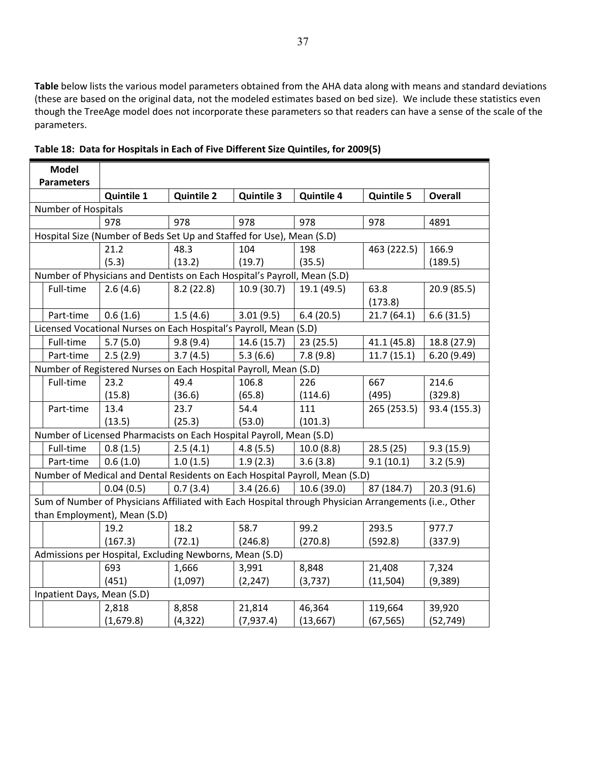**Table** below lists the various model parameters obtained from the AHA data along with means and standard deviations (these are based on the original data, not the modeled estimates based on bed size). We include these statistics even though the TreeAge model does not incorporate these parameters so that readers can have a sense of the scale of the parameters.

**Table 18: Data for Hospitals in Each of Five Different Size Quintiles, for 2009(5)**

| Model Parameters | Quintile 1 | Quintile 2 | Quintile 3 | Quintile 4 | Quintile 5 | Overall |
|---|---|---|---|---|---|---|
| **Number of Hospitals** | | | | | | |
| | 978 | 978 | 978 | 978 | 978 | 4891 |
| **Hospital Size (Number of Beds Set Up and Staffed for Use), Mean (S.D)** | | | | | | |
| | 21.2 (5.3) | 48.3 (13.2) | 104 (19.7) | 198 (35.5) | 463 (222.5) | 166.9 (189.5) |
| **Number of Physicians and Dentists on Each Hospital's Payroll, Mean (S.D)** | | | | | | |
| Full-time | 2.6 (4.6) | 8.2 (22.8) | 10.9 (30.7) | 19.1 (49.5) | 63.8 (173.8) | 20.9 (85.5) |
| Part-time | 0.6 (1.6) | 1.5 (4.6) | 3.01 (9.5) | 6.4 (20.5) | 21.7 (64.1) | 6.6 (31.5) |
| **Licensed Vocational Nurses on Each Hospital's Payroll, Mean (S.D)** | | | | | | |
| Full-time | 5.7 (5.0) | 9.8 (9.4) | 14.6 (15.7) | 23 (25.5) | 41.1 (45.8) | 18.8 (27.9) |
| Part-time | 2.5 (2.9) | 3.7 (4.5) | 5.3 (6.6) | 7.8 (9.8) | 11.7 (15.1) | 6.20 (9.49) |
| **Number of Registered Nurses on Each Hospital Payroll, Mean (S.D)** | | | | | | |
| Full-time | 23.2 (15.8) | 49.4 (36.6) | 106.8 (65.8) | 226 (114.6) | 667 (495) | 214.6 (329.8) |
| Part-time | 13.4 (13.5) | 23.7 (25.3) | 54.4 (53.0) | 111 (101.3) | 265 (253.5) | 93.4 (155.3) |
| **Number of Licensed Pharmacists on Each Hospital Payroll, Mean (S.D)** | | | | | | |
| Full-time | 0.8 (1.5) | 2.5 (4.1) | 4.8 (5.5) | 10.0 (8.8) | 28.5 (25) | 9.3 (15.9) |
| Part-time | 0.6 (1.0) | 1.0 (1.5) | 1.9 (2.3) | 3.6 (3.8) | 9.1 (10.1) | 3.2 (5.9) |
| **Number of Medical and Dental Residents on Each Hospital Payroll, Mean (S.D)** | | | | | | |
| | 0.04 (0.5) | 0.7 (3.4) | 3.4 (26.6) | 10.6 (39.0) | 87 (184.7) | 20.3 (91.6) |
| **Sum of Number of Physicians Affiliated with Each Hospital through Physician Arrangements (i.e., Other than Employment), Mean (S.D)** | | | | | | |
| | 19.2 (167.3) | 18.2 (72.1) | 58.7 (246.8) | 99.2 (270.8) | 293.5 (592.8) | 977.7 (337.9) |
| **Admissions per Hospital, Excluding Newborns, Mean (S.D)** | | | | | | |
| | 693 (451) | 1,666 (1,097) | 3,991 (2,247) | 8,848 (3,737) | 21,408 (11,504) | 7,324 (9,389) |
| **Inpatient Days, Mean (S.D)** | | | | | | |
| | 2,818 (1,679.8) | 8,858 (4,322) | 21,814 (7,937.4) | 46,364 (13,667) | 119,664 (67,565) | 39,920 (52,749) |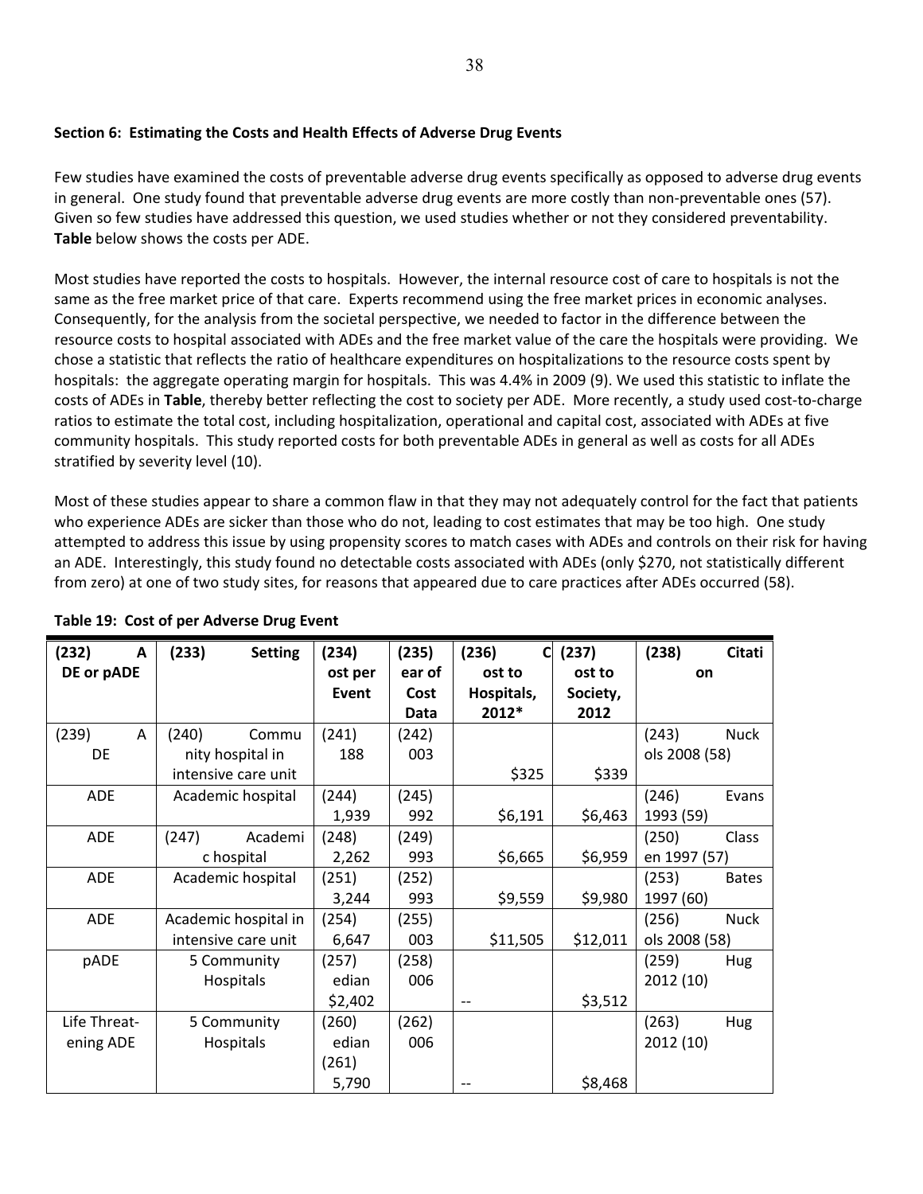## Section 6: Estimating the Costs and Health Effects of Adverse Drug Events

Few studies have examined the costs of preventable adverse drug events specifically as opposed to adverse drug events in general. One study found that preventable adverse drug events are more costly than non-preventable ones (57). Given so few studies have addressed this question, we used studies whether or not they considered preventability. **Table** below shows the costs per ADE.

Most studies have reported the costs to hospitals. However, the internal resource cost of care to hospitals is not the same as the free market price of that care. Experts recommend using the free market prices in economic analyses. Consequently, for the analysis from the societal perspective, we needed to factor in the difference between the resource costs to hospital associated with ADEs and the free market value of the care the hospitals were providing. We chose a statistic that reflects the ratio of healthcare expenditures on hospitalizations to the resource costs spent by hospitals: the aggregate operating margin for hospitals. This was 4.4% in 2009 (9). We used this statistic to inflate the costs of ADEs in **Table**, thereby better reflecting the cost to society per ADE. More recently, a study used cost-to-charge ratios to estimate the total cost, including hospitalization, operational and capital cost, associated with ADEs at five community hospitals. This study reported costs for both preventable ADEs in general as well as costs for all ADEs stratified by severity level (10).

Most of these studies appear to share a common flaw in that they may not adequately control for the fact that patients who experience ADEs are sicker than those who do not, leading to cost estimates that may be too high. One study attempted to address this issue by using propensity scores to match cases with ADEs and controls on their risk for having an ADE. Interestingly, this study found no detectable costs associated with ADEs (only $270, not statistically different from zero) at one of two study sites, for reasons that appeared due to care practices after ADEs occurred (58).

**Table 19: Cost of per Adverse Drug Event**

| (232) ADE or pADE | (233) Setting | (234) Cost per Event | (235) Year of Cost Data | (236) Cost to Hospitals, 2012* | (237) Cost to Society, 2012 | (238) Citation |
|---|---|---|---|---|---|---|
| (239) ADE | (240) Community hospital in intensive care unit | (241) 188 | (242) 2003 | $325 | $339 | (243) Nuckols 2008 (58) |
| ADE | Academic hospital | (244) 1,939 | (245) 1992 | $6,191 | $6,463 | (246) Evans 1993 (59) |
| ADE | (247) Academic hospital | (248) 2,262 | (249) 1993 | $6,665 | $6,959 | (250) Classen 1997 (57) |
| ADE | Academic hospital | (251) 3,244 | (252) 1993 | $9,559 | $9,980 | (253) Bates 1997 (60) |
| ADE | Academic hospital in intensive care unit | (254) 6,647 | (255) 2003 | $11,505 | $12,011 | (256) Nuckols 2008 (58) |
| pADE | 5 Community Hospitals | (257) Median $2,402 | (258) 2006 | -- | $3,512 | (259) Hug 2012 (10) |
| Life Threatening ADE | 5 Community Hospitals | (260) Median (261) 5,790 | (262) 2006 | -- | $8,468 | (263) Hug 2012 (10) |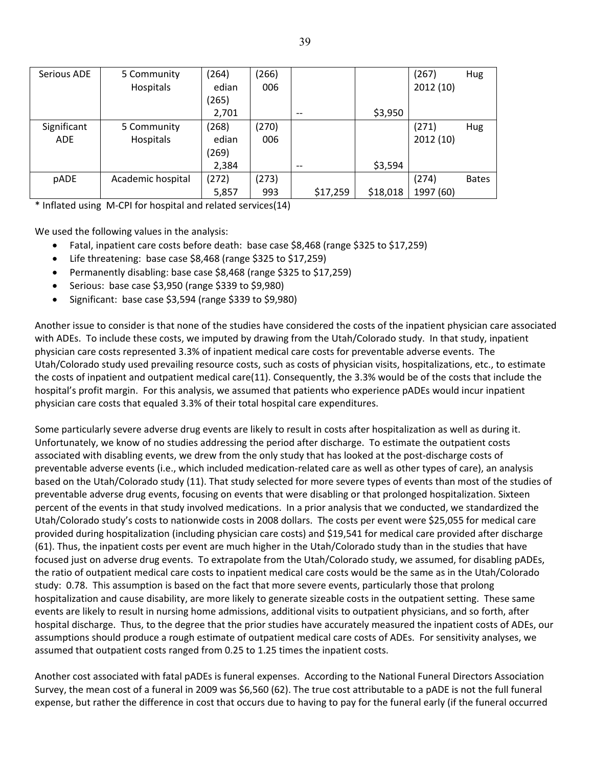| | | | | | | |
|---|---|---|---|---|---|---|
| Serious ADE | 5 Community Hospitals | (264) edian (265) 2,701 | (266) 006 | -- | $3,950 | (267) Hug 2012 (10) |
| Significant ADE | 5 Community Hospitals | (268) edian (269) 2,384 | (270) 006 | -- | $3,594 | (271) Hug 2012 (10) |
| pADE | Academic hospital | (272) 5,857 | (273) 993 | $17,259 | $18,018 | (274) Bates 1997 (60) |

* Inflated using M-CPI for hospital and related services(14)

We used the following values in the analysis:

- Fatal, inpatient care costs before death: base case $8,468 (range $325 to $17,259)
- Life threatening: base case $8,468 (range $325 to $17,259)
- Permanently disabling: base case $8,468 (range $325 to $17,259)
- Serious: base case $3,950 (range $339 to $9,980)
- Significant: base case $3,594 (range $339 to $9,980)

Another issue to consider is that none of the studies have considered the costs of the inpatient physician care associated with ADEs. To include these costs, we imputed by drawing from the Utah/Colorado study. In that study, inpatient physician care costs represented 3.3% of inpatient medical care costs for preventable adverse events. The Utah/Colorado study used prevailing resource costs, such as costs of physician visits, hospitalizations, etc., to estimate the costs of inpatient and outpatient medical care(11). Consequently, the 3.3% would be of the costs that include the hospital's profit margin. For this analysis, we assumed that patients who experience pADEs would incur inpatient physician care costs that equaled 3.3% of their total hospital care expenditures.

Some particularly severe adverse drug events are likely to result in costs after hospitalization as well as during it. Unfortunately, we know of no studies addressing the period after discharge. To estimate the outpatient costs associated with disabling events, we drew from the only study that has looked at the post-discharge costs of preventable adverse events (i.e., which included medication-related care as well as other types of care), an analysis based on the Utah/Colorado study (11). That study selected for more severe types of events than most of the studies of preventable adverse drug events, focusing on events that were disabling or that prolonged hospitalization. Sixteen percent of the events in that study involved medications. In a prior analysis that we conducted, we standardized the Utah/Colorado study's costs to nationwide costs in 2008 dollars. The costs per event were $25,055 for medical care provided during hospitalization (including physician care costs) and $19,541 for medical care provided after discharge (61). Thus, the inpatient costs per event are much higher in the Utah/Colorado study than in the studies that have focused just on adverse drug events. To extrapolate from the Utah/Colorado study, we assumed, for disabling pADEs, the ratio of outpatient medical care costs to inpatient medical care costs would be the same as in the Utah/Colorado study: 0.78. This assumption is based on the fact that more severe events, particularly those that prolong hospitalization and cause disability, are more likely to generate sizeable costs in the outpatient setting. These same events are likely to result in nursing home admissions, additional visits to outpatient physicians, and so forth, after hospital discharge. Thus, to the degree that the prior studies have accurately measured the inpatient costs of ADEs, our assumptions should produce a rough estimate of outpatient medical care costs of ADEs. For sensitivity analyses, we assumed that outpatient costs ranged from 0.25 to 1.25 times the inpatient costs.

Another cost associated with fatal pADEs is funeral expenses. According to the National Funeral Directors Association Survey, the mean cost of a funeral in 2009 was $6,560 (62). The true cost attributable to a pADE is not the full funeral expense, but rather the difference in cost that occurs due to having to pay for the funeral early (if the funeral occurred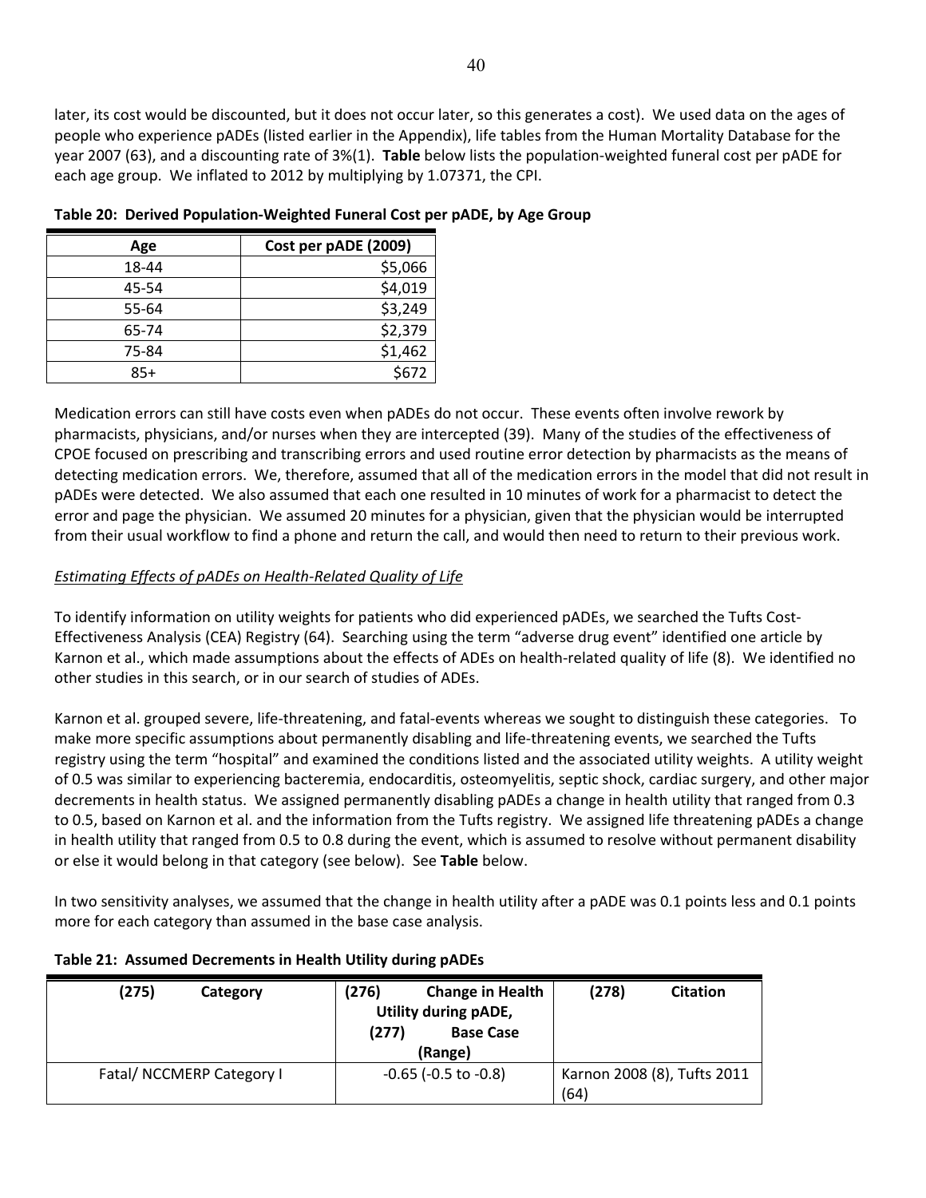later, its cost would be discounted, but it does not occur later, so this generates a cost). We used data on the ages of people who experience pADEs (listed earlier in the Appendix), life tables from the Human Mortality Database for the year 2007 (63), and a discounting rate of 3%(1). **Table** below lists the population-weighted funeral cost per pADE for each age group. We inflated to 2012 by multiplying by 1.07371, the CPI.

**Table 20: Derived Population-Weighted Funeral Cost per pADE, by Age Group**

| Age | Cost per pADE (2009) |
|---|---|
| 18-44 | $5,066 |
| 45-54 | $4,019 |
| 55-64 | $3,249 |
| 65-74 | $2,379 |
| 75-84 | $1,462 |
| 85+ | $672 |

Medication errors can still have costs even when pADEs do not occur. These events often involve rework by pharmacists, physicians, and/or nurses when they are intercepted (39). Many of the studies of the effectiveness of CPOE focused on prescribing and transcribing errors and used routine error detection by pharmacists as the means of detecting medication errors. We, therefore, assumed that all of the medication errors in the model that did not result in pADEs were detected. We also assumed that each one resulted in 10 minutes of work for a pharmacist to detect the error and page the physician. We assumed 20 minutes for a physician, given that the physician would be interrupted from their usual workflow to find a phone and return the call, and would then need to return to their previous work.

*Estimating Effects of pADEs on Health-Related Quality of Life*

To identify information on utility weights for patients who did experienced pADEs, we searched the Tufts Cost-Effectiveness Analysis (CEA) Registry (64). Searching using the term "adverse drug event" identified one article by Karnon et al., which made assumptions about the effects of ADEs on health-related quality of life (8). We identified no other studies in this search, or in our search of studies of ADEs.

Karnon et al. grouped severe, life-threatening, and fatal-events whereas we sought to distinguish these categories. To make more specific assumptions about permanently disabling and life-threatening events, we searched the Tufts registry using the term "hospital" and examined the conditions listed and the associated utility weights. A utility weight of 0.5 was similar to experiencing bacteremia, endocarditis, osteomyelitis, septic shock, cardiac surgery, and other major decrements in health status. We assigned permanently disabling pADEs a change in health utility that ranged from 0.3 to 0.5, based on Karnon et al. and the information from the Tufts registry. We assigned life threatening pADEs a change in health utility that ranged from 0.5 to 0.8 during the event, which is assumed to resolve without permanent disability or else it would belong in that category (see below). See **Table** below.

In two sensitivity analyses, we assumed that the change in health utility after a pADE was 0.1 points less and 0.1 points more for each category than assumed in the base case analysis.

**Table 21: Assumed Decrements in Health Utility during pADEs**

| (275) Category | (276) Change in Health Utility during pADE, (277) Base Case (Range) | (278) Citation |
|---|---|---|
| Fatal/ NCCMERP Category I | -0.65 (-0.5 to -0.8) | Karnon 2008 (8), Tufts 2011 (64) |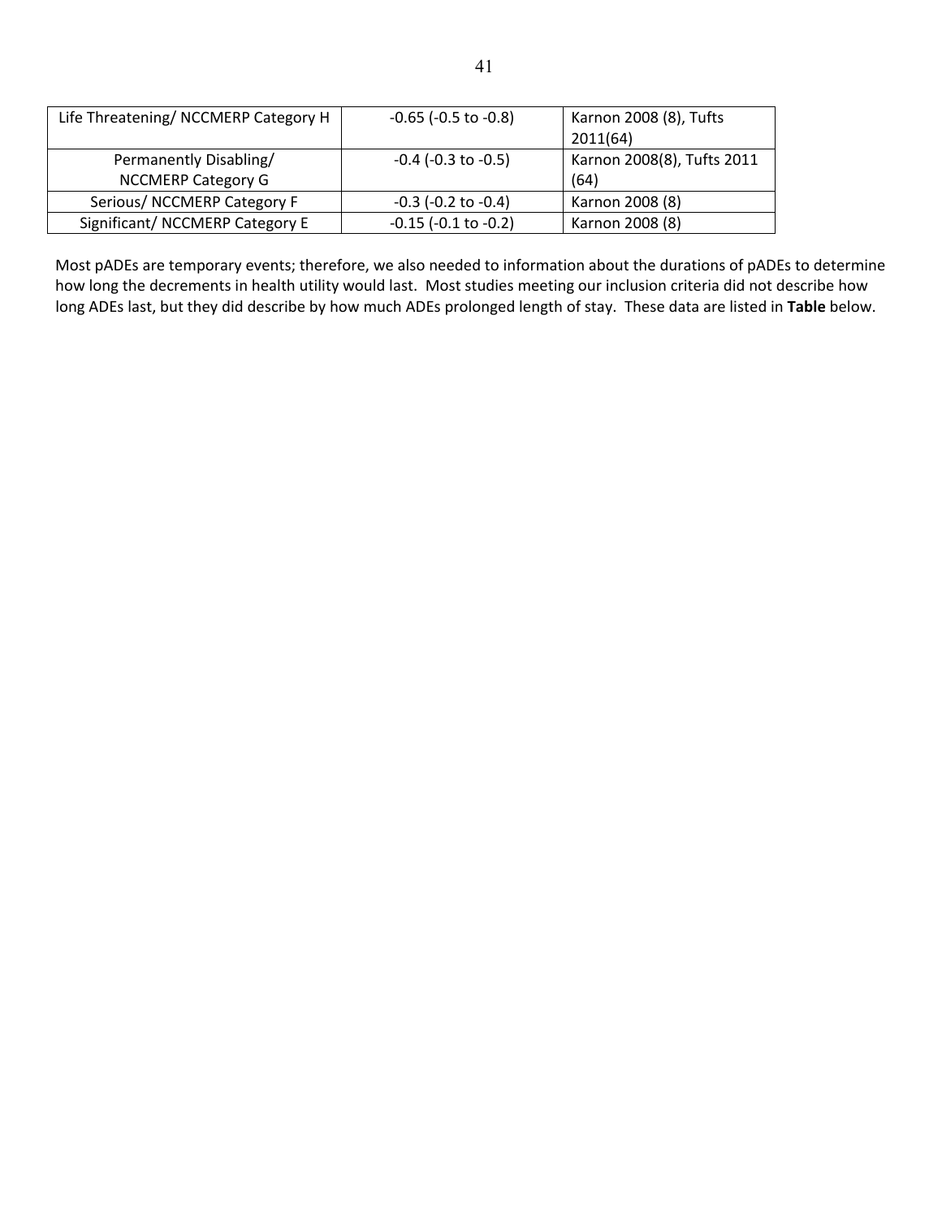| Life Threatening/ NCCMERP Category H | -0.65 (-0.5 to -0.8) | Karnon 2008 (8), Tufts 2011(64) |
|---|---|---|
| Permanently Disabling/ NCCMERP Category G | -0.4 (-0.3 to -0.5) | Karnon 2008(8), Tufts 2011 (64) |
| Serious/ NCCMERP Category F | -0.3 (-0.2 to -0.4) | Karnon 2008 (8) |
| Significant/ NCCMERP Category E | -0.15 (-0.1 to -0.2) | Karnon 2008 (8) |

Most pADEs are temporary events; therefore, we also needed to information about the durations of pADEs to determine how long the decrements in health utility would last. Most studies meeting our inclusion criteria did not describe how long ADEs last, but they did describe by how much ADEs prolonged length of stay. These data are listed in **Table** below.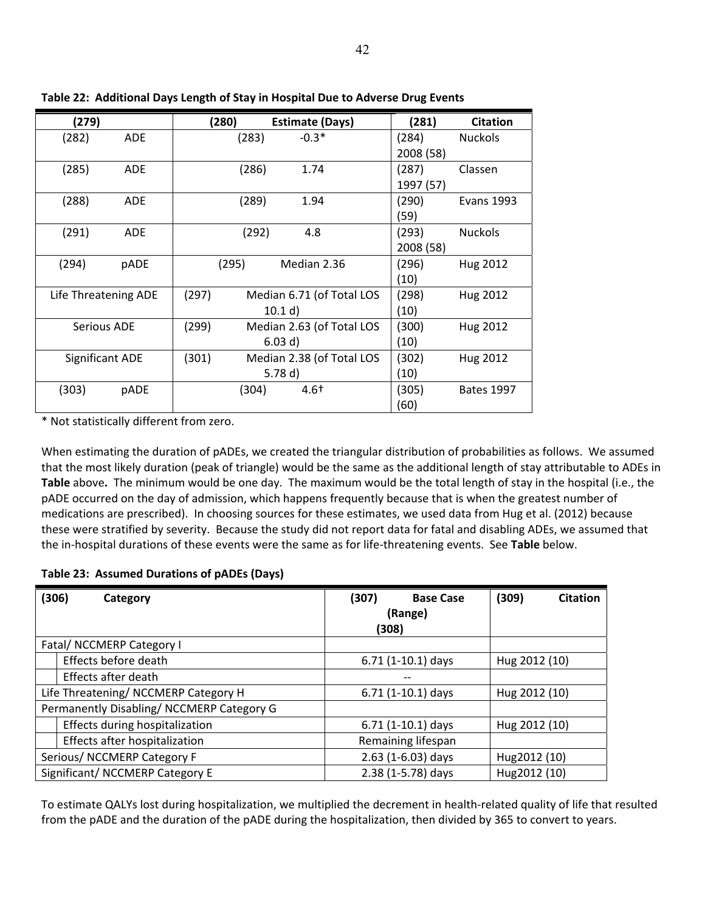**Table 22: Additional Days Length of Stay in Hospital Due to Adverse Drug Events**

| (279) | (280) Estimate (Days) | (281) Citation |
|---|---|---|
| (282) ADE | (283) -0.3* | (284) Nuckols 2008 (58) |
| (285) ADE | (286) 1.74 | (287) Classen 1997 (57) |
| (288) ADE | (289) 1.94 | (290) Evans 1993 (59) |
| (291) ADE | (292) 4.8 | (293) Nuckols 2008 (58) |
| (294) pADE | (295) Median 2.36 | (296) Hug 2012 (10) |
| Life Threatening ADE | (297) Median 6.71 (of Total LOS 10.1 d) | (298) Hug 2012 (10) |
| Serious ADE | (299) Median 2.63 (of Total LOS 6.03 d) | (300) Hug 2012 (10) |
| Significant ADE | (301) Median 2.38 (of Total LOS 5.78 d) | (302) Hug 2012 (10) |
| (303) pADE | (304) 4.6† | (305) Bates 1997 (60) |

* Not statistically different from zero.

When estimating the duration of pADEs, we created the triangular distribution of probabilities as follows. We assumed that the most likely duration (peak of triangle) would be the same as the additional length of stay attributable to ADEs in **Table** above**.** The minimum would be one day. The maximum would be the total length of stay in the hospital (i.e., the pADE occurred on the day of admission, which happens frequently because that is when the greatest number of medications are prescribed). In choosing sources for these estimates, we used data from Hug et al. (2012) because these were stratified by severity. Because the study did not report data for fatal and disabling ADEs, we assumed that the in-hospital durations of these events were the same as for life-threatening events. See **Table** below.

**Table 23: Assumed Durations of pADEs (Days)**

| (306) Category | (307) Base Case (Range) (308) | (309) Citation |
|---|---|---|
| Fatal/ NCCMERP Category I | | |
| Effects before death | 6.71 (1-10.1) days | Hug 2012 (10) |
| Effects after death | -- | |
| Life Threatening/ NCCMERP Category H | 6.71 (1-10.1) days | Hug 2012 (10) |
| Permanently Disabling/ NCCMERP Category G | | |
| Effects during hospitalization | 6.71 (1-10.1) days | Hug 2012 (10) |
| Effects after hospitalization | Remaining lifespan | |
| Serious/ NCCMERP Category F | 2.63 (1-6.03) days | Hug2012 (10) |
| Significant/ NCCMERP Category E | 2.38 (1-5.78) days | Hug2012 (10) |

To estimate QALYs lost during hospitalization, we multiplied the decrement in health-related quality of life that resulted from the pADE and the duration of the pADE during the hospitalization, then divided by 365 to convert to years.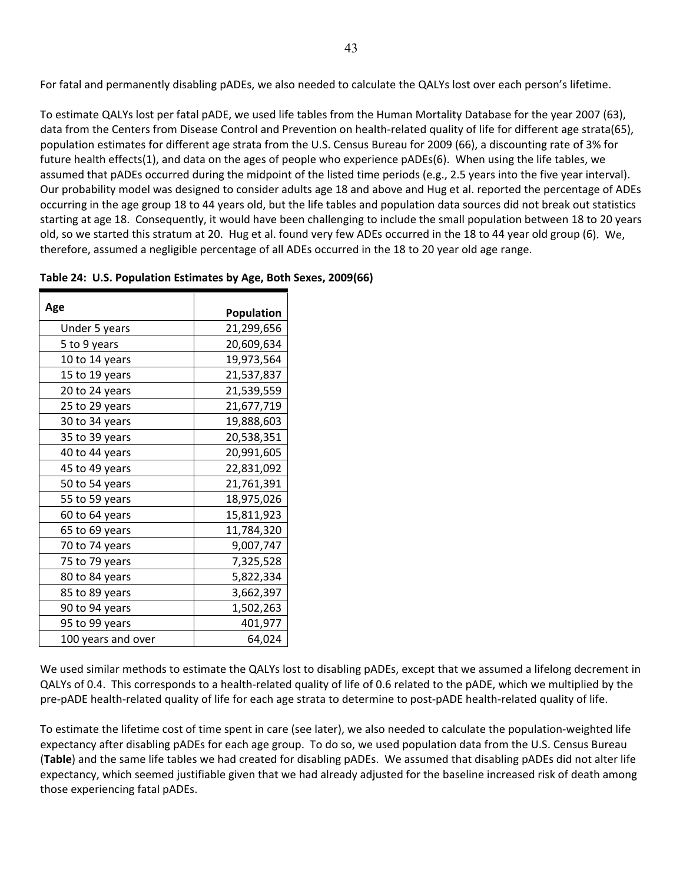For fatal and permanently disabling pADEs, we also needed to calculate the QALYs lost over each person's lifetime.

To estimate QALYs lost per fatal pADE, we used life tables from the Human Mortality Database for the year 2007 (63), data from the Centers from Disease Control and Prevention on health-related quality of life for different age strata(65), population estimates for different age strata from the U.S. Census Bureau for 2009 (66), a discounting rate of 3% for future health effects(1), and data on the ages of people who experience pADEs(6). When using the life tables, we assumed that pADEs occurred during the midpoint of the listed time periods (e.g., 2.5 years into the five year interval). Our probability model was designed to consider adults age 18 and above and Hug et al. reported the percentage of ADEs occurring in the age group 18 to 44 years old, but the life tables and population data sources did not break out statistics starting at age 18. Consequently, it would have been challenging to include the small population between 18 to 20 years old, so we started this stratum at 20. Hug et al. found very few ADEs occurred in the 18 to 44 year old group (6). We, therefore, assumed a negligible percentage of all ADEs occurred in the 18 to 20 year old age range.

**Table 24: U.S. Population Estimates by Age, Both Sexes, 2009(66)**

| Age | Population |
|---|---|
| Under 5 years | 21,299,656 |
| 5 to 9 years | 20,609,634 |
| 10 to 14 years | 19,973,564 |
| 15 to 19 years | 21,537,837 |
| 20 to 24 years | 21,539,559 |
| 25 to 29 years | 21,677,719 |
| 30 to 34 years | 19,888,603 |
| 35 to 39 years | 20,538,351 |
| 40 to 44 years | 20,991,605 |
| 45 to 49 years | 22,831,092 |
| 50 to 54 years | 21,761,391 |
| 55 to 59 years | 18,975,026 |
| 60 to 64 years | 15,811,923 |
| 65 to 69 years | 11,784,320 |
| 70 to 74 years | 9,007,747 |
| 75 to 79 years | 7,325,528 |
| 80 to 84 years | 5,822,334 |
| 85 to 89 years | 3,662,397 |
| 90 to 94 years | 1,502,263 |
| 95 to 99 years | 401,977 |
| 100 years and over | 64,024 |

We used similar methods to estimate the QALYs lost to disabling pADEs, except that we assumed a lifelong decrement in QALYs of 0.4. This corresponds to a health-related quality of life of 0.6 related to the pADE, which we multiplied by the pre-pADE health-related quality of life for each age strata to determine to post-pADE health-related quality of life.

To estimate the lifetime cost of time spent in care (see later), we also needed to calculate the population-weighted life expectancy after disabling pADEs for each age group. To do so, we used population data from the U.S. Census Bureau (**Table**) and the same life tables we had created for disabling pADEs. We assumed that disabling pADEs did not alter life expectancy, which seemed justifiable given that we had already adjusted for the baseline increased risk of death among those experiencing fatal pADEs.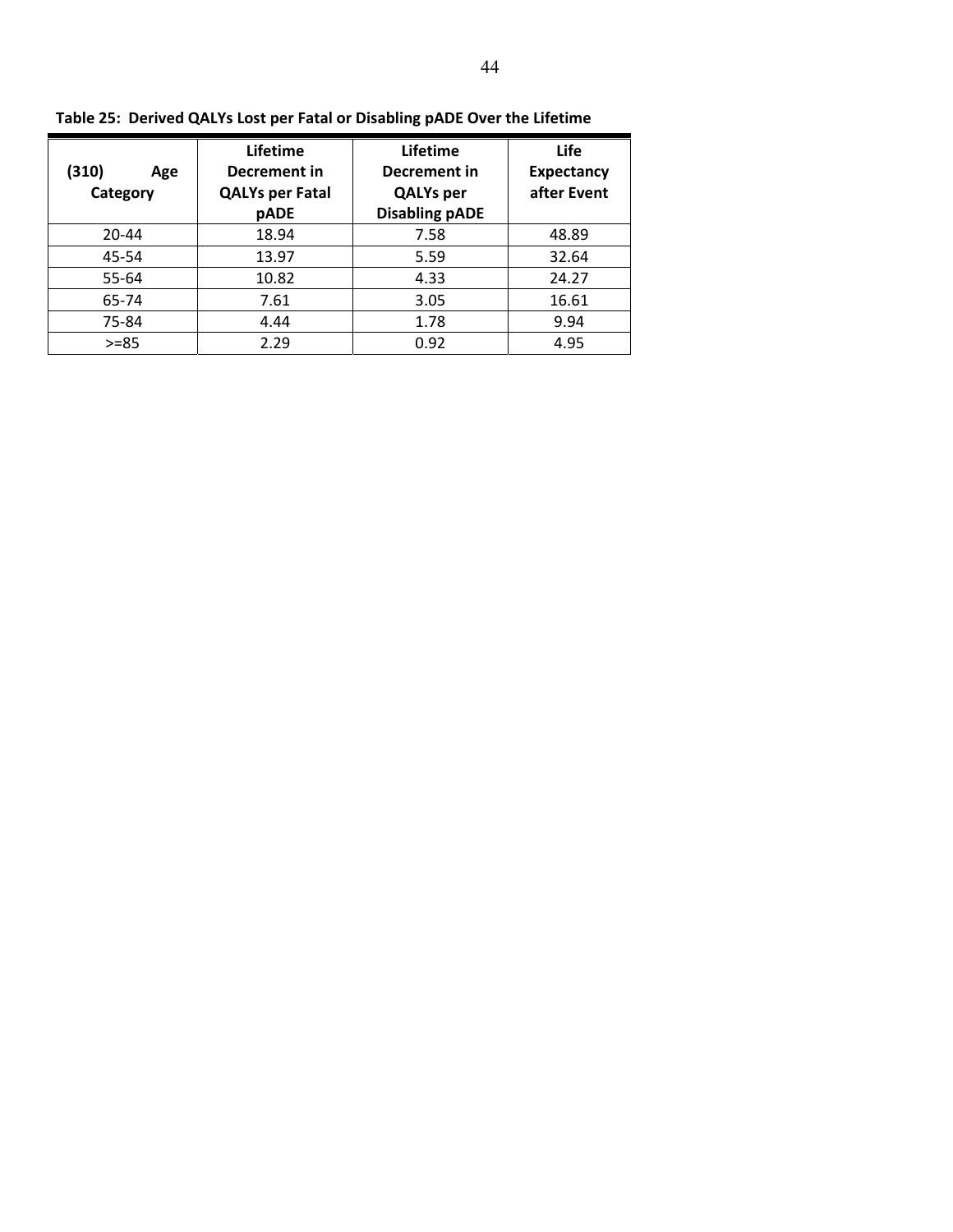**Table 25: Derived QALYs Lost per Fatal or Disabling pADE Over the Lifetime**

| (310) Age Category | Lifetime Decrement in QALYs per Fatal pADE | Lifetime Decrement in QALYs per Disabling pADE | Life Expectancy after Event |
|---|---|---|---|
| 20-44 | 18.94 | 7.58 | 48.89 |
| 45-54 | 13.97 | 5.59 | 32.64 |
| 55-64 | 10.82 | 4.33 | 24.27 |
| 65-74 | 7.61 | 3.05 | 16.61 |
| 75-84 | 4.44 | 1.78 | 9.94 |
| >=85 | 2.29 | 0.92 | 4.95 |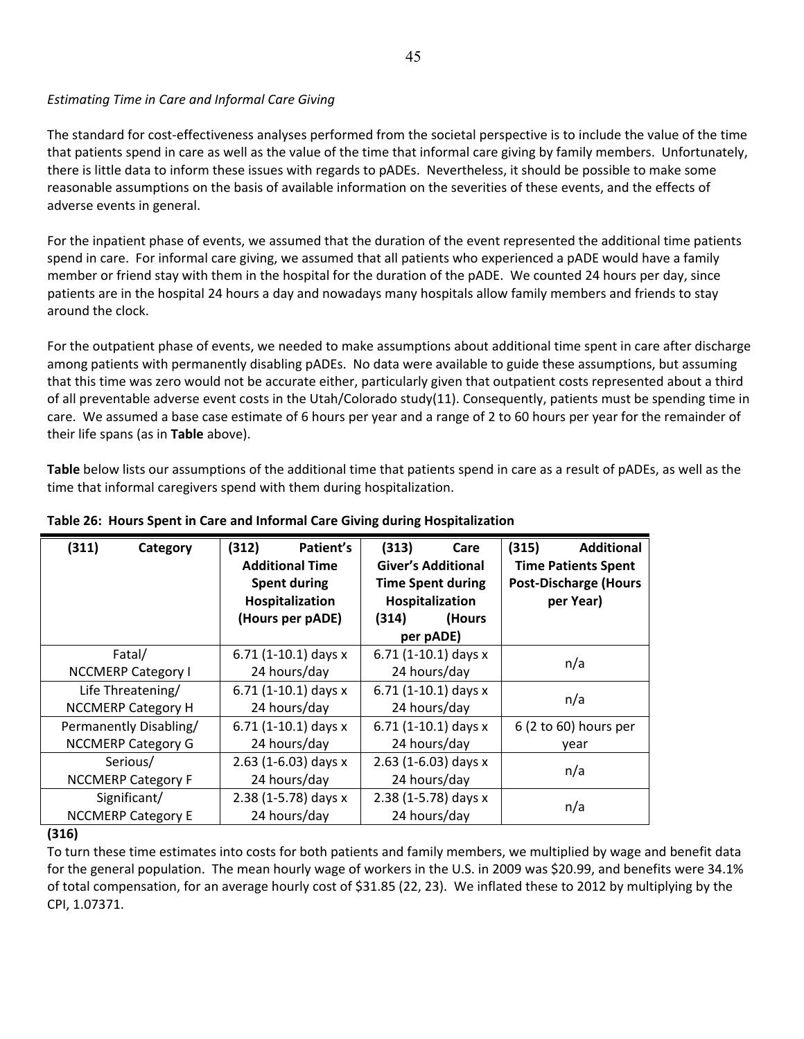*Estimating Time in Care and Informal Care Giving*

The standard for cost-effectiveness analyses performed from the societal perspective is to include the value of the time that patients spend in care as well as the value of the time that informal care giving by family members. Unfortunately, there is little data to inform these issues with regards to pADEs. Nevertheless, it should be possible to make some reasonable assumptions on the basis of available information on the severities of these events, and the effects of adverse events in general.

For the inpatient phase of events, we assumed that the duration of the event represented the additional time patients spend in care. For informal care giving, we assumed that all patients who experienced a pADE would have a family member or friend stay with them in the hospital for the duration of the pADE. We counted 24 hours per day, since patients are in the hospital 24 hours a day and nowadays many hospitals allow family members and friends to stay around the clock.

For the outpatient phase of events, we needed to make assumptions about additional time spent in care after discharge among patients with permanently disabling pADEs. No data were available to guide these assumptions, but assuming that this time was zero would not be accurate either, particularly given that outpatient costs represented about a third of all preventable adverse event costs in the Utah/Colorado study(11). Consequently, patients must be spending time in care. We assumed a base case estimate of 6 hours per year and a range of 2 to 60 hours per year for the remainder of their life spans (as in **Table** above).

**Table** below lists our assumptions of the additional time that patients spend in care as a result of pADEs, as well as the time that informal caregivers spend with them during hospitalization.

**Table 26: Hours Spent in Care and Informal Care Giving during Hospitalization**

| (311) Category | (312) Patient's Additional Time Spent during Hospitalization (Hours per pADE) | (313) Care Giver's Additional Time Spent during Hospitalization (314) (Hours per pADE) | (315) Additional Time Patients Spent Post-Discharge (Hours per Year) |
|---|---|---|---|
| Fatal/ NCCMERP Category I | 6.71 (1-10.1) days x 24 hours/day | 6.71 (1-10.1) days x 24 hours/day | n/a |
| Life Threatening/ NCCMERP Category H | 6.71 (1-10.1) days x 24 hours/day | 6.71 (1-10.1) days x 24 hours/day | n/a |
| Permanently Disabling/ NCCMERP Category G | 6.71 (1-10.1) days x 24 hours/day | 6.71 (1-10.1) days x 24 hours/day | 6 (2 to 60) hours per year |
| Serious/ NCCMERP Category F | 2.63 (1-6.03) days x 24 hours/day | 2.63 (1-6.03) days x 24 hours/day | n/a |
| Significant/ NCCMERP Category E | 2.38 (1-5.78) days x 24 hours/day | 2.38 (1-5.78) days x 24 hours/day | n/a |

**(316)**

To turn these time estimates into costs for both patients and family members, we multiplied by wage and benefit data for the general population. The mean hourly wage of workers in the U.S. in 2009 was $20.99, and benefits were 34.1% of total compensation, for an average hourly cost of $31.85 (22, 23). We inflated these to 2012 by multiplying by the CPI, 1.07371.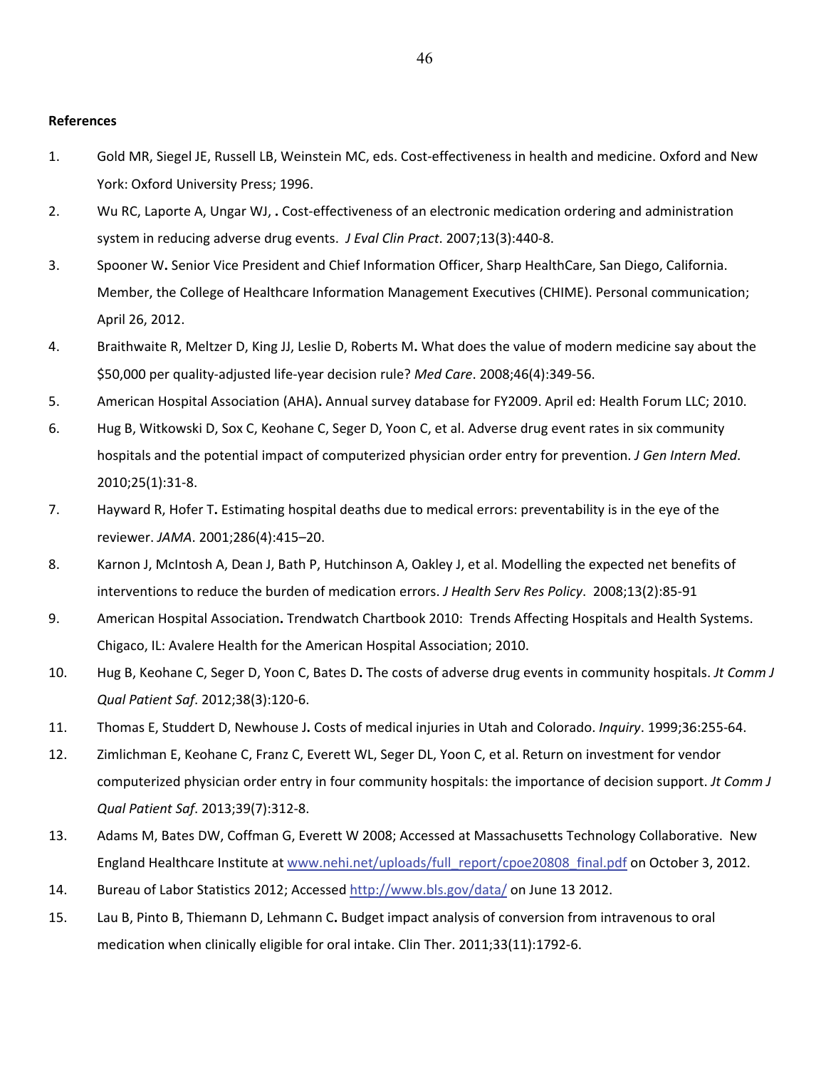**References**

1. Gold MR, Siegel JE, Russell LB, Weinstein MC, eds. Cost-effectiveness in health and medicine. Oxford and New York: Oxford University Press; 1996.
2. Wu RC, Laporte A, Ungar WJ, **.** Cost-effectiveness of an electronic medication ordering and administration system in reducing adverse drug events. *J Eval Clin Pract*. 2007;13(3):440-8.
3. Spooner W**.** Senior Vice President and Chief Information Officer, Sharp HealthCare, San Diego, California. Member, the College of Healthcare Information Management Executives (CHIME). Personal communication; April 26, 2012.
4. Braithwaite R, Meltzer D, King JJ, Leslie D, Roberts M**.** What does the value of modern medicine say about the $50,000 per quality-adjusted life-year decision rule? *Med Care*. 2008;46(4):349-56.
5. American Hospital Association (AHA)**.** Annual survey database for FY2009. April ed: Health Forum LLC; 2010.
6. Hug B, Witkowski D, Sox C, Keohane C, Seger D, Yoon C, et al. Adverse drug event rates in six community hospitals and the potential impact of computerized physician order entry for prevention. *J Gen Intern Med*. 2010;25(1):31-8.
7. Hayward R, Hofer T**.** Estimating hospital deaths due to medical errors: preventability is in the eye of the reviewer. *JAMA*. 2001;286(4):415–20.
8. Karnon J, McIntosh A, Dean J, Bath P, Hutchinson A, Oakley J, et al. Modelling the expected net benefits of interventions to reduce the burden of medication errors. *J Health Serv Res Policy*. 2008;13(2):85-91
9. American Hospital Association**.** Trendwatch Chartbook 2010: Trends Affecting Hospitals and Health Systems. Chigaco, IL: Avalere Health for the American Hospital Association; 2010.
10. Hug B, Keohane C, Seger D, Yoon C, Bates D**.** The costs of adverse drug events in community hospitals. *Jt Comm J Qual Patient Saf*. 2012;38(3):120-6.
11. Thomas E, Studdert D, Newhouse J**.** Costs of medical injuries in Utah and Colorado. *Inquiry*. 1999;36:255-64.
12. Zimlichman E, Keohane C, Franz C, Everett WL, Seger DL, Yoon C, et al. Return on investment for vendor computerized physician order entry in four community hospitals: the importance of decision support. *Jt Comm J Qual Patient Saf*. 2013;39(7):312-8.
13. Adams M, Bates DW, Coffman G, Everett W 2008; Accessed at Massachusetts Technology Collaborative. New England Healthcare Institute at www.nehi.net/uploads/full_report/cpoe20808_final.pdf on October 3, 2012.
14. Bureau of Labor Statistics 2012; Accessed http://www.bls.gov/data/ on June 13 2012.
15. Lau B, Pinto B, Thiemann D, Lehmann C**.** Budget impact analysis of conversion from intravenous to oral medication when clinically eligible for oral intake. Clin Ther. 2011;33(11):1792-6.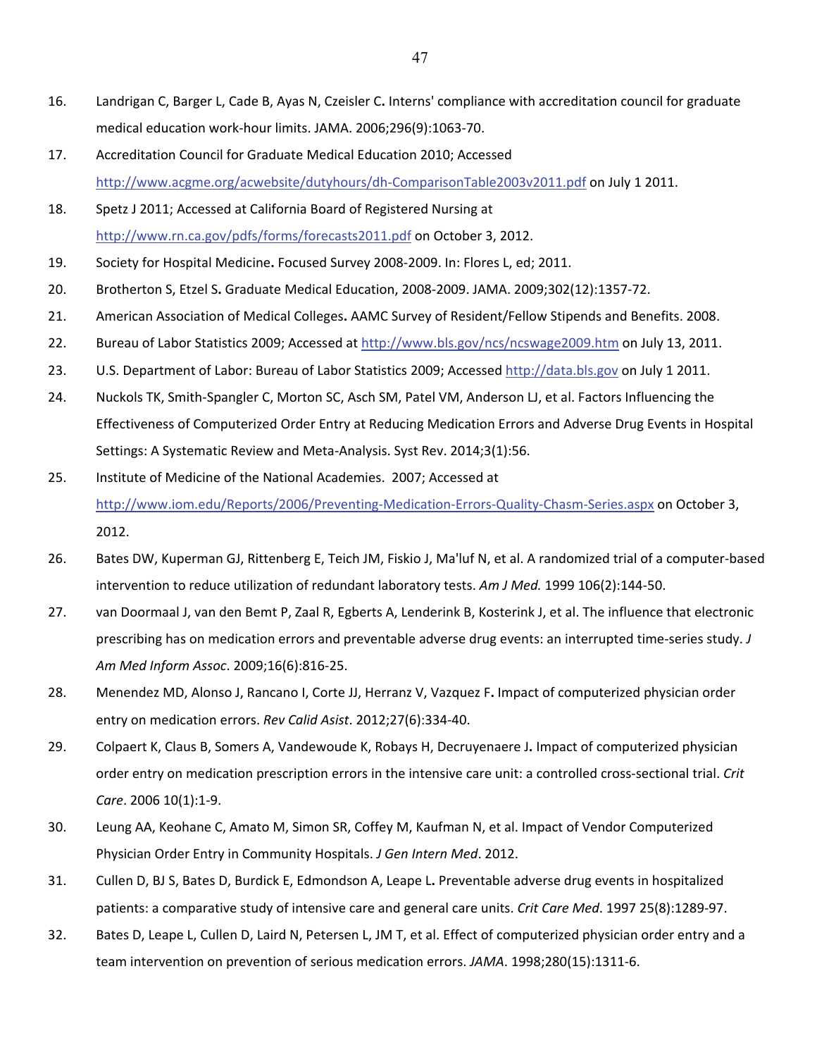16. Landrigan C, Barger L, Cade B, Ayas N, Czeisler C**.** Interns' compliance with accreditation council for graduate medical education work-hour limits. JAMA. 2006;296(9):1063-70.
17. Accreditation Council for Graduate Medical Education 2010; Accessed http://www.acgme.org/acwebsite/dutyhours/dh-ComparisonTable2003v2011.pdf on July 1 2011.
18. Spetz J 2011; Accessed at California Board of Registered Nursing at http://www.rn.ca.gov/pdfs/forms/forecasts2011.pdf on October 3, 2012.
19. Society for Hospital Medicine**.** Focused Survey 2008-2009. In: Flores L, ed; 2011.
20. Brotherton S, Etzel S**.** Graduate Medical Education, 2008-2009. JAMA. 2009;302(12):1357-72.
21. American Association of Medical Colleges**.** AAMC Survey of Resident/Fellow Stipends and Benefits. 2008.
22. Bureau of Labor Statistics 2009; Accessed at http://www.bls.gov/ncs/ncswage2009.htm on July 13, 2011.
23. U.S. Department of Labor: Bureau of Labor Statistics 2009; Accessed http://data.bls.gov on July 1 2011.
24. Nuckols TK, Smith-Spangler C, Morton SC, Asch SM, Patel VM, Anderson LJ, et al. Factors Influencing the Effectiveness of Computerized Order Entry at Reducing Medication Errors and Adverse Drug Events in Hospital Settings: A Systematic Review and Meta-Analysis. Syst Rev. 2014;3(1):56.
25. Institute of Medicine of the National Academies. 2007; Accessed at http://www.iom.edu/Reports/2006/Preventing-Medication-Errors-Quality-Chasm-Series.aspx on October 3, 2012.
26. Bates DW, Kuperman GJ, Rittenberg E, Teich JM, Fiskio J, Ma'luf N, et al. A randomized trial of a computer-based intervention to reduce utilization of redundant laboratory tests. *Am J Med.* 1999 106(2):144-50.
27. van Doormaal J, van den Bemt P, Zaal R, Egberts A, Lenderink B, Kosterink J, et al. The influence that electronic prescribing has on medication errors and preventable adverse drug events: an interrupted time-series study. *J Am Med Inform Assoc*. 2009;16(6):816-25.
28. Menendez MD, Alonso J, Rancano I, Corte JJ, Herranz V, Vazquez F**.** Impact of computerized physician order entry on medication errors. *Rev Calid Asist*. 2012;27(6):334-40.
29. Colpaert K, Claus B, Somers A, Vandewoude K, Robays H, Decruyenaere J**.** Impact of computerized physician order entry on medication prescription errors in the intensive care unit: a controlled cross-sectional trial. *Crit Care*. 2006 10(1):1-9.
30. Leung AA, Keohane C, Amato M, Simon SR, Coffey M, Kaufman N, et al. Impact of Vendor Computerized Physician Order Entry in Community Hospitals. *J Gen Intern Med*. 2012.
31. Cullen D, BJ S, Bates D, Burdick E, Edmondson A, Leape L**.** Preventable adverse drug events in hospitalized patients: a comparative study of intensive care and general care units. *Crit Care Med*. 1997 25(8):1289-97.
32. Bates D, Leape L, Cullen D, Laird N, Petersen L, JM T, et al. Effect of computerized physician order entry and a team intervention on prevention of serious medication errors. *JAMA*. 1998;280(15):1311-6.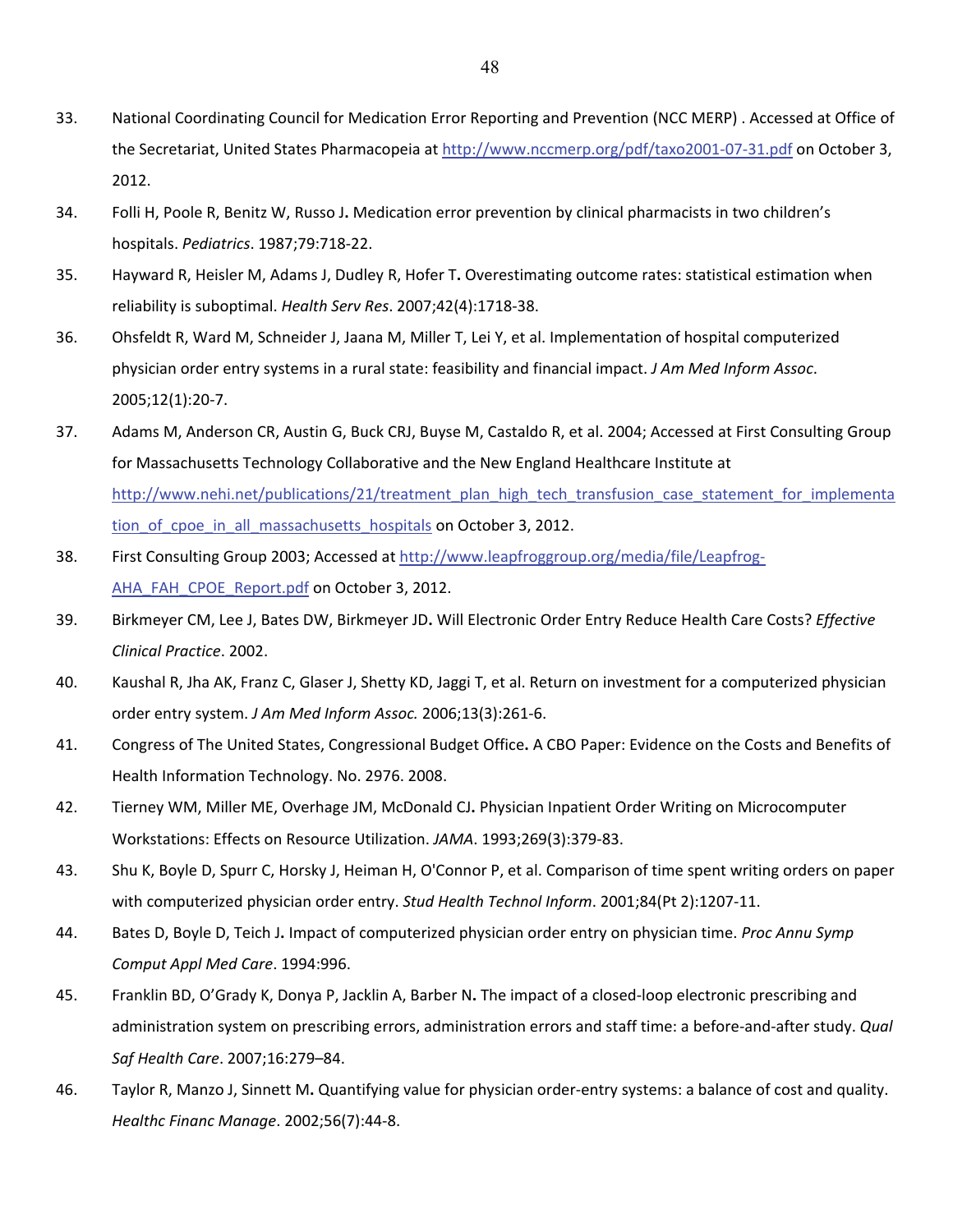33. National Coordinating Council for Medication Error Reporting and Prevention (NCC MERP) . Accessed at Office of the Secretariat, United States Pharmacopeia at http://www.nccmerp.org/pdf/taxo2001-07-31.pdf on October 3, 2012.

34. Folli H, Poole R, Benitz W, Russo J**.** Medication error prevention by clinical pharmacists in two children's hospitals. *Pediatrics*. 1987;79:718-22.

35. Hayward R, Heisler M, Adams J, Dudley R, Hofer T**.** Overestimating outcome rates: statistical estimation when reliability is suboptimal. *Health Serv Res*. 2007;42(4):1718-38.

36. Ohsfeldt R, Ward M, Schneider J, Jaana M, Miller T, Lei Y, et al. Implementation of hospital computerized physician order entry systems in a rural state: feasibility and financial impact. *J Am Med Inform Assoc*. 2005;12(1):20-7.

37. Adams M, Anderson CR, Austin G, Buck CRJ, Buyse M, Castaldo R, et al. 2004; Accessed at First Consulting Group for Massachusetts Technology Collaborative and the New England Healthcare Institute at http://www.nehi.net/publications/21/treatment_plan_high_tech_transfusion_case_statement_for_implementation_of_cpoe_in_all_massachusetts_hospitals on October 3, 2012.

38. First Consulting Group 2003; Accessed at http://www.leapfroggroup.org/media/file/Leapfrog-AHA_FAH_CPOE_Report.pdf on October 3, 2012.

39. Birkmeyer CM, Lee J, Bates DW, Birkmeyer JD**.** Will Electronic Order Entry Reduce Health Care Costs? *Effective Clinical Practice*. 2002.

40. Kaushal R, Jha AK, Franz C, Glaser J, Shetty KD, Jaggi T, et al. Return on investment for a computerized physician order entry system. *J Am Med Inform Assoc.* 2006;13(3):261-6.

41. Congress of The United States, Congressional Budget Office**.** A CBO Paper: Evidence on the Costs and Benefits of Health Information Technology. No. 2976. 2008.

42. Tierney WM, Miller ME, Overhage JM, McDonald CJ**.** Physician Inpatient Order Writing on Microcomputer Workstations: Effects on Resource Utilization. *JAMA*. 1993;269(3):379-83.

43. Shu K, Boyle D, Spurr C, Horsky J, Heiman H, O'Connor P, et al. Comparison of time spent writing orders on paper with computerized physician order entry. *Stud Health Technol Inform*. 2001;84(Pt 2):1207-11.

44. Bates D, Boyle D, Teich J**.** Impact of computerized physician order entry on physician time. *Proc Annu Symp Comput Appl Med Care*. 1994:996.

45. Franklin BD, O'Grady K, Donya P, Jacklin A, Barber N**.** The impact of a closed-loop electronic prescribing and administration system on prescribing errors, administration errors and staff time: a before-and-after study. *Qual Saf Health Care*. 2007;16:279–84.

46. Taylor R, Manzo J, Sinnett M**.** Quantifying value for physician order-entry systems: a balance of cost and quality. *Healthc Financ Manage*. 2002;56(7):44-8.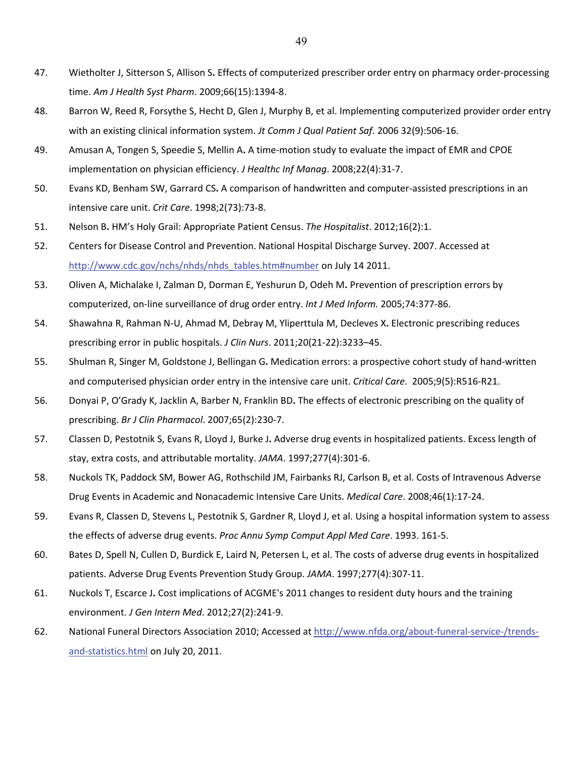47. Wietholter J, Sitterson S, Allison S. Effects of computerized prescriber order entry on pharmacy order-processing time. *Am J Health Syst Pharm*. 2009;66(15):1394-8.

48. Barron W, Reed R, Forsythe S, Hecht D, Glen J, Murphy B, et al. Implementing computerized provider order entry with an existing clinical information system. *Jt Comm J Qual Patient Saf*. 2006 32(9):506-16.

49. Amusan A, Tongen S, Speedie S, Mellin A. A time-motion study to evaluate the impact of EMR and CPOE implementation on physician efficiency. *J Healthc Inf Manag*. 2008;22(4):31-7.

50. Evans KD, Benham SW, Garrard CS. A comparison of handwritten and computer-assisted prescriptions in an intensive care unit. *Crit Care*. 1998;2(73):73-8.

51. Nelson B. HM's Holy Grail: Appropriate Patient Census. *The Hospitalist*. 2012;16(2):1.

52. Centers for Disease Control and Prevention. National Hospital Discharge Survey. 2007. Accessed at http://www.cdc.gov/nchs/nhds/nhds_tables.htm#number on July 14 2011.

53. Oliven A, Michalake I, Zalman D, Dorman E, Yeshurun D, Odeh M. Prevention of prescription errors by computerized, on-line surveillance of drug order entry. *Int J Med Inform.* 2005;74:377-86.

54. Shawahna R, Rahman N-U, Ahmad M, Debray M, Yliperttula M, Decleves X. Electronic prescribing reduces prescribing error in public hospitals. *J Clin Nurs*. 2011;20(21-22):3233–45.

55. Shulman R, Singer M, Goldstone J, Bellingan G. Medication errors: a prospective cohort study of hand-written and computerised physician order entry in the intensive care unit. *Critical Care*. 2005;9(5):R516-R21.

56. Donyai P, O'Grady K, Jacklin A, Barber N, Franklin BD. The effects of electronic prescribing on the quality of prescribing. *Br J Clin Pharmacol*. 2007;65(2):230-7.

57. Classen D, Pestotnik S, Evans R, Lloyd J, Burke J. Adverse drug events in hospitalized patients. Excess length of stay, extra costs, and attributable mortality. *JAMA*. 1997;277(4):301-6.

58. Nuckols TK, Paddock SM, Bower AG, Rothschild JM, Fairbanks RJ, Carlson B, et al. Costs of Intravenous Adverse Drug Events in Academic and Nonacademic Intensive Care Units. *Medical Care*. 2008;46(1):17-24.

59. Evans R, Classen D, Stevens L, Pestotnik S, Gardner R, Lloyd J, et al. Using a hospital information system to assess the effects of adverse drug events. *Proc Annu Symp Comput Appl Med Care*. 1993. 161-5.

60. Bates D, Spell N, Cullen D, Burdick E, Laird N, Petersen L, et al. The costs of adverse drug events in hospitalized patients. Adverse Drug Events Prevention Study Group. *JAMA*. 1997;277(4):307-11.

61. Nuckols T, Escarce J. Cost implications of ACGME's 2011 changes to resident duty hours and the training environment. *J Gen Intern Med*. 2012;27(2):241-9.

62. National Funeral Directors Association 2010; Accessed at http://www.nfda.org/about-funeral-service-/trends-and-statistics.html on July 20, 2011.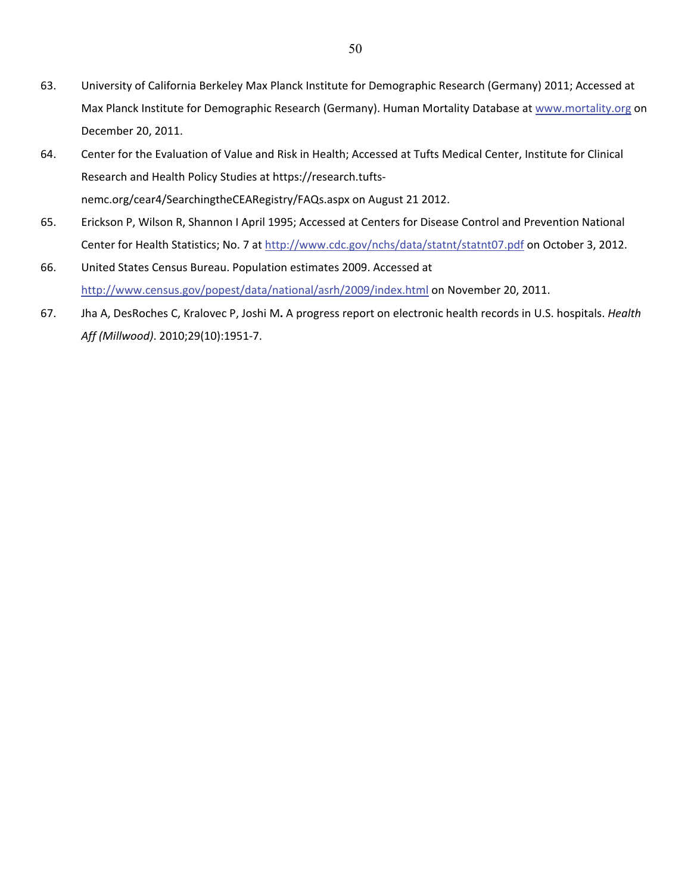63. University of California Berkeley Max Planck Institute for Demographic Research (Germany) 2011; Accessed at Max Planck Institute for Demographic Research (Germany). Human Mortality Database at www.mortality.org on December 20, 2011.
64. Center for the Evaluation of Value and Risk in Health; Accessed at Tufts Medical Center, Institute for Clinical Research and Health Policy Studies at https://research.tufts-nemc.org/cear4/SearchingtheCEARegistry/FAQs.aspx on August 21 2012.
65. Erickson P, Wilson R, Shannon I April 1995; Accessed at Centers for Disease Control and Prevention National Center for Health Statistics; No. 7 at http://www.cdc.gov/nchs/data/statnt/statnt07.pdf on October 3, 2012.
66. United States Census Bureau. Population estimates 2009. Accessed at http://www.census.gov/popest/data/national/asrh/2009/index.html on November 20, 2011.
67. Jha A, DesRoches C, Kralovec P, Joshi M**.** A progress report on electronic health records in U.S. hospitals. *Health Aff (Millwood)*. 2010;29(10):1951-7.